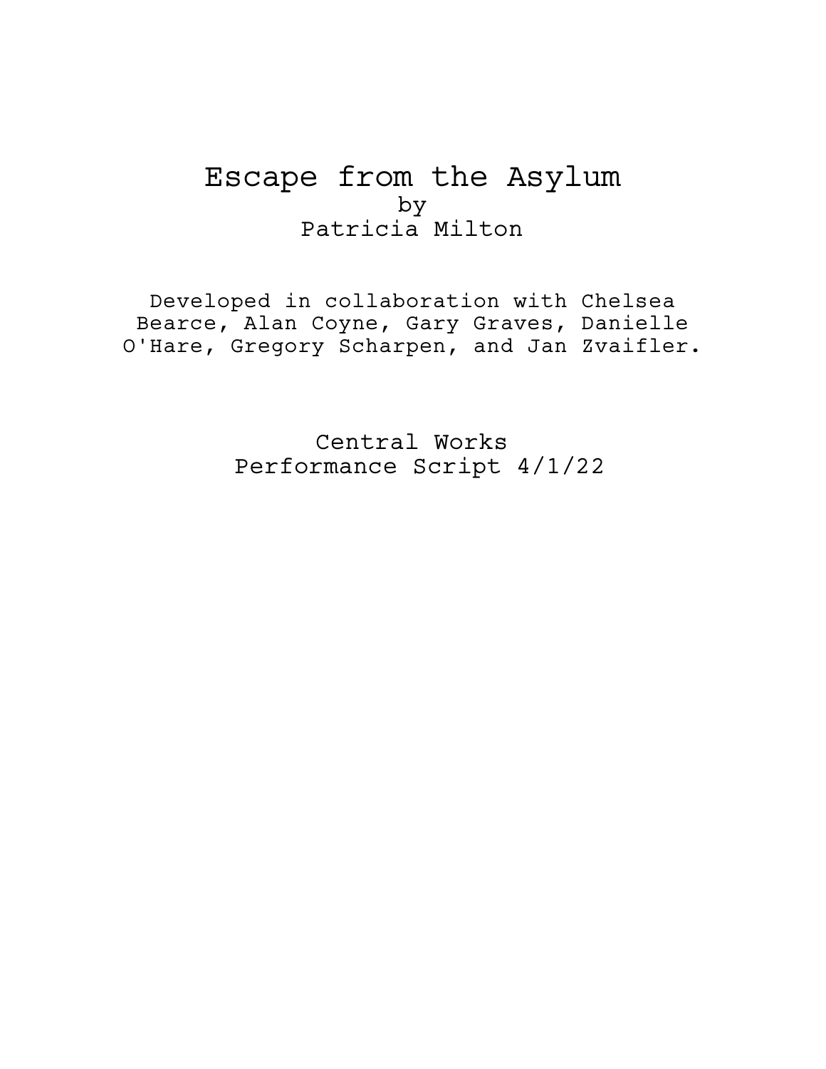# Escape from the Asylum

by

Patricia Milton

Developed in collaboration with Chelsea Bearce, Alan Coyne, Gary Graves, Danielle O'Hare, Gregory Scharpen, and Jan Zvaifler.

Central Works

Performance Script 4/1/22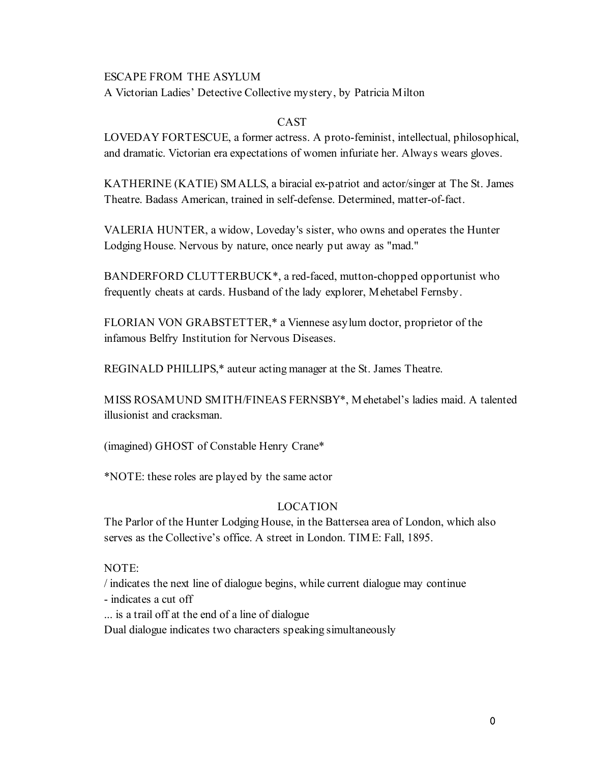ESCAPE FROM THE ASYLUM

A Victorian Ladies' Detective Collective mystery, by Patricia Milton

## CAST

LOVEDAY FORTESCUE, a former actress. A proto-feminist, intellectual, philosophical, and dramatic. Victorian era expectations of women infuriate her. Always wears gloves.

KATHERINE (KATIE) SMALLS, a biracial ex-patriot and actor/singer at The St. James Theatre. Badass American, trained in self-defense. Determined, matter-of-fact.

VALERIA HUNTER, a widow, Loveday's sister, who owns and operates the Hunter Lodging House. Nervous by nature, once nearly put away as "mad."

BANDERFORD CLUTTERBUCK*, a red-faced, mutton-chopped opportunist who frequently cheats at cards. Husband of the lady explorer, Mehetabel Fernsby.

FLORIAN VON GRABSTETTER,* a Viennese asylum doctor, proprietor of the infamous Belfry Institution for Nervous Diseases.

REGINALD PHILLIPS,* auteur acting manager at the St. James Theatre.

MISS ROSAMUND SMITH/FINEAS FERNSBY*, Mehetabel's ladies maid. A talented illusionist and cracksman.

(imagined) GHOST of Constable Henry Crane*

*NOTE: these roles are played by the same actor

## LOCATION

The Parlor of the Hunter Lodging House, in the Battersea area of London, which also serves as the Collective's office. A street in London. TIME: Fall, 1895.

NOTE:

/ indicates the next line of dialogue begins, while current dialogue may continue

- indicates a cut off

... is a trail off at the end of a line of dialogue

Dual dialogue indicates two characters speaking simultaneously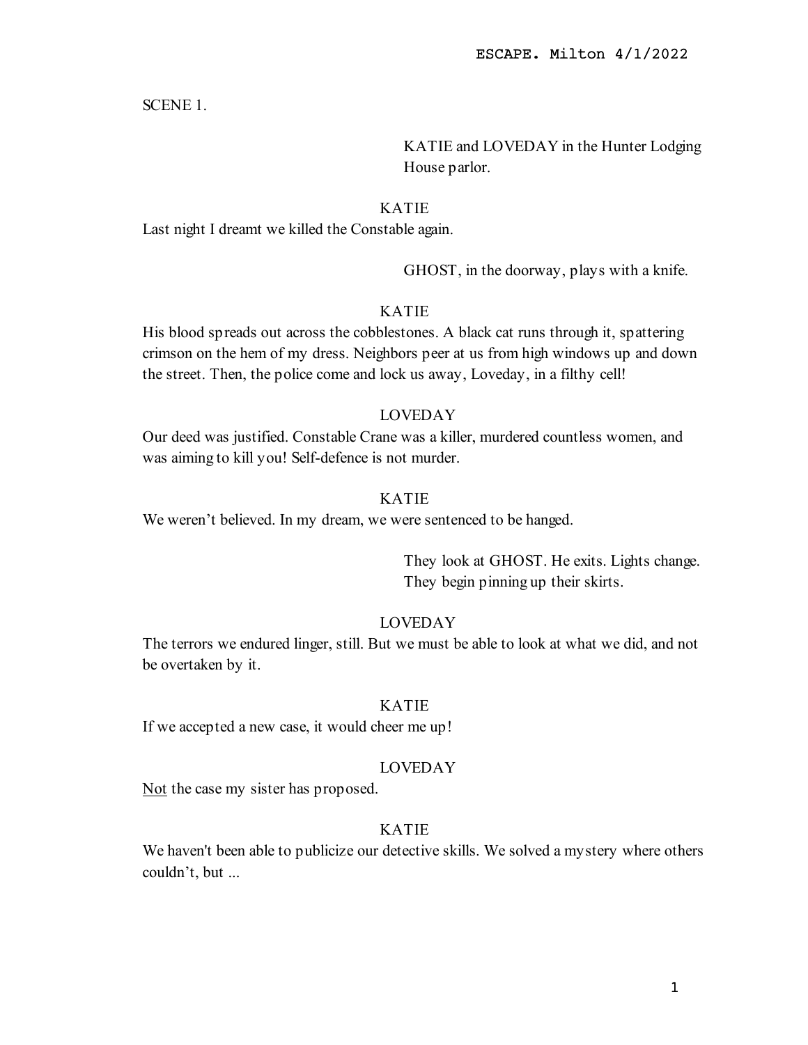SCENE 1.

KATIE and LOVEDAY in the Hunter Lodging House parlor.

KATIE

Last night I dreamt we killed the Constable again.

GHOST, in the doorway, plays with a knife.

KATIE

His blood spreads out across the cobblestones. A black cat runs through it, spattering crimson on the hem of my dress. Neighbors peer at us from high windows up and down the street. Then, the police come and lock us away, Loveday, in a filthy cell!

LOVEDAY

Our deed was justified. Constable Crane was a killer, murdered countless women, and was aiming to kill you! Self-defence is not murder.

KATIE

We weren't believed. In my dream, we were sentenced to be hanged.

They look at GHOST. He exits. Lights change. They begin pinning up their skirts.

LOVEDAY

The terrors we endured linger, still. But we must be able to look at what we did, and not be overtaken by it.

KATIE

If we accepted a new case, it would cheer me up!

LOVEDAY

<u>Not</u> the case my sister has proposed.

KATIE

We haven't been able to publicize our detective skills. We solved a mystery where others couldn't, but ...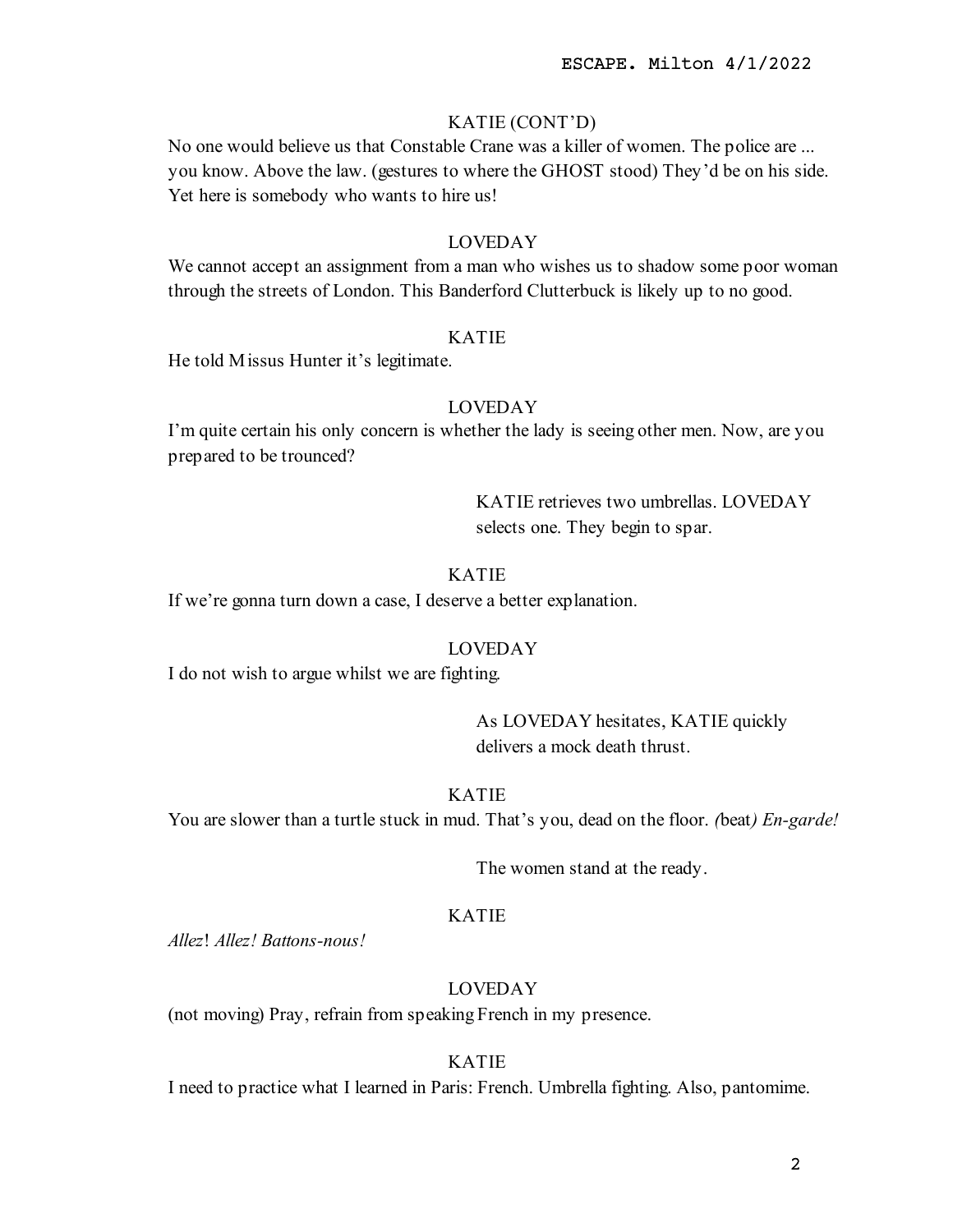KATIE (CONT'D)

No one would believe us that Constable Crane was a killer of women. The police are ... you know. Above the law. (gestures to where the GHOST stood) They'd be on his side. Yet here is somebody who wants to hire us!

LOVEDAY

We cannot accept an assignment from a man who wishes us to shadow some poor woman through the streets of London. This Banderford Clutterbuck is likely up to no good.

KATIE

He told Missus Hunter it's legitimate.

LOVEDAY

I'm quite certain his only concern is whether the lady is seeing other men. Now, are you prepared to be trounced?

KATIE retrieves two umbrellas. LOVEDAY selects one. They begin to spar.

KATIE

If we're gonna turn down a case, I deserve a better explanation.

LOVEDAY

I do not wish to argue whilst we are fighting.

As LOVEDAY hesitates, KATIE quickly delivers a mock death thrust.

KATIE

You are slower than a turtle stuck in mud. That's you, dead on the floor. *(*beat*) En-garde!*

The women stand at the ready.

KATIE

*Allez*! *Allez! Battons-nous!*

LOVEDAY

(not moving) Pray, refrain from speaking French in my presence.

KATIE

I need to practice what I learned in Paris: French. Umbrella fighting. Also, pantomime.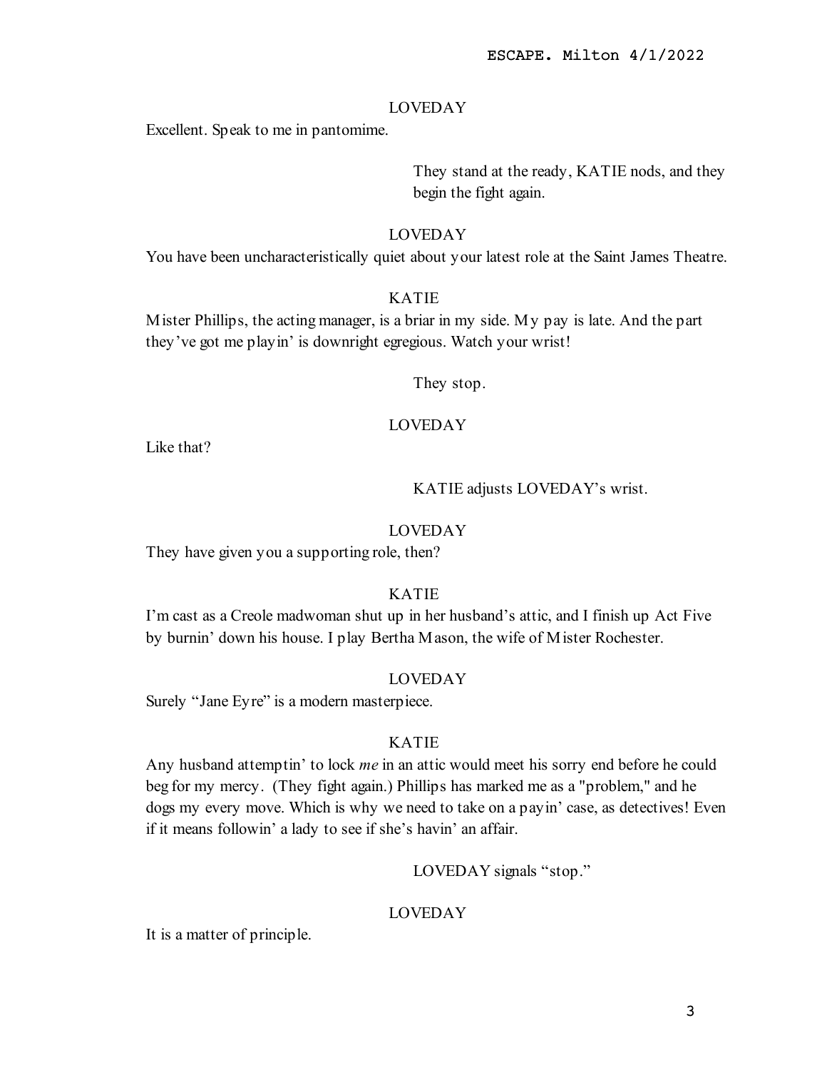LOVEDAY

Excellent. Speak to me in pantomime.

They stand at the ready, KATIE nods, and they begin the fight again.

LOVEDAY

You have been uncharacteristically quiet about your latest role at the Saint James Theatre.

KATIE

Mister Phillips, the acting manager, is a briar in my side. My pay is late. And the part they've got me playin' is downright egregious. Watch your wrist!

They stop.

LOVEDAY

Like that?

KATIE adjusts LOVEDAY's wrist.

LOVEDAY

They have given you a supporting role, then?

KATIE

I'm cast as a Creole madwoman shut up in her husband's attic, and I finish up Act Five by burnin' down his house. I play Bertha Mason, the wife of Mister Rochester.

LOVEDAY

Surely "Jane Eyre" is a modern masterpiece.

KATIE

Any husband attemptin' to lock *me* in an attic would meet his sorry end before he could beg for my mercy. (They fight again.) Phillips has marked me as a "problem," and he dogs my every move. Which is why we need to take on a payin' case, as detectives! Even if it means followin' a lady to see if she's havin' an affair.

LOVEDAY signals "stop."

LOVEDAY

It is a matter of principle.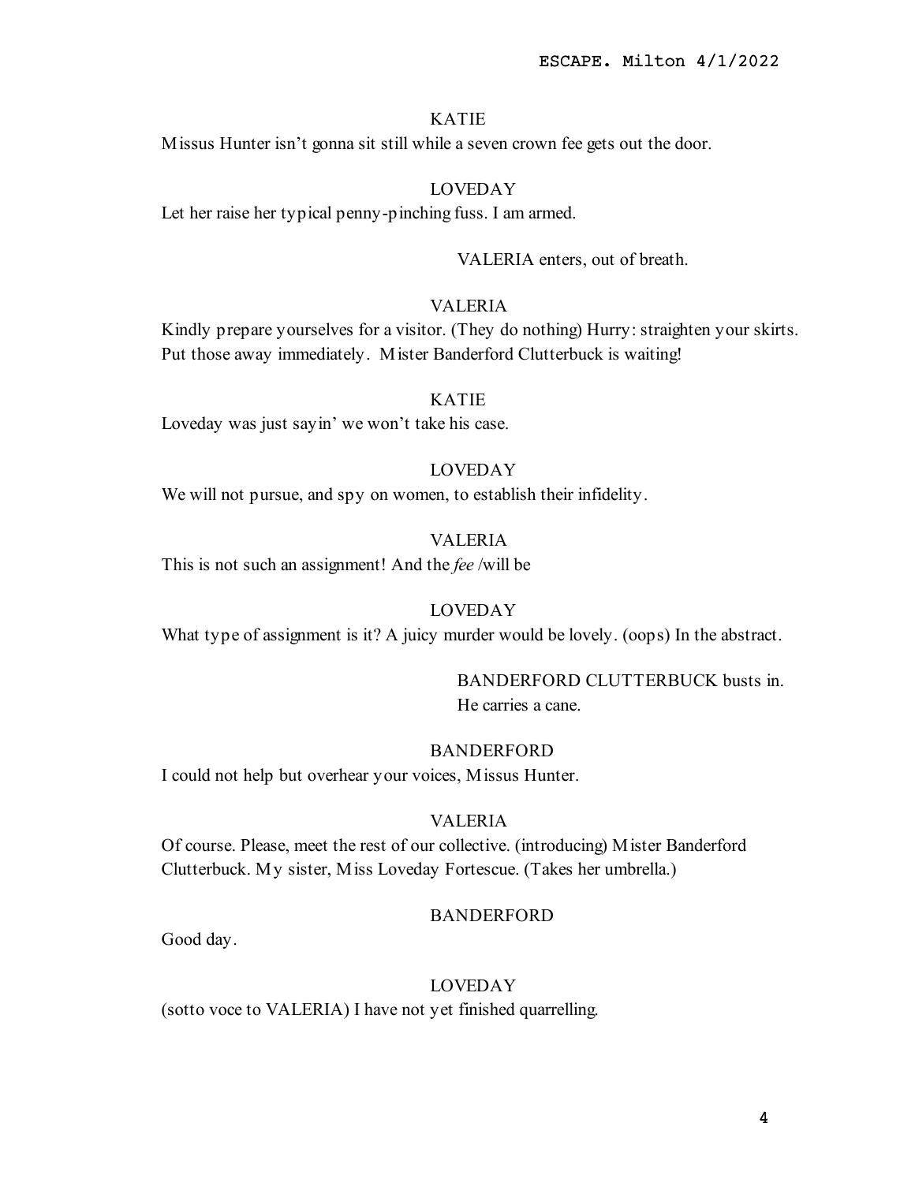KATIE

Missus Hunter isn't gonna sit still while a seven crown fee gets out the door.

LOVEDAY

Let her raise her typical penny-pinching fuss. I am armed.

VALERIA enters, out of breath.

VALERIA

Kindly prepare yourselves for a visitor. (They do nothing) Hurry: straighten your skirts. Put those away immediately. Mister Banderford Clutterbuck is waiting!

KATIE

Loveday was just sayin' we won't take his case.

LOVEDAY

We will not pursue, and spy on women, to establish their infidelity.

VALERIA

This is not such an assignment! And the *fee* /will be

LOVEDAY

What type of assignment is it? A juicy murder would be lovely. (oops) In the abstract.

BANDERFORD CLUTTERBUCK busts in. He carries a cane.

BANDERFORD

I could not help but overhear your voices, Missus Hunter.

VALERIA

Of course. Please, meet the rest of our collective. (introducing) Mister Banderford Clutterbuck. My sister, Miss Loveday Fortescue. (Takes her umbrella.)

BANDERFORD

Good day.

LOVEDAY

(sotto voce to VALERIA) I have not yet finished quarrelling.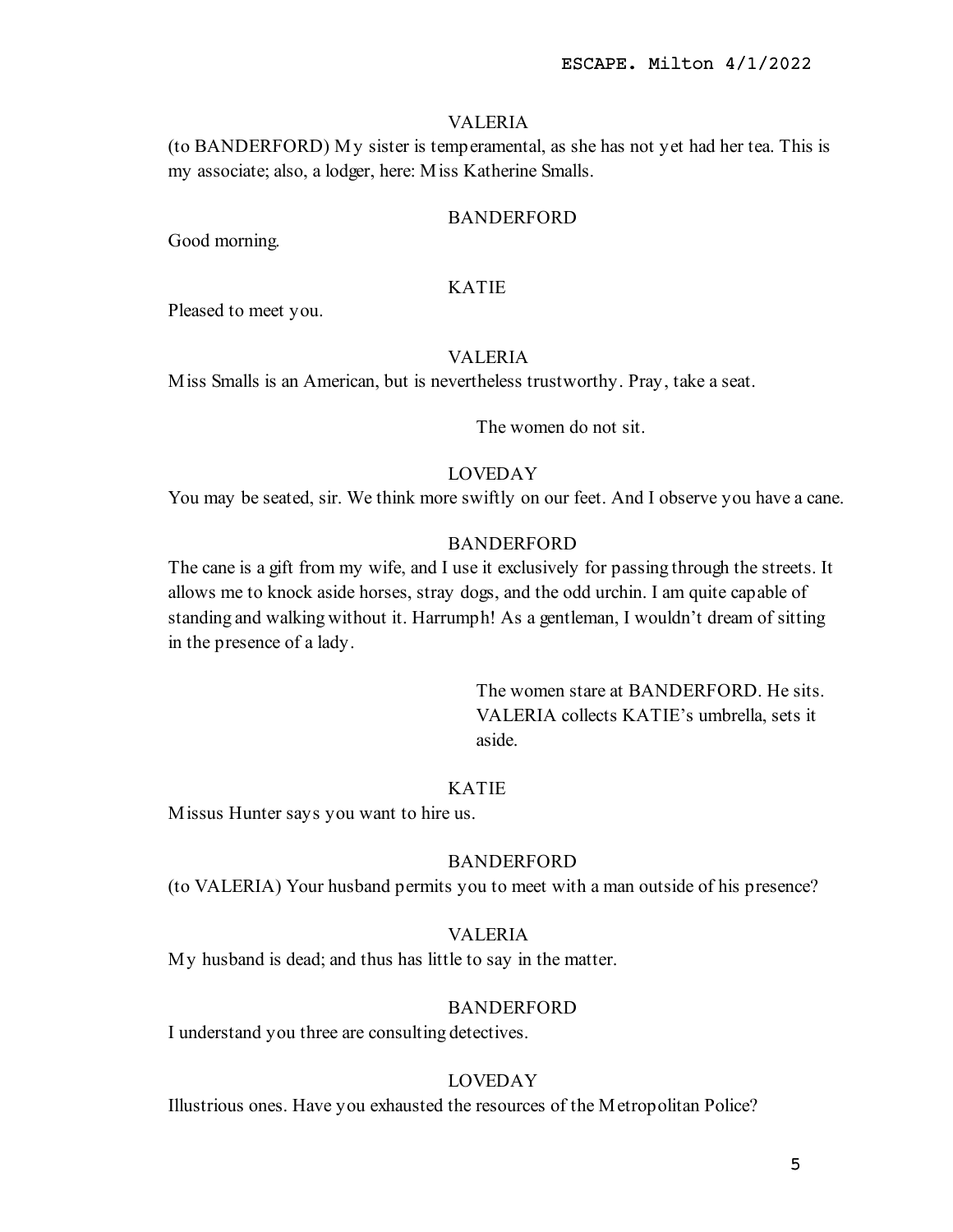VALERIA

(to BANDERFORD) My sister is temperamental, as she has not yet had her tea. This is my associate; also, a lodger, here: Miss Katherine Smalls.

BANDERFORD

Good morning.

KATIE

Pleased to meet you.

VALERIA

Miss Smalls is an American, but is nevertheless trustworthy. Pray, take a seat.

*The women do not sit.*

LOVEDAY

You may be seated, sir. We think more swiftly on our feet. And I observe you have a cane.

BANDERFORD

The cane is a gift from my wife, and I use it exclusively for passing through the streets. It allows me to knock aside horses, stray dogs, and the odd urchin. I am quite capable of standing and walking without it. Harrumph! As a gentleman, I wouldn't dream of sitting in the presence of a lady.

*The women stare at BANDERFORD. He sits. VALERIA collects KATIE's umbrella, sets it aside.*

KATIE

Missus Hunter says you want to hire us.

BANDERFORD

(to VALERIA) Your husband permits you to meet with a man outside of his presence?

VALERIA

My husband is dead; and thus has little to say in the matter.

BANDERFORD

I understand you three are consulting detectives.

LOVEDAY

Illustrious ones. Have you exhausted the resources of the Metropolitan Police?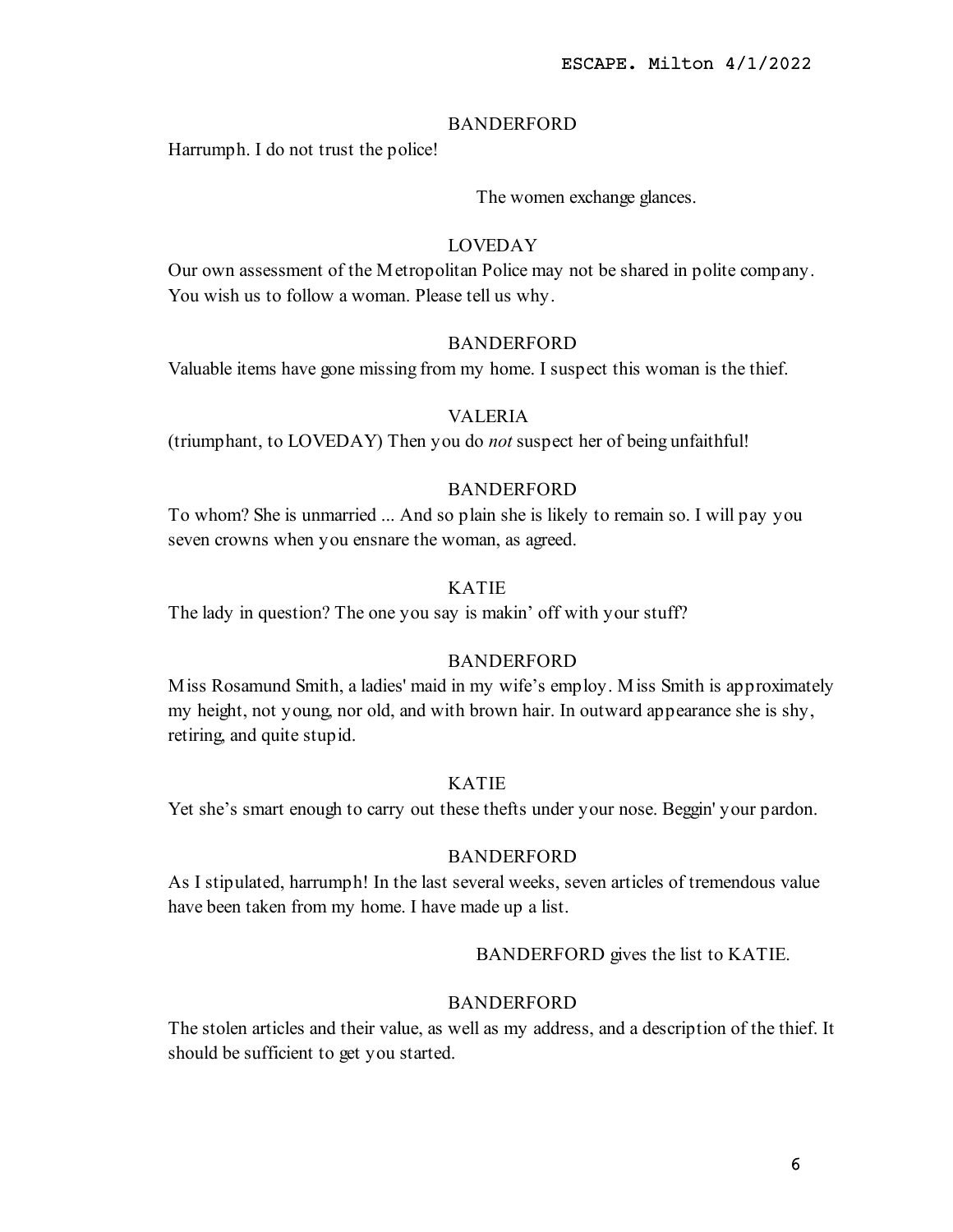BANDERFORD

Harrumph. I do not trust the police!

The women exchange glances.

LOVEDAY

Our own assessment of the Metropolitan Police may not be shared in polite company. You wish us to follow a woman. Please tell us why.

BANDERFORD

Valuable items have gone missing from my home. I suspect this woman is the thief.

VALERIA

(triumphant, to LOVEDAY) Then you do *not* suspect her of being unfaithful!

BANDERFORD

To whom? She is unmarried ... And so plain she is likely to remain so. I will pay you seven crowns when you ensnare the woman, as agreed.

KATIE

The lady in question? The one you say is makin' off with your stuff?

BANDERFORD

Miss Rosamund Smith, a ladies' maid in my wife's employ. Miss Smith is approximately my height, not young, nor old, and with brown hair. In outward appearance she is shy, retiring, and quite stupid.

KATIE

Yet she's smart enough to carry out these thefts under your nose. Beggin' your pardon.

BANDERFORD

As I stipulated, harrumph! In the last several weeks, seven articles of tremendous value have been taken from my home. I have made up a list.

BANDERFORD gives the list to KATIE.

BANDERFORD

The stolen articles and their value, as well as my address, and a description of the thief. It should be sufficient to get you started.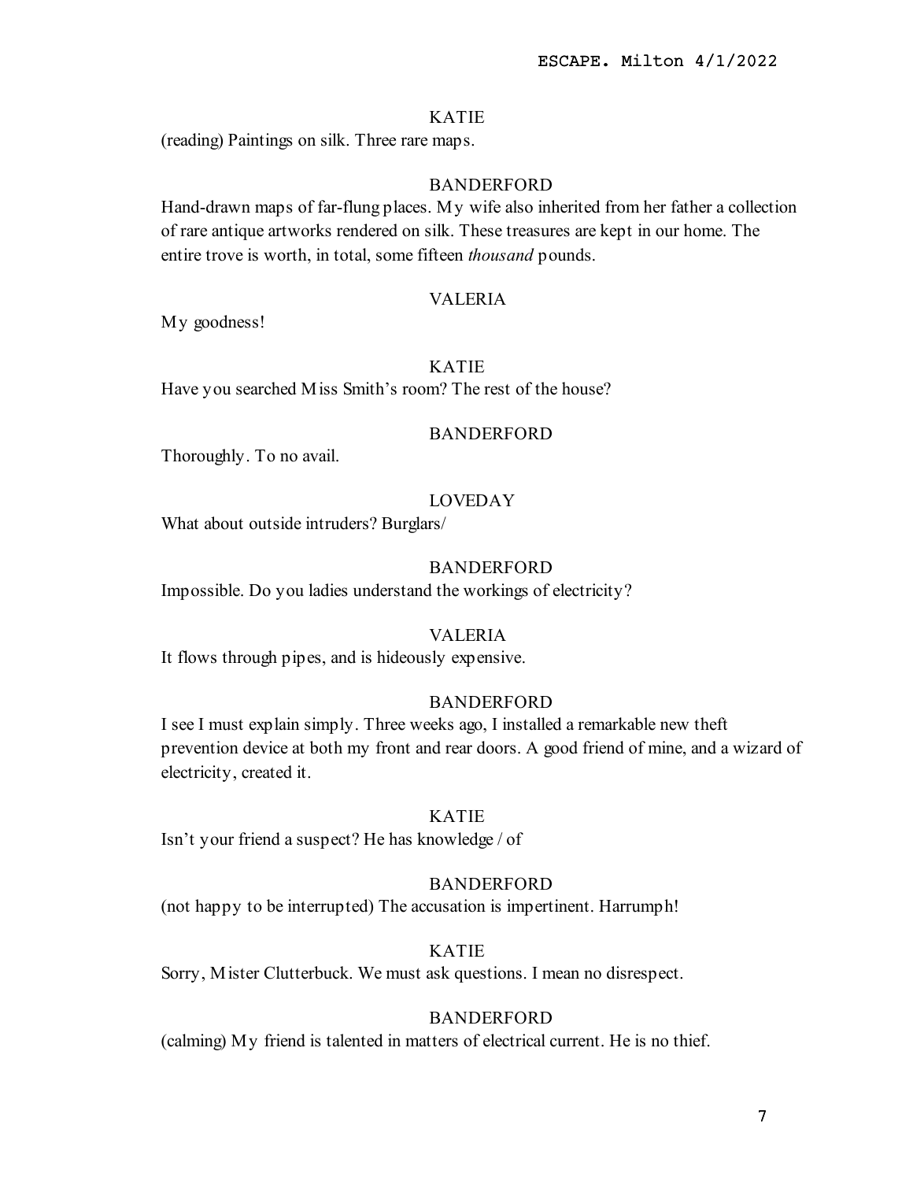KATIE

(reading) Paintings on silk. Three rare maps.

BANDERFORD

Hand-drawn maps of far-flung places. My wife also inherited from her father a collection of rare antique artworks rendered on silk. These treasures are kept in our home. The entire trove is worth, in total, some fifteen *thousand* pounds.

VALERIA

My goodness!

KATIE

Have you searched Miss Smith's room? The rest of the house?

BANDERFORD

Thoroughly. To no avail.

LOVEDAY

What about outside intruders? Burglars/

BANDERFORD

Impossible. Do you ladies understand the workings of electricity?

VALERIA

It flows through pipes, and is hideously expensive.

BANDERFORD

I see I must explain simply. Three weeks ago, I installed a remarkable new theft prevention device at both my front and rear doors. A good friend of mine, and a wizard of electricity, created it.

KATIE

Isn't your friend a suspect? He has knowledge / of

BANDERFORD

(not happy to be interrupted) The accusation is impertinent. Harrumph!

KATIE

Sorry, Mister Clutterbuck. We must ask questions. I mean no disrespect.

BANDERFORD

(calming) My friend is talented in matters of electrical current. He is no thief.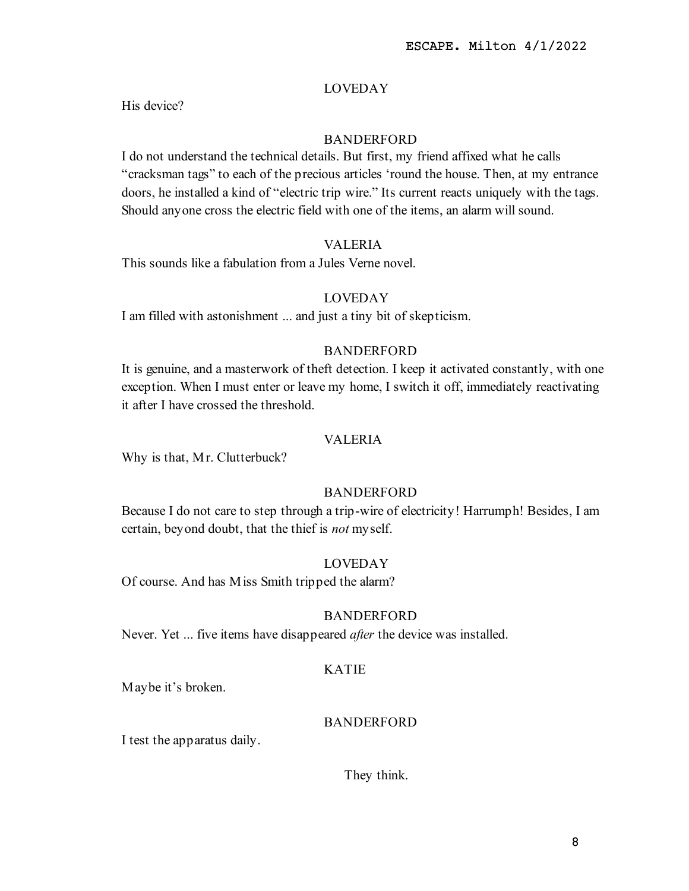LOVEDAY

His device?

BANDERFORD

I do not understand the technical details. But first, my friend affixed what he calls "cracksman tags" to each of the precious articles 'round the house. Then, at my entrance doors, he installed a kind of "electric trip wire." Its current reacts uniquely with the tags. Should anyone cross the electric field with one of the items, an alarm will sound.

VALERIA

This sounds like a fabulation from a Jules Verne novel.

LOVEDAY

I am filled with astonishment ... and just a tiny bit of skepticism.

BANDERFORD

It is genuine, and a masterwork of theft detection. I keep it activated constantly, with one exception. When I must enter or leave my home, I switch it off, immediately reactivating it after I have crossed the threshold.

VALERIA

Why is that, Mr. Clutterbuck?

BANDERFORD

Because I do not care to step through a trip-wire of electricity! Harrumph! Besides, I am certain, beyond doubt, that the thief is *not* myself.

LOVEDAY

Of course. And has Miss Smith tripped the alarm?

BANDERFORD

Never. Yet ... five items have disappeared *after* the device was installed.

KATIE

Maybe it's broken.

BANDERFORD

I test the apparatus daily.

They think.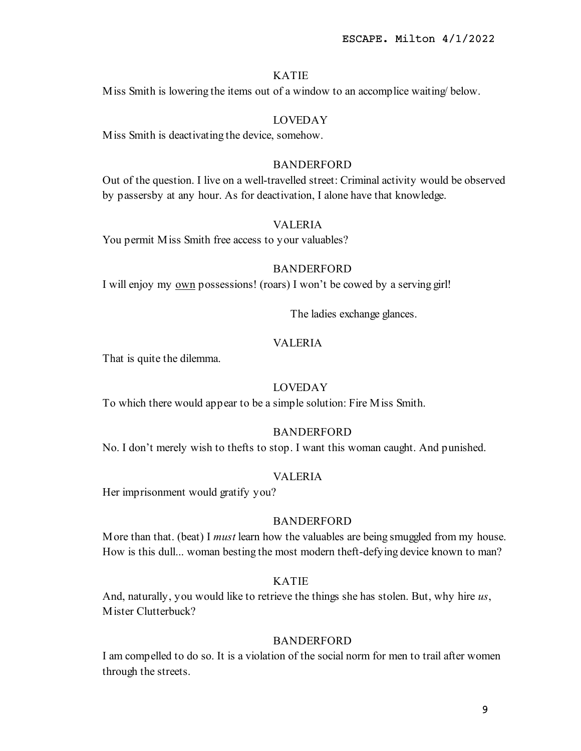KATIE

Miss Smith is lowering the items out of a window to an accomplice waiting/ below.

LOVEDAY

Miss Smith is deactivating the device, somehow.

BANDERFORD

Out of the question. I live on a well-travelled street: Criminal activity would be observed by passersby at any hour. As for deactivation, I alone have that knowledge.

VALERIA

You permit Miss Smith free access to your valuables?

BANDERFORD

I will enjoy my <u>own</u> possessions! (roars) I won't be cowed by a serving girl!

The ladies exchange glances.

VALERIA

That is quite the dilemma.

LOVEDAY

To which there would appear to be a simple solution: Fire Miss Smith.

BANDERFORD

No. I don't merely wish to thefts to stop. I want this woman caught. And punished.

VALERIA

Her imprisonment would gratify you?

BANDERFORD

More than that. (beat) I *must* learn how the valuables are being smuggled from my house. How is this dull... woman besting the most modern theft-defying device known to man?

KATIE

And, naturally, you would like to retrieve the things she has stolen. But, why hire *us*, Mister Clutterbuck?

BANDERFORD

I am compelled to do so. It is a violation of the social norm for men to trail after women through the streets.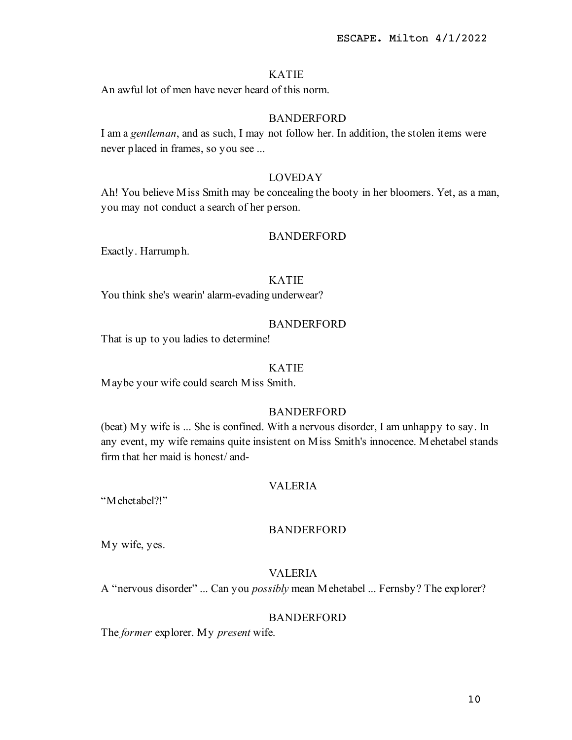KATIE

An awful lot of men have never heard of this norm.

BANDERFORD

I am a *gentleman*, and as such, I may not follow her. In addition, the stolen items were never placed in frames, so you see ...

LOVEDAY

Ah! You believe Miss Smith may be concealing the booty in her bloomers. Yet, as a man, you may not conduct a search of her person.

BANDERFORD

Exactly. Harrumph.

KATIE

You think she's wearin' alarm-evading underwear?

BANDERFORD

That is up to you ladies to determine!

KATIE

Maybe your wife could search Miss Smith.

BANDERFORD

(beat) My wife is ... She is confined. With a nervous disorder, I am unhappy to say. In any event, my wife remains quite insistent on Miss Smith's innocence. Mehetabel stands firm that her maid is honest/ and-

VALERIA

"Mehetabel?!"

BANDERFORD

My wife, yes.

VALERIA

A "nervous disorder" ... Can you *possibly* mean Mehetabel ... Fernsby? The explorer?

BANDERFORD

The *former* explorer. My *present* wife.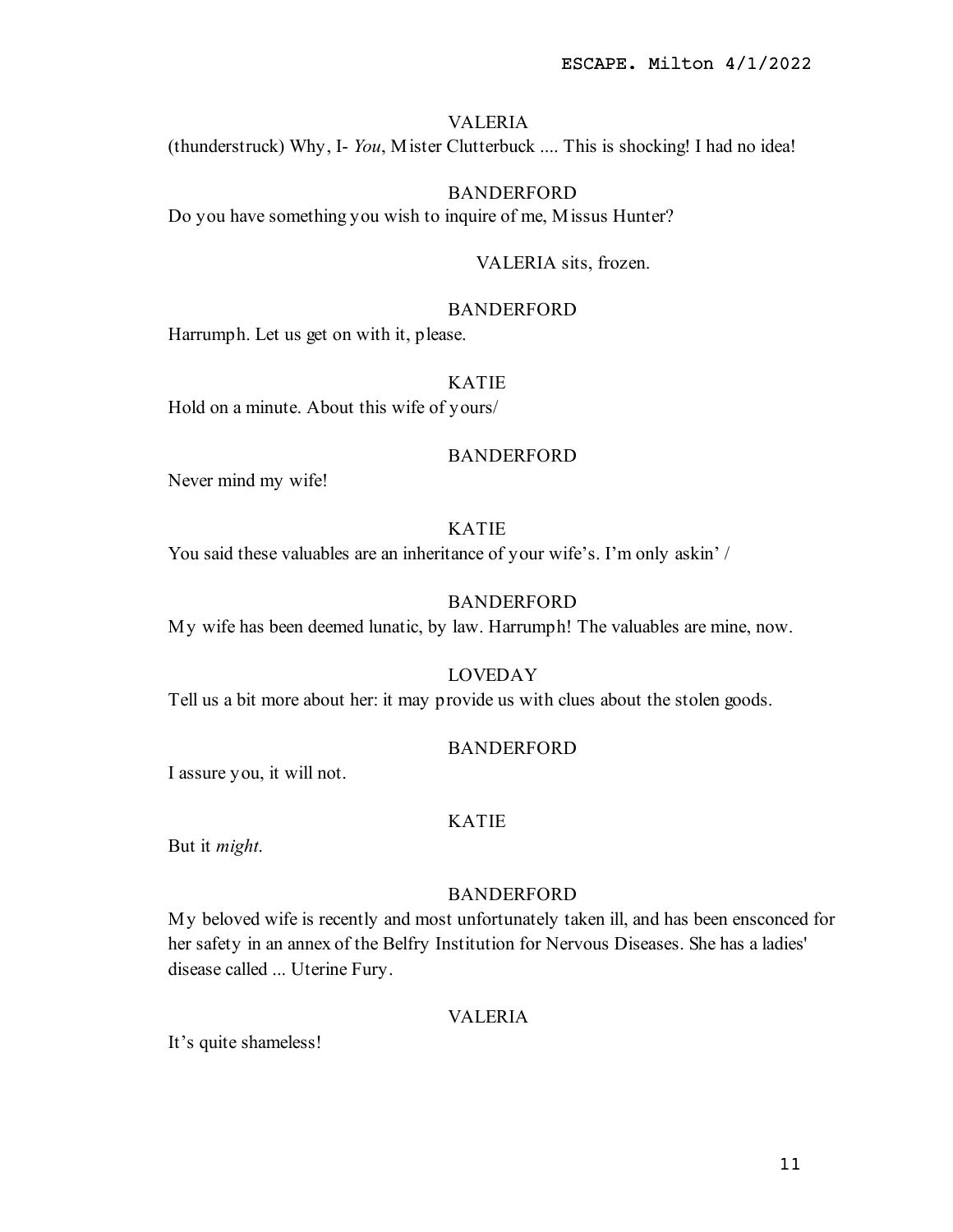VALERIA

(thunderstruck) Why, I- *You*, Mister Clutterbuck .... This is shocking! I had no idea!

BANDERFORD

Do you have something you wish to inquire of me, Missus Hunter?

VALERIA sits, frozen.

BANDERFORD

Harrumph. Let us get on with it, please.

KATIE

Hold on a minute. About this wife of yours/

BANDERFORD

Never mind my wife!

KATIE

You said these valuables are an inheritance of your wife's. I'm only askin' /

BANDERFORD

My wife has been deemed lunatic, by law. Harrumph! The valuables are mine, now.

LOVEDAY

Tell us a bit more about her: it may provide us with clues about the stolen goods.

BANDERFORD

I assure you, it will not.

KATIE

But it *might*.

BANDERFORD

My beloved wife is recently and most unfortunately taken ill, and has been ensconced for her safety in an annex of the Belfry Institution for Nervous Diseases. She has a ladies' disease called ... Uterine Fury.

VALERIA

It's quite shameless!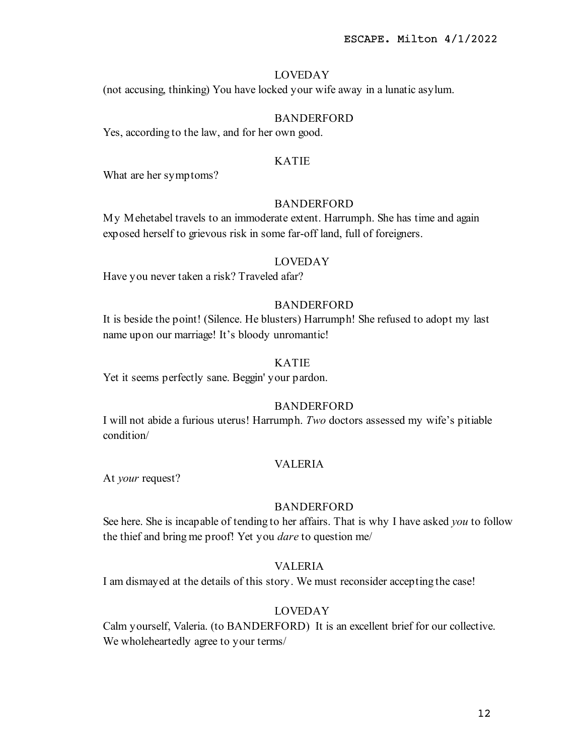LOVEDAY

(not accusing, thinking) You have locked your wife away in a lunatic asylum.

BANDERFORD

Yes, according to the law, and for her own good.

KATIE

What are her symptoms?

BANDERFORD

My Mehetabel travels to an immoderate extent. Harrumph. She has time and again exposed herself to grievous risk in some far-off land, full of foreigners.

LOVEDAY

Have you never taken a risk? Traveled afar?

BANDERFORD

It is beside the point! (Silence. He blusters) Harrumph! She refused to adopt my last name upon our marriage! It's bloody unromantic!

KATIE

Yet it seems perfectly sane. Beggin' your pardon.

BANDERFORD

I will not abide a furious uterus! Harrumph. *Two* doctors assessed my wife's pitiable condition/

VALERIA

At *your* request?

BANDERFORD

See here. She is incapable of tending to her affairs. That is why I have asked *you* to follow the thief and bring me proof! Yet you *dare* to question me/

VALERIA

I am dismayed at the details of this story. We must reconsider accepting the case!

LOVEDAY

Calm yourself, Valeria. (to BANDERFORD) It is an excellent brief for our collective. We wholeheartedly agree to your terms/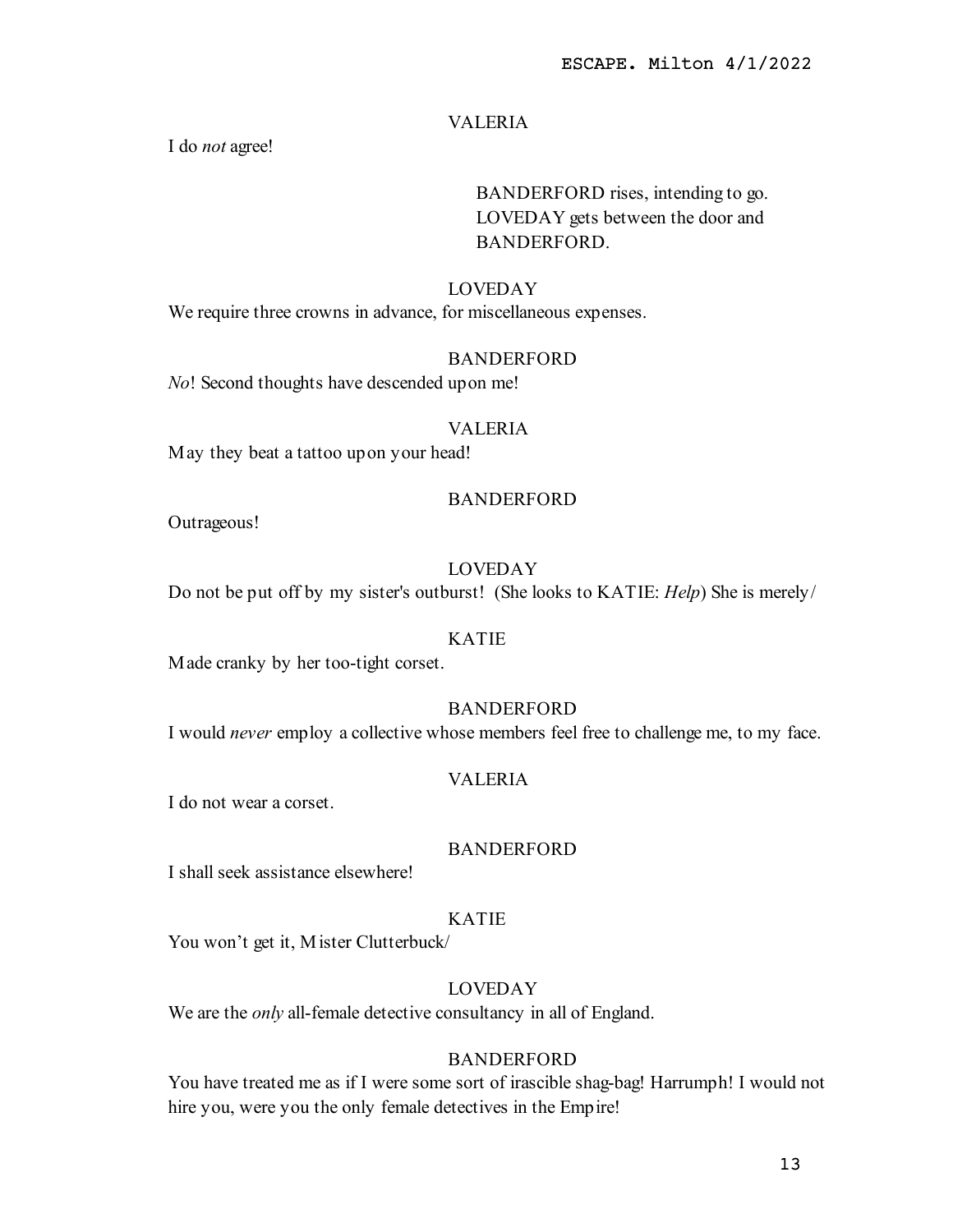VALERIA

I do *not* agree!

BANDERFORD rises, intending to go. LOVEDAY gets between the door and BANDERFORD.

LOVEDAY

We require three crowns in advance, for miscellaneous expenses.

BANDERFORD

*No*! Second thoughts have descended upon me!

VALERIA

May they beat a tattoo upon your head!

BANDERFORD

Outrageous!

LOVEDAY

Do not be put off by my sister's outburst! (She looks to KATIE: *Help*) She is merely/

KATIE

Made cranky by her too-tight corset.

BANDERFORD

I would *never* employ a collective whose members feel free to challenge me, to my face.

VALERIA

I do not wear a corset.

BANDERFORD

I shall seek assistance elsewhere!

KATIE

You won't get it, Mister Clutterbuck/

LOVEDAY

We are the *only* all-female detective consultancy in all of England.

BANDERFORD

You have treated me as if I were some sort of irascible shag-bag! Harrumph! I would not hire you, were you the only female detectives in the Empire!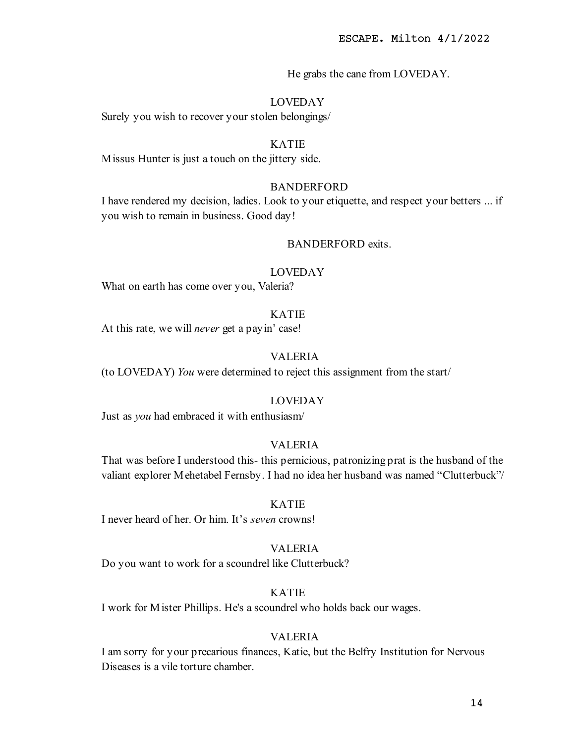He grabs the cane from LOVEDAY.

LOVEDAY
Surely you wish to recover your stolen belongings/

KATIE
Missus Hunter is just a touch on the jittery side.

BANDERFORD
I have rendered my decision, ladies. Look to your etiquette, and respect your betters ... if you wish to remain in business. Good day!

BANDERFORD exits.

LOVEDAY
What on earth has come over you, Valeria?

KATIE
At this rate, we will *never* get a payin' case!

VALERIA
(to LOVEDAY) *You* were determined to reject this assignment from the start/

LOVEDAY
Just as *you* had embraced it with enthusiasm/

VALERIA
That was before I understood this- this pernicious, patronizing prat is the husband of the valiant explorer Mehetabel Fernsby. I had no idea her husband was named "Clutterbuck"/

KATIE
I never heard of her. Or him. It's *seven* crowns!

VALERIA
Do you want to work for a scoundrel like Clutterbuck?

KATIE
I work for Mister Phillips. He's a scoundrel who holds back our wages.

VALERIA
I am sorry for your precarious finances, Katie, but the Belfry Institution for Nervous Diseases is a vile torture chamber.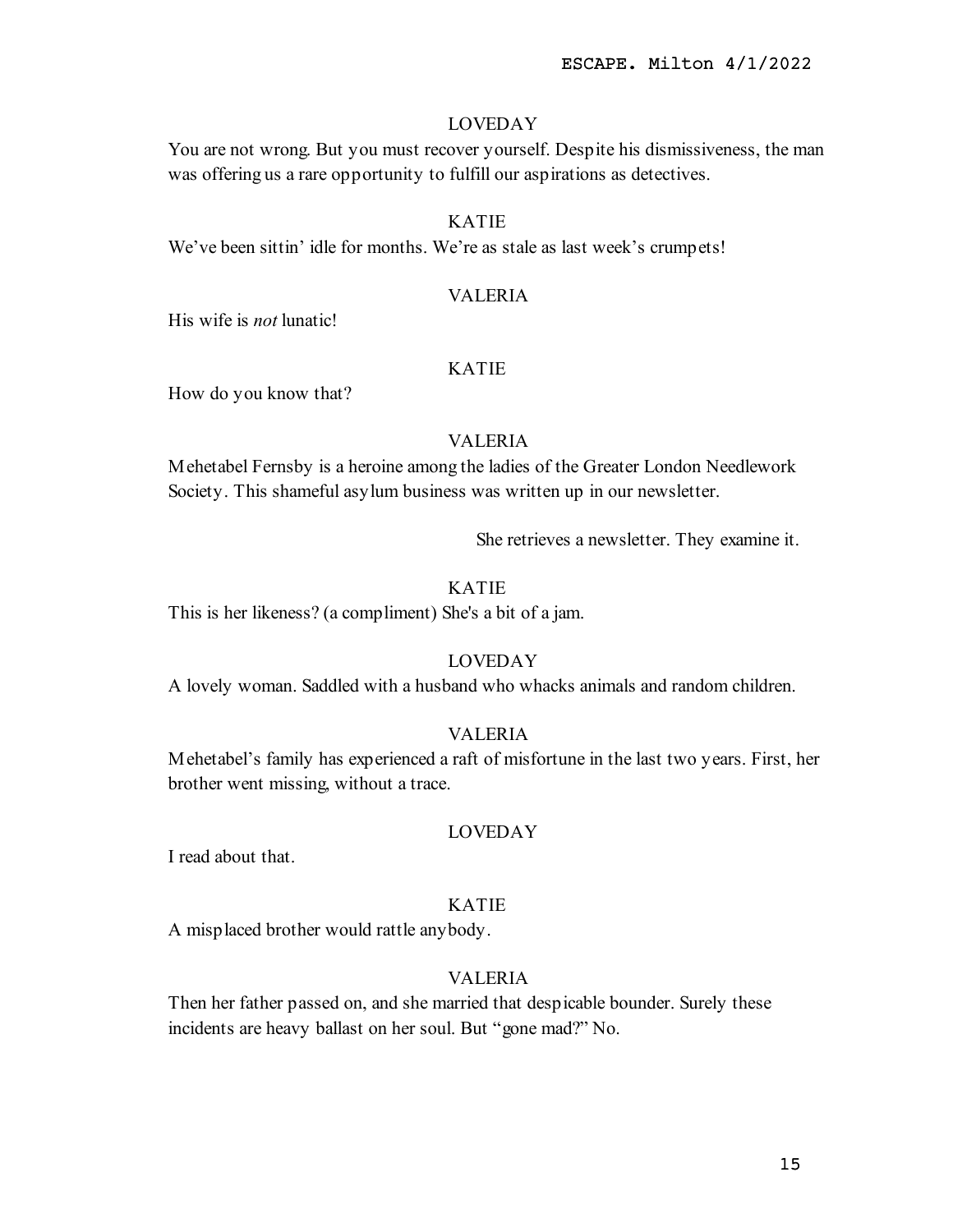LOVEDAY

You are not wrong. But you must recover yourself. Despite his dismissiveness, the man was offering us a rare opportunity to fulfill our aspirations as detectives.

KATIE

We've been sittin' idle for months. We're as stale as last week's crumpets!

VALERIA

His wife is *not* lunatic!

KATIE

How do you know that?

VALERIA

Mehetabel Fernsby is a heroine among the ladies of the Greater London Needlework Society. This shameful asylum business was written up in our newsletter.

She retrieves a newsletter. They examine it.

KATIE

This is her likeness? (a compliment) She's a bit of a jam.

LOVEDAY

A lovely woman. Saddled with a husband who whacks animals and random children.

VALERIA

Mehetabel's family has experienced a raft of misfortune in the last two years. First, her brother went missing, without a trace.

LOVEDAY

I read about that.

KATIE

A misplaced brother would rattle anybody.

VALERIA

Then her father passed on, and she married that despicable bounder. Surely these incidents are heavy ballast on her soul. But "gone mad?" No.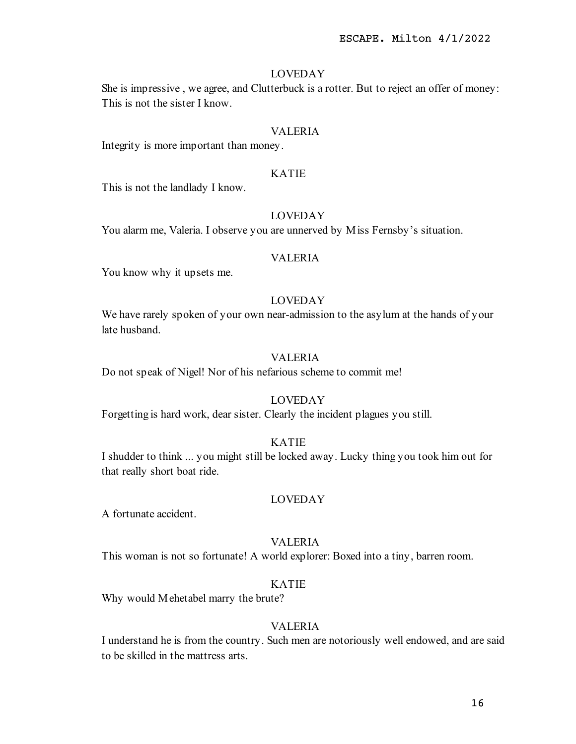LOVEDAY

She is impressive , we agree, and Clutterbuck is a rotter. But to reject an offer of money: This is not the sister I know.

VALERIA

Integrity is more important than money.

KATIE

This is not the landlady I know.

LOVEDAY

You alarm me, Valeria. I observe you are unnerved by Miss Fernsby's situation.

VALERIA

You know why it upsets me.

LOVEDAY

We have rarely spoken of your own near-admission to the asylum at the hands of your late husband.

VALERIA

Do not speak of Nigel! Nor of his nefarious scheme to commit me!

LOVEDAY

Forgetting is hard work, dear sister. Clearly the incident plagues you still.

KATIE

I shudder to think ... you might still be locked away. Lucky thing you took him out for that really short boat ride.

LOVEDAY

A fortunate accident.

VALERIA

This woman is not so fortunate! A world explorer: Boxed into a tiny, barren room.

KATIE

Why would Mehetabel marry the brute?

VALERIA

I understand he is from the country. Such men are notoriously well endowed, and are said to be skilled in the mattress arts.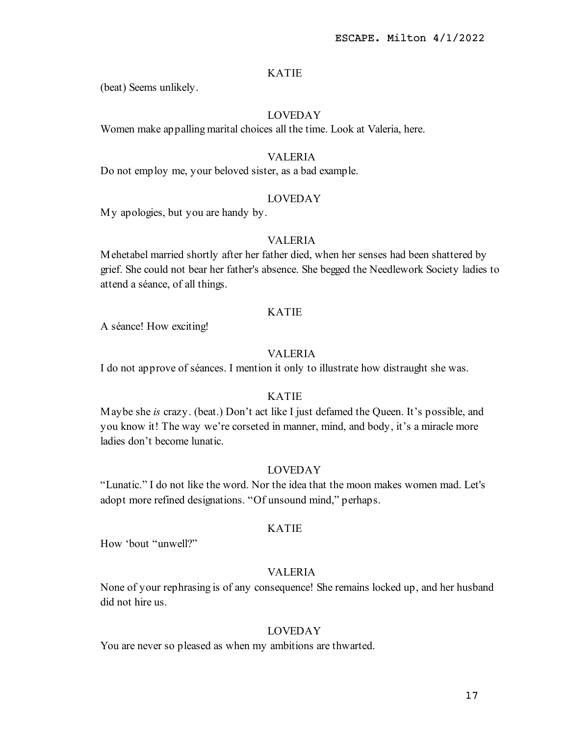KATIE

(beat) Seems unlikely.

LOVEDAY

Women make appalling marital choices all the time. Look at Valeria, here.

VALERIA

Do not employ me, your beloved sister, as a bad example.

LOVEDAY

My apologies, but you are handy by.

VALERIA

Mehetabel married shortly after her father died, when her senses had been shattered by grief. She could not bear her father's absence. She begged the Needlework Society ladies to attend a séance, of all things.

KATIE

A séance! How exciting!

VALERIA

I do not approve of séances. I mention it only to illustrate how distraught she was.

KATIE

Maybe she *is* crazy. (beat.) Don't act like I just defamed the Queen. It's possible, and you know it! The way we're corseted in manner, mind, and body, it's a miracle more ladies don't become lunatic.

LOVEDAY

"Lunatic." I do not like the word. Nor the idea that the moon makes women mad. Let's adopt more refined designations. "Of unsound mind," perhaps.

KATIE

How 'bout "unwell?"

VALERIA

None of your rephrasing is of any consequence! She remains locked up, and her husband did not hire us.

LOVEDAY

You are never so pleased as when my ambitions are thwarted.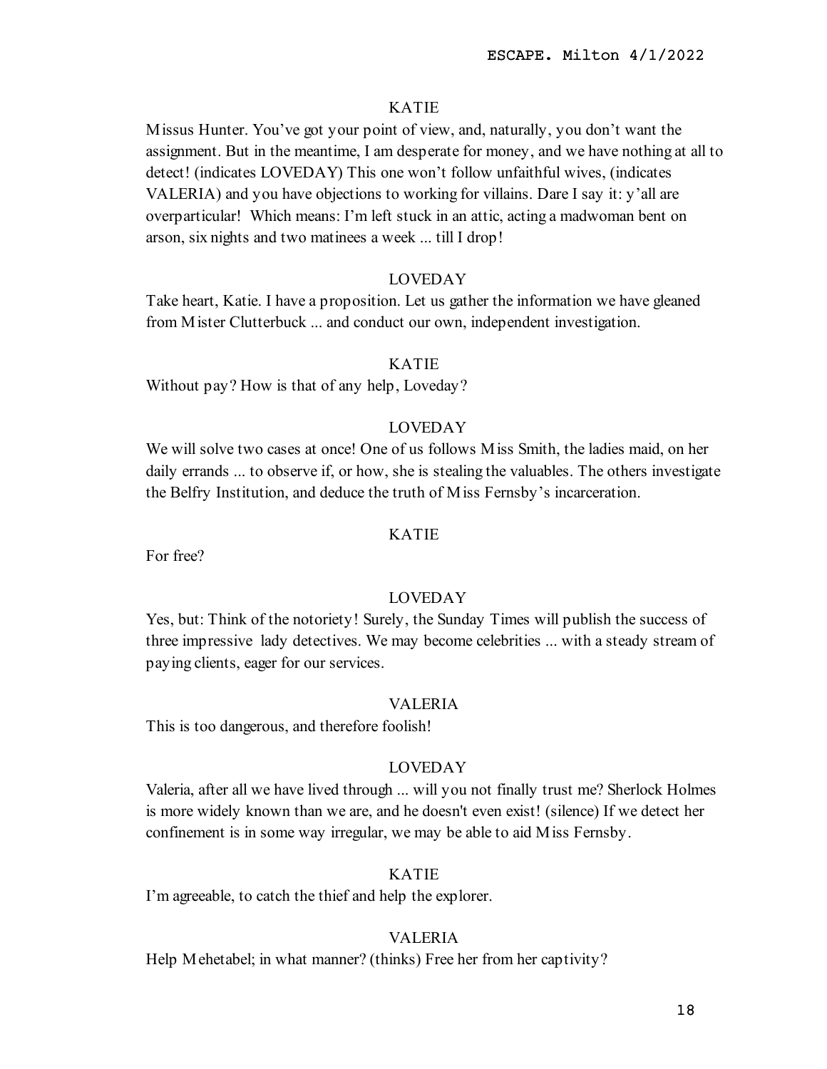KATIE

Missus Hunter. You've got your point of view, and, naturally, you don't want the assignment. But in the meantime, I am desperate for money, and we have nothing at all to detect! (indicates LOVEDAY) This one won't follow unfaithful wives, (indicates VALERIA) and you have objections to working for villains. Dare I say it: y'all are overparticular! Which means: I'm left stuck in an attic, acting a madwoman bent on arson, six nights and two matinees a week ... till I drop!

LOVEDAY

Take heart, Katie. I have a proposition. Let us gather the information we have gleaned from Mister Clutterbuck ... and conduct our own, independent investigation.

KATIE

Without pay? How is that of any help, Loveday?

LOVEDAY

We will solve two cases at once! One of us follows Miss Smith, the ladies maid, on her daily errands ... to observe if, or how, she is stealing the valuables. The others investigate the Belfry Institution, and deduce the truth of Miss Fernsby's incarceration.

KATIE

For free?

LOVEDAY

Yes, but: Think of the notoriety! Surely, the Sunday Times will publish the success of three impressive lady detectives. We may become celebrities ... with a steady stream of paying clients, eager for our services.

VALERIA

This is too dangerous, and therefore foolish!

LOVEDAY

Valeria, after all we have lived through ... will you not finally trust me? Sherlock Holmes is more widely known than we are, and he doesn't even exist! (silence) If we detect her confinement is in some way irregular, we may be able to aid Miss Fernsby.

KATIE

I'm agreeable, to catch the thief and help the explorer.

VALERIA

Help Mehetabel; in what manner? (thinks) Free her from her captivity?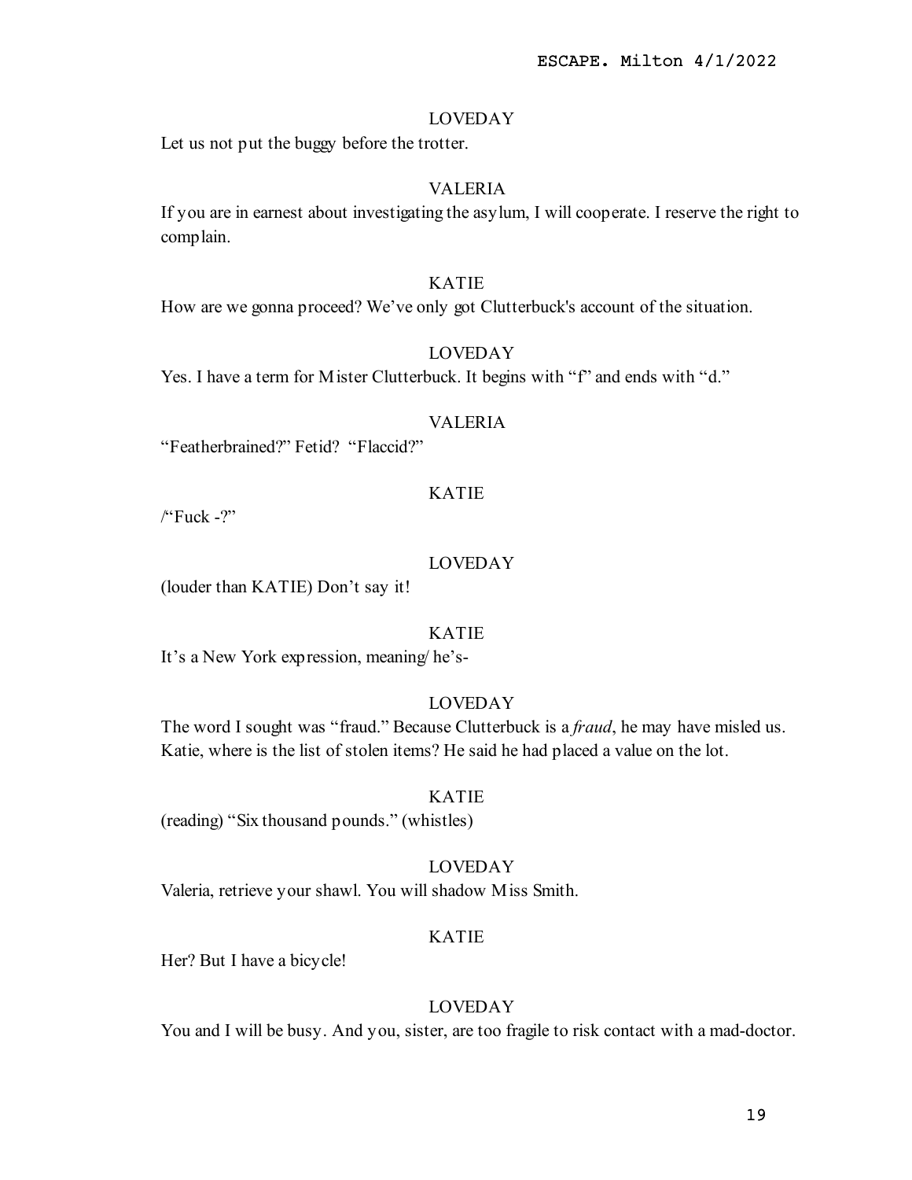LOVEDAY

Let us not put the buggy before the trotter.

VALERIA

If you are in earnest about investigating the asylum, I will cooperate. I reserve the right to complain.

KATIE

How are we gonna proceed? We've only got Clutterbuck's account of the situation.

LOVEDAY

Yes. I have a term for Mister Clutterbuck. It begins with "f" and ends with "d."

VALERIA

"Featherbrained?" Fetid? "Flaccid?"

KATIE

/"Fuck -?"

LOVEDAY

(louder than KATIE) Don't say it!

KATIE

It's a New York expression, meaning/ he's-

LOVEDAY

The word I sought was "fraud." Because Clutterbuck is a *fraud*, he may have misled us. Katie, where is the list of stolen items? He said he had placed a value on the lot.

KATIE

(reading) "Six thousand pounds." (whistles)

LOVEDAY

Valeria, retrieve your shawl. You will shadow Miss Smith.

KATIE

Her? But I have a bicycle!

LOVEDAY

You and I will be busy. And you, sister, are too fragile to risk contact with a mad-doctor.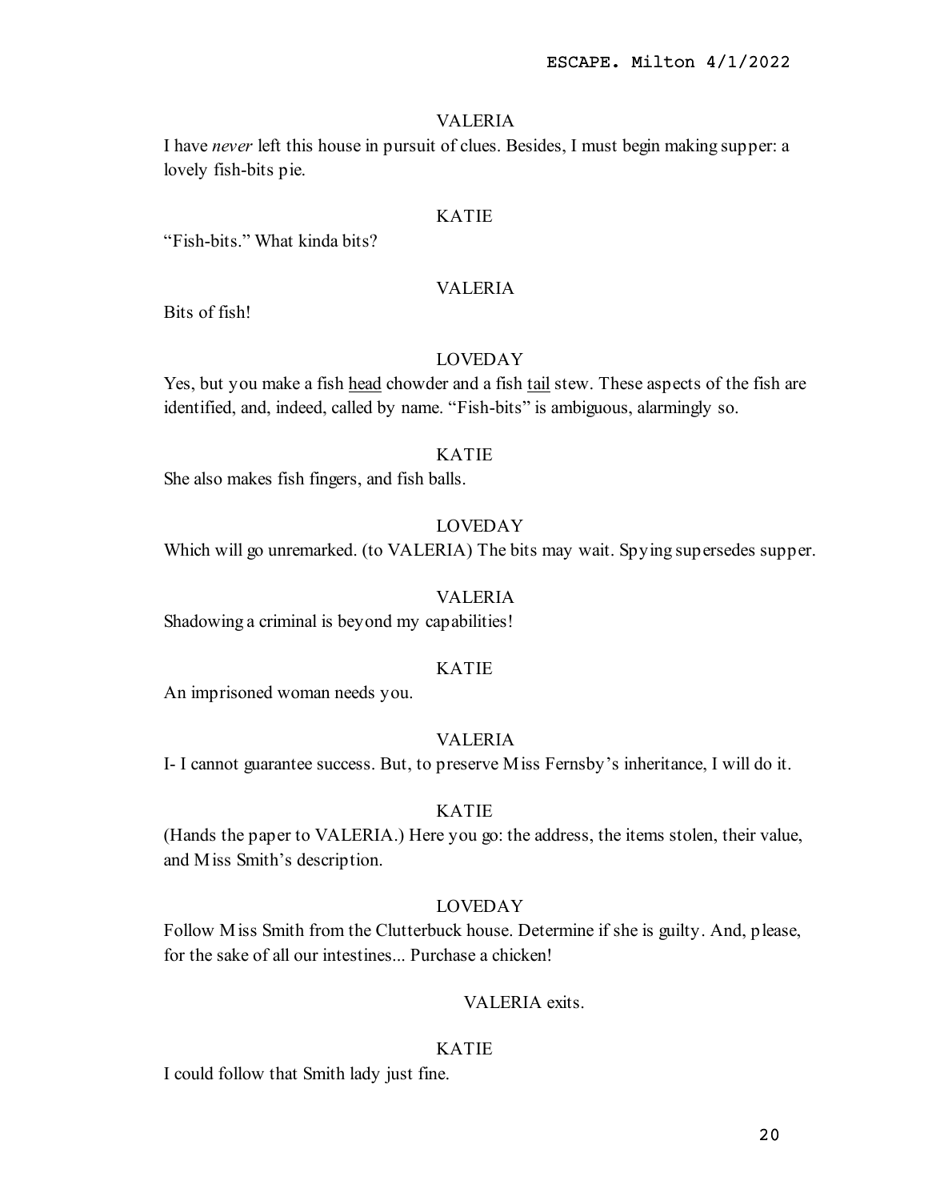VALERIA

I have *never* left this house in pursuit of clues. Besides, I must begin making supper: a lovely fish-bits pie.

KATIE

"Fish-bits." What kinda bits?

VALERIA

Bits of fish!

LOVEDAY

Yes, but you make a fish <u>head</u> chowder and a fish <u>tail</u> stew. These aspects of the fish are identified, and, indeed, called by name. "Fish-bits" is ambiguous, alarmingly so.

KATIE

She also makes fish fingers, and fish balls.

LOVEDAY

Which will go unremarked. (to VALERIA) The bits may wait. Spying supersedes supper.

VALERIA

Shadowing a criminal is beyond my capabilities!

KATIE

An imprisoned woman needs you.

VALERIA

I- I cannot guarantee success. But, to preserve Miss Fernsby's inheritance, I will do it.

KATIE

(Hands the paper to VALERIA.) Here you go: the address, the items stolen, their value, and Miss Smith's description.

LOVEDAY

Follow Miss Smith from the Clutterbuck house. Determine if she is guilty. And, please, for the sake of all our intestines... Purchase a chicken!

VALERIA exits.

KATIE

I could follow that Smith lady just fine.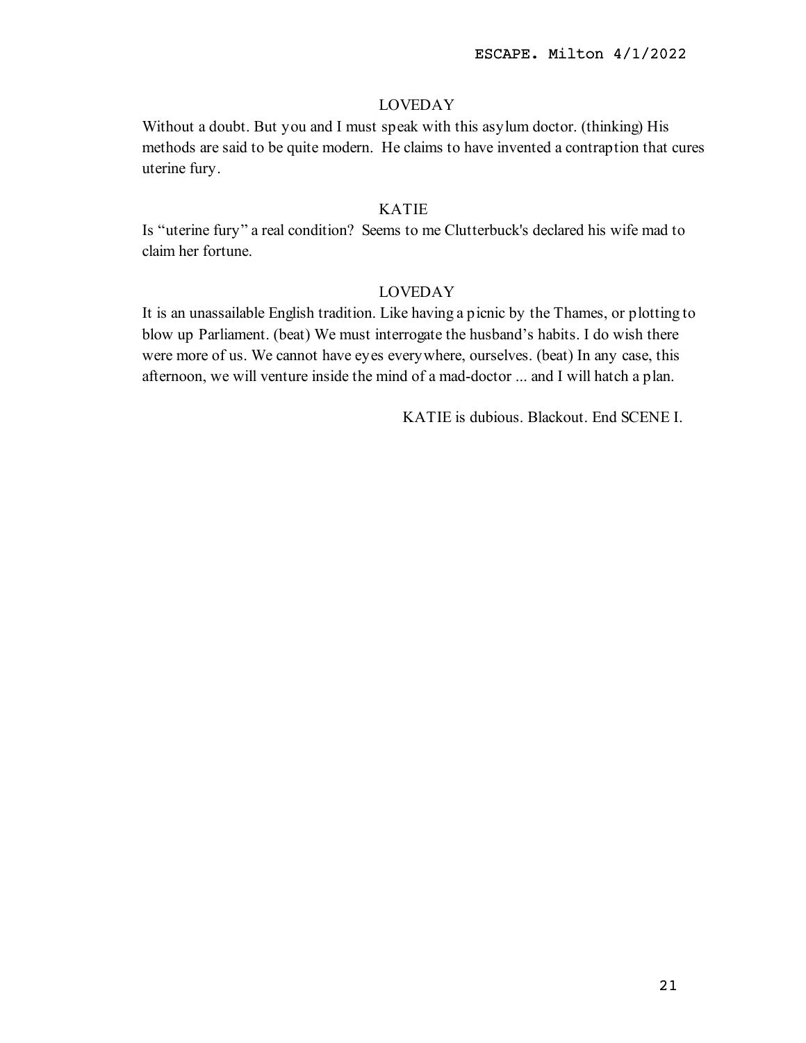LOVEDAY

Without a doubt. But you and I must speak with this asylum doctor. (thinking) His methods are said to be quite modern. He claims to have invented a contraption that cures uterine fury.

KATIE

Is "uterine fury" a real condition? Seems to me Clutterbuck's declared his wife mad to claim her fortune.

LOVEDAY

It is an unassailable English tradition. Like having a picnic by the Thames, or plotting to blow up Parliament. (beat) We must interrogate the husband's habits. I do wish there were more of us. We cannot have eyes everywhere, ourselves. (beat) In any case, this afternoon, we will venture inside the mind of a mad-doctor ... and I will hatch a plan.

KATIE is dubious. Blackout. End SCENE I.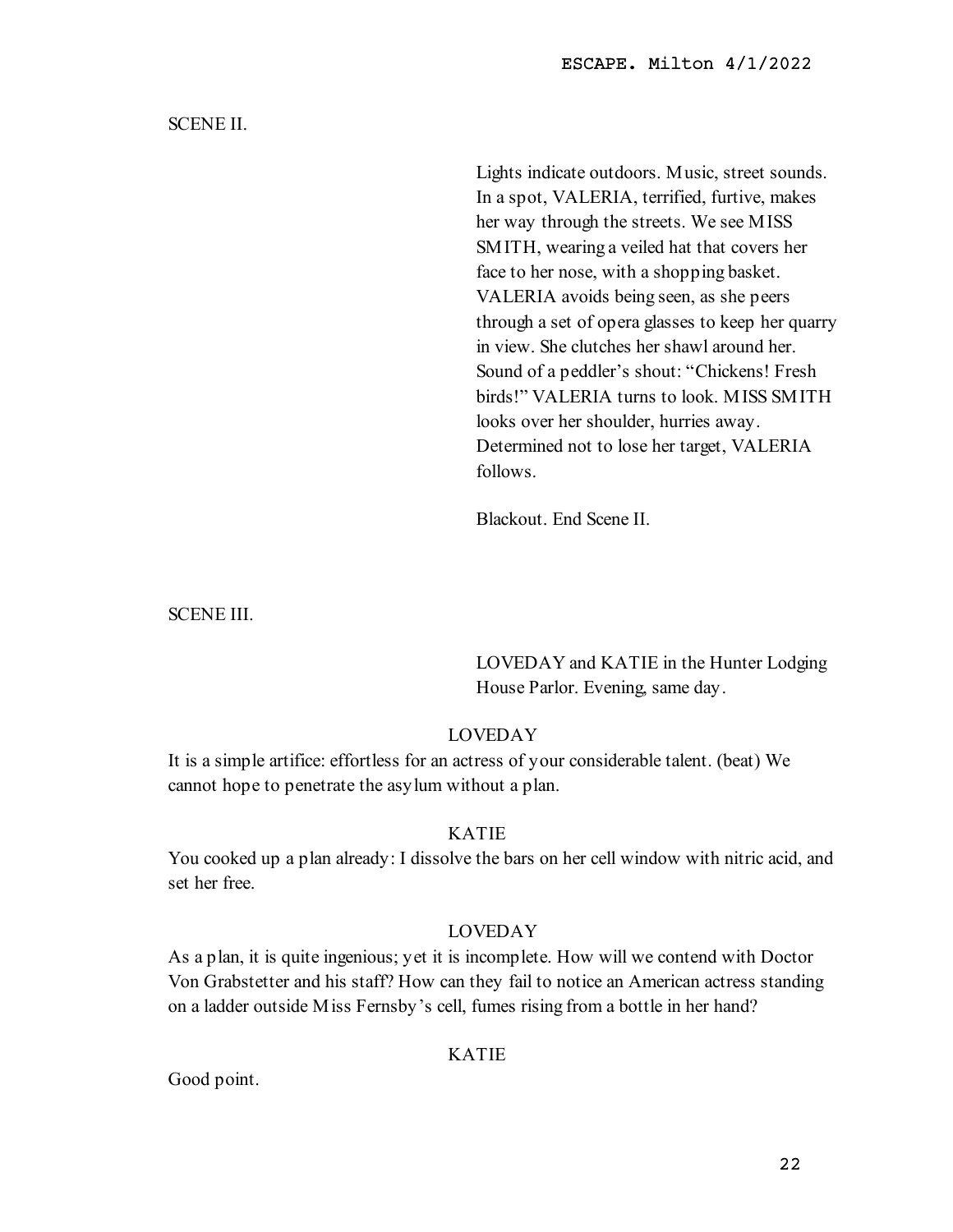SCENE II.

Lights indicate outdoors. Music, street sounds. In a spot, VALERIA, terrified, furtive, makes her way through the streets. We see MISS SMITH, wearing a veiled hat that covers her face to her nose, with a shopping basket. VALERIA avoids being seen, as she peers through a set of opera glasses to keep her quarry in view. She clutches her shawl around her. Sound of a peddler's shout: "Chickens! Fresh birds!" VALERIA turns to look. MISS SMITH looks over her shoulder, hurries away. Determined not to lose her target, VALERIA follows.

Blackout. End Scene II.

SCENE III.

LOVEDAY and KATIE in the Hunter Lodging House Parlor. Evening, same day.

LOVEDAY

It is a simple artifice: effortless for an actress of your considerable talent. (beat) We cannot hope to penetrate the asylum without a plan.

KATIE

You cooked up a plan already: I dissolve the bars on her cell window with nitric acid, and set her free.

LOVEDAY

As a plan, it is quite ingenious; yet it is incomplete. How will we contend with Doctor Von Grabstetter and his staff? How can they fail to notice an American actress standing on a ladder outside Miss Fernsby's cell, fumes rising from a bottle in her hand?

KATIE

Good point.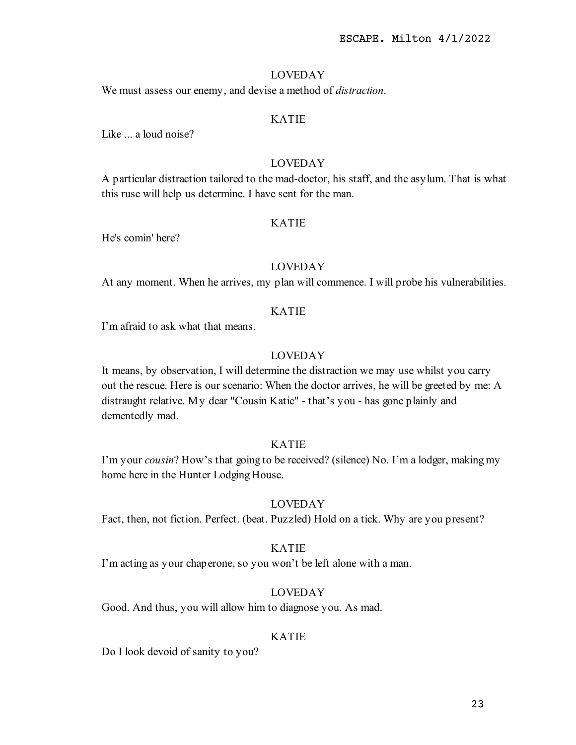LOVEDAY

We must assess our enemy, and devise a method of *distraction*.

KATIE

Like ... a loud noise?

LOVEDAY

A particular distraction tailored to the mad-doctor, his staff, and the asylum. That is what this ruse will help us determine. I have sent for the man.

KATIE

He's comin' here?

LOVEDAY

At any moment. When he arrives, my plan will commence. I will probe his vulnerabilities.

KATIE

I'm afraid to ask what that means.

LOVEDAY

It means, by observation, I will determine the distraction we may use whilst you carry out the rescue. Here is our scenario: When the doctor arrives, he will be greeted by me: A distraught relative. My dear "Cousin Katie" - that's you - has gone plainly and dementedly mad.

KATIE

I'm your *cousin*? How's that going to be received? (silence) No. I'm a lodger, making my home here in the Hunter Lodging House.

LOVEDAY

Fact, then, not fiction. Perfect. (beat. Puzzled) Hold on a tick. Why are you present?

KATIE

I'm acting as your chaperone, so you won't be left alone with a man.

LOVEDAY

Good. And thus, you will allow him to diagnose you. As mad.

KATIE

Do I look devoid of sanity to you?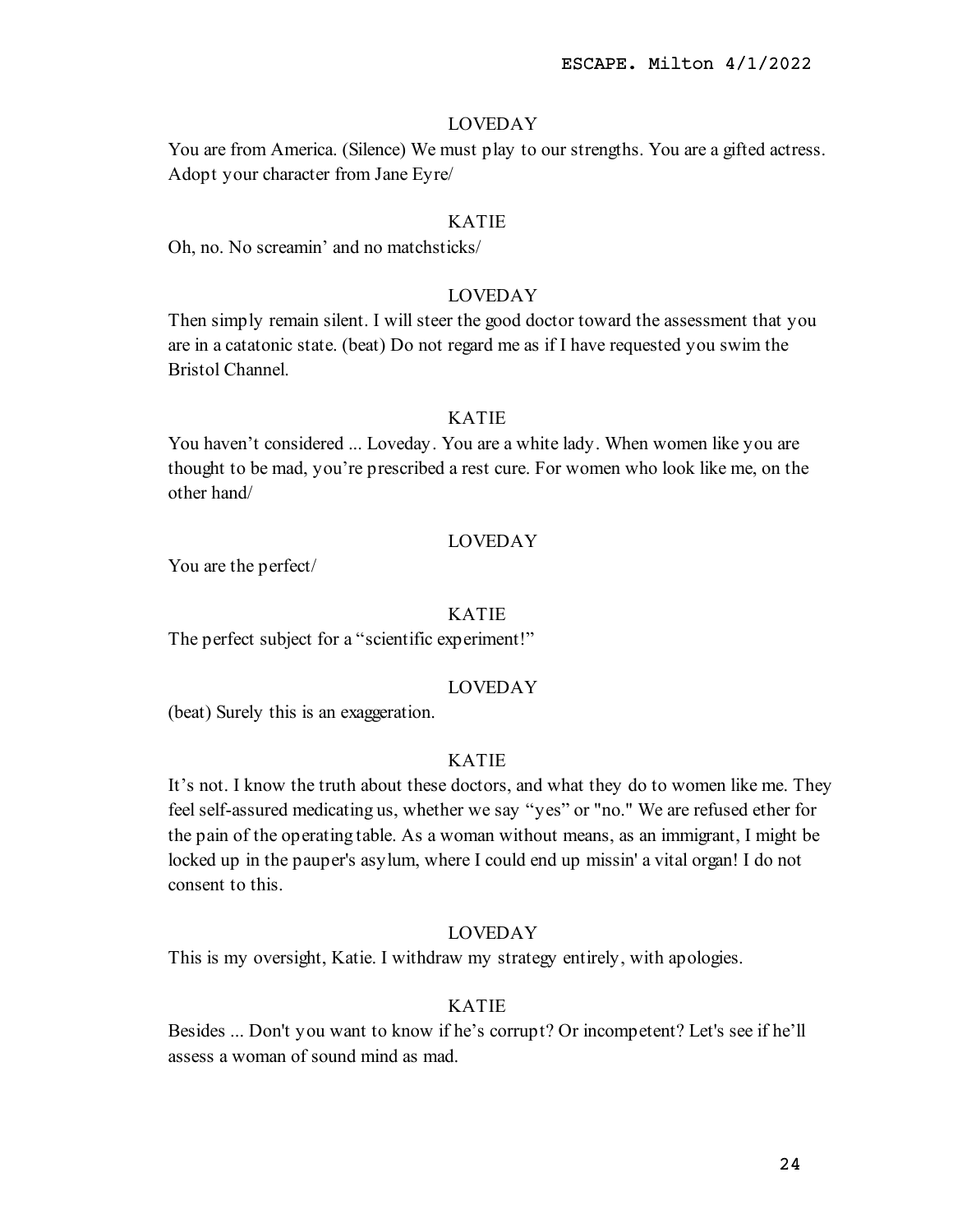LOVEDAY

You are from America. (Silence) We must play to our strengths. You are a gifted actress. Adopt your character from Jane Eyre/

KATIE

Oh, no. No screamin' and no matchsticks/

LOVEDAY

Then simply remain silent. I will steer the good doctor toward the assessment that you are in a catatonic state. (beat) Do not regard me as if I have requested you swim the Bristol Channel.

KATIE

You haven't considered ... Loveday. You are a white lady. When women like you are thought to be mad, you're prescribed a rest cure. For women who look like me, on the other hand/

LOVEDAY

You are the perfect/

KATIE

The perfect subject for a "scientific experiment!"

LOVEDAY

(beat) Surely this is an exaggeration.

KATIE

It's not. I know the truth about these doctors, and what they do to women like me. They feel self-assured medicating us, whether we say "yes" or "no." We are refused ether for the pain of the operating table. As a woman without means, as an immigrant, I might be locked up in the pauper's asylum, where I could end up missin' a vital organ! I do not consent to this.

LOVEDAY

This is my oversight, Katie. I withdraw my strategy entirely, with apologies.

KATIE

Besides ... Don't you want to know if he's corrupt? Or incompetent? Let's see if he'll assess a woman of sound mind as mad.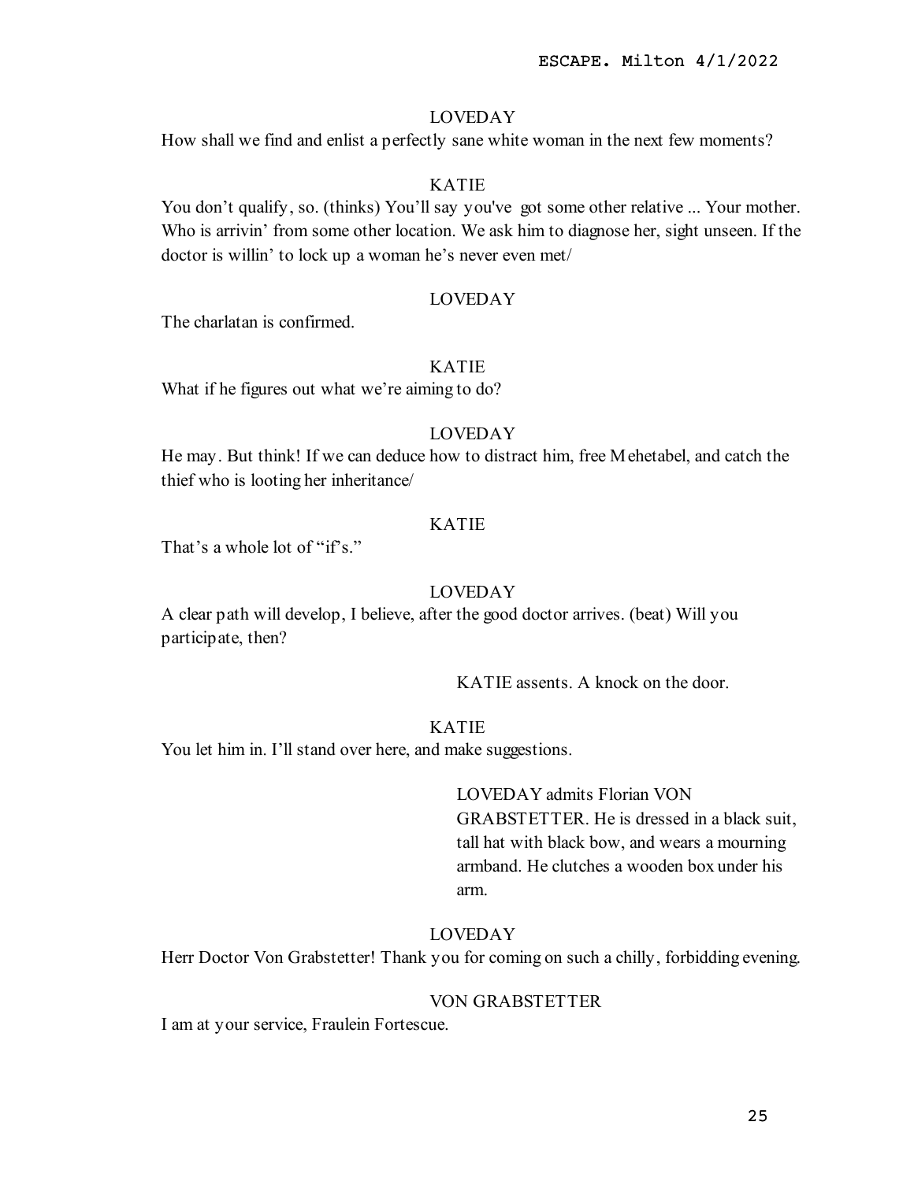LOVEDAY

How shall we find and enlist a perfectly sane white woman in the next few moments?

KATIE

You don't qualify, so. (thinks) You'll say you've got some other relative ... Your mother. Who is arrivin' from some other location. We ask him to diagnose her, sight unseen. If the doctor is willin' to lock up a woman he's never even met/

LOVEDAY

The charlatan is confirmed.

KATIE

What if he figures out what we're aiming to do?

LOVEDAY

He may. But think! If we can deduce how to distract him, free Mehetabel, and catch the thief who is looting her inheritance/

KATIE

That's a whole lot of "if's."

LOVEDAY

A clear path will develop, I believe, after the good doctor arrives. (beat) Will you participate, then?

KATIE assents. A knock on the door.

KATIE

You let him in. I'll stand over here, and make suggestions.

LOVEDAY admits Florian VON GRABSTETTER. He is dressed in a black suit, tall hat with black bow, and wears a mourning armband. He clutches a wooden box under his arm.

LOVEDAY

Herr Doctor Von Grabstetter! Thank you for coming on such a chilly, forbidding evening.

VON GRABSTETTER

I am at your service, Fraulein Fortescue.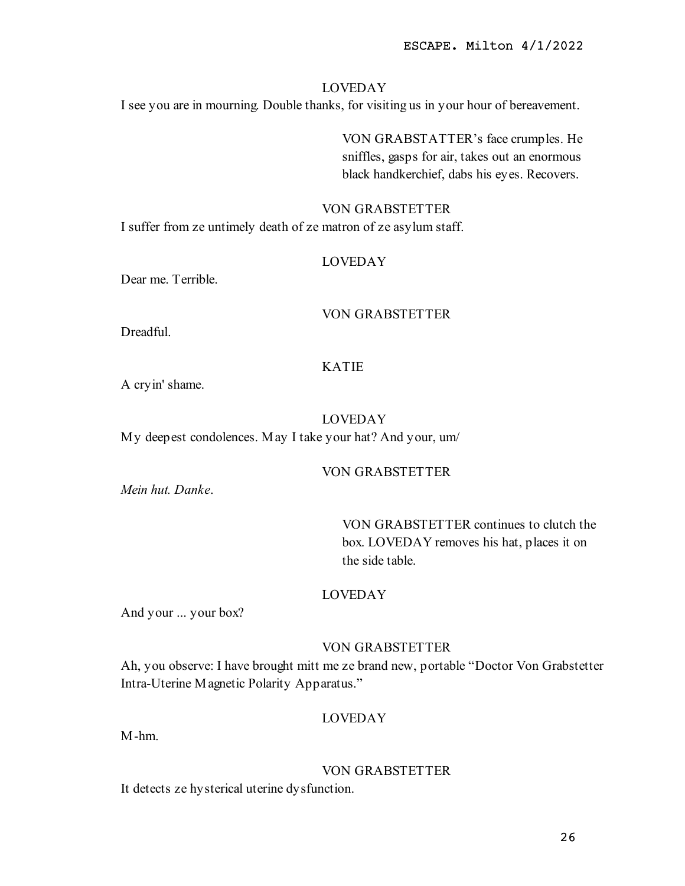LOVEDAY

I see you are in mourning. Double thanks, for visiting us in your hour of bereavement.

VON GRABSTATTER's face crumples. He sniffles, gasps for air, takes out an enormous black handkerchief, dabs his eyes. Recovers.

VON GRABSTETTER

I suffer from ze untimely death of ze matron of ze asylum staff.

LOVEDAY

Dear me. Terrible.

VON GRABSTETTER

Dreadful.

KATIE

A cryin' shame.

LOVEDAY

My deepest condolences. May I take your hat? And your, um/

VON GRABSTETTER

*Mein hut. Danke*.

VON GRABSTETTER continues to clutch the box. LOVEDAY removes his hat, places it on the side table.

LOVEDAY

And your ... your box?

VON GRABSTETTER

Ah, you observe: I have brought mitt me ze brand new, portable "Doctor Von Grabstetter Intra-Uterine Magnetic Polarity Apparatus."

LOVEDAY

M-hm.

VON GRABSTETTER

It detects ze hysterical uterine dysfunction.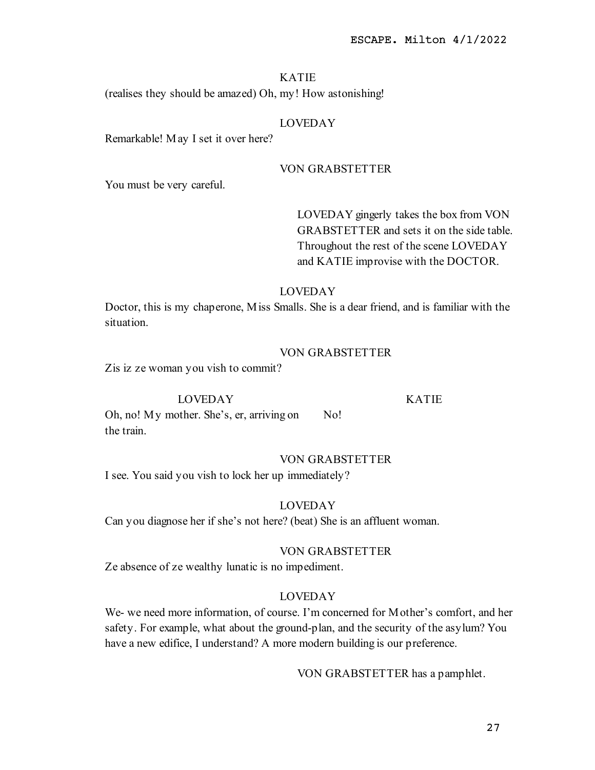KATIE

(realises they should be amazed) Oh, my! How astonishing!

LOVEDAY

Remarkable! May I set it over here?

VON GRABSTETTER

You must be very careful.

> LOVEDAY gingerly takes the box from VON GRABSTETTER and sets it on the side table. Throughout the rest of the scene LOVEDAY and KATIE improvise with the DOCTOR.

LOVEDAY

Doctor, this is my chaperone, Miss Smalls. She is a dear friend, and is familiar with the situation.

VON GRABSTETTER

Zis iz ze woman you vish to commit?

| LOVEDAY | KATIE |
| --- | --- |
| Oh, no! My mother. She's, er, arriving on the train. | No! |

VON GRABSTETTER

I see. You said you vish to lock her up immediately?

LOVEDAY

Can you diagnose her if she's not here? (beat) She is an affluent woman.

VON GRABSTETTER

Ze absence of ze wealthy lunatic is no impediment.

LOVEDAY

We- we need more information, of course. I'm concerned for Mother's comfort, and her safety. For example, what about the ground-plan, and the security of the asylum? You have a new edifice, I understand? A more modern building is our preference.

> VON GRABSTETTER has a pamphlet.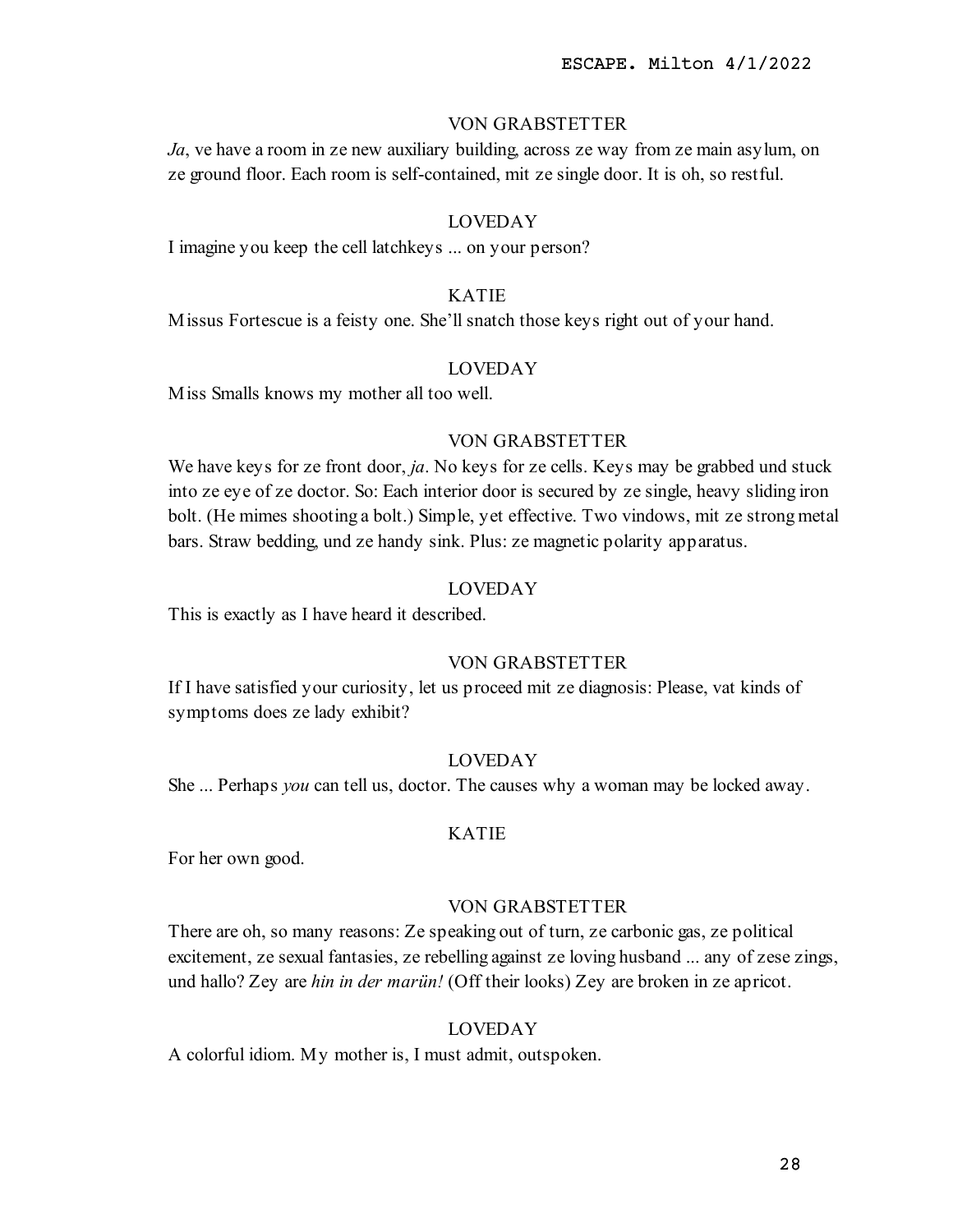VON GRABSTETTER

*Ja*, ve have a room in ze new auxiliary building, across ze way from ze main asylum, on ze ground floor. Each room is self-contained, mit ze single door. It is oh, so restful.

LOVEDAY

I imagine you keep the cell latchkeys ... on your person?

KATIE

Missus Fortescue is a feisty one. She'll snatch those keys right out of your hand.

LOVEDAY

Miss Smalls knows my mother all too well.

VON GRABSTETTER

We have keys for ze front door, *ja*. No keys for ze cells. Keys may be grabbed und stuck into ze eye of ze doctor. So: Each interior door is secured by ze single, heavy sliding iron bolt. (He mimes shooting a bolt.) Simple, yet effective. Two vindows, mit ze strong metal bars. Straw bedding, und ze handy sink. Plus: ze magnetic polarity apparatus.

LOVEDAY

This is exactly as I have heard it described.

VON GRABSTETTER

If I have satisfied your curiosity, let us proceed mit ze diagnosis: Please, vat kinds of symptoms does ze lady exhibit?

LOVEDAY

She ... Perhaps *you* can tell us, doctor. The causes why a woman may be locked away.

KATIE

For her own good.

VON GRABSTETTER

There are oh, so many reasons: Ze speaking out of turn, ze carbonic gas, ze political excitement, ze sexual fantasies, ze rebelling against ze loving husband ... any of zese zings, und hallo? Zey are *hin in der marün!* (Off their looks) Zey are broken in ze apricot.

LOVEDAY

A colorful idiom. My mother is, I must admit, outspoken.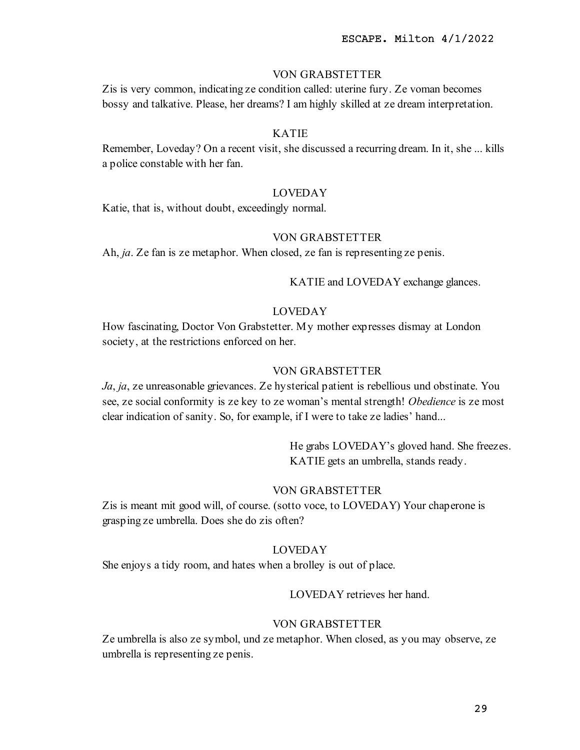VON GRABSTETTER

Zis is very common, indicating ze condition called: uterine fury. Ze voman becomes bossy and talkative. Please, her dreams? I am highly skilled at ze dream interpretation.

KATIE

Remember, Loveday? On a recent visit, she discussed a recurring dream. In it, she ... kills a police constable with her fan.

LOVEDAY

Katie, that is, without doubt, exceedingly normal.

VON GRABSTETTER

Ah, *ja*. Ze fan is ze metaphor. When closed, ze fan is representing ze penis.

KATIE and LOVEDAY exchange glances.

LOVEDAY

How fascinating, Doctor Von Grabstetter. My mother expresses dismay at London society, at the restrictions enforced on her.

VON GRABSTETTER

*Ja*, *ja*, ze unreasonable grievances. Ze hysterical patient is rebellious und obstinate. You see, ze social conformity is ze key to ze woman's mental strength! *Obedience* is ze most clear indication of sanity. So, for example, if I were to take ze ladies' hand...

He grabs LOVEDAY's gloved hand. She freezes. KATIE gets an umbrella, stands ready.

VON GRABSTETTER

Zis is meant mit good will, of course. (sotto voce, to LOVEDAY) Your chaperone is grasping ze umbrella. Does she do zis often?

LOVEDAY

She enjoys a tidy room, and hates when a brolley is out of place.

LOVEDAY retrieves her hand.

VON GRABSTETTER

Ze umbrella is also ze symbol, und ze metaphor. When closed, as you may observe, ze umbrella is representing ze penis.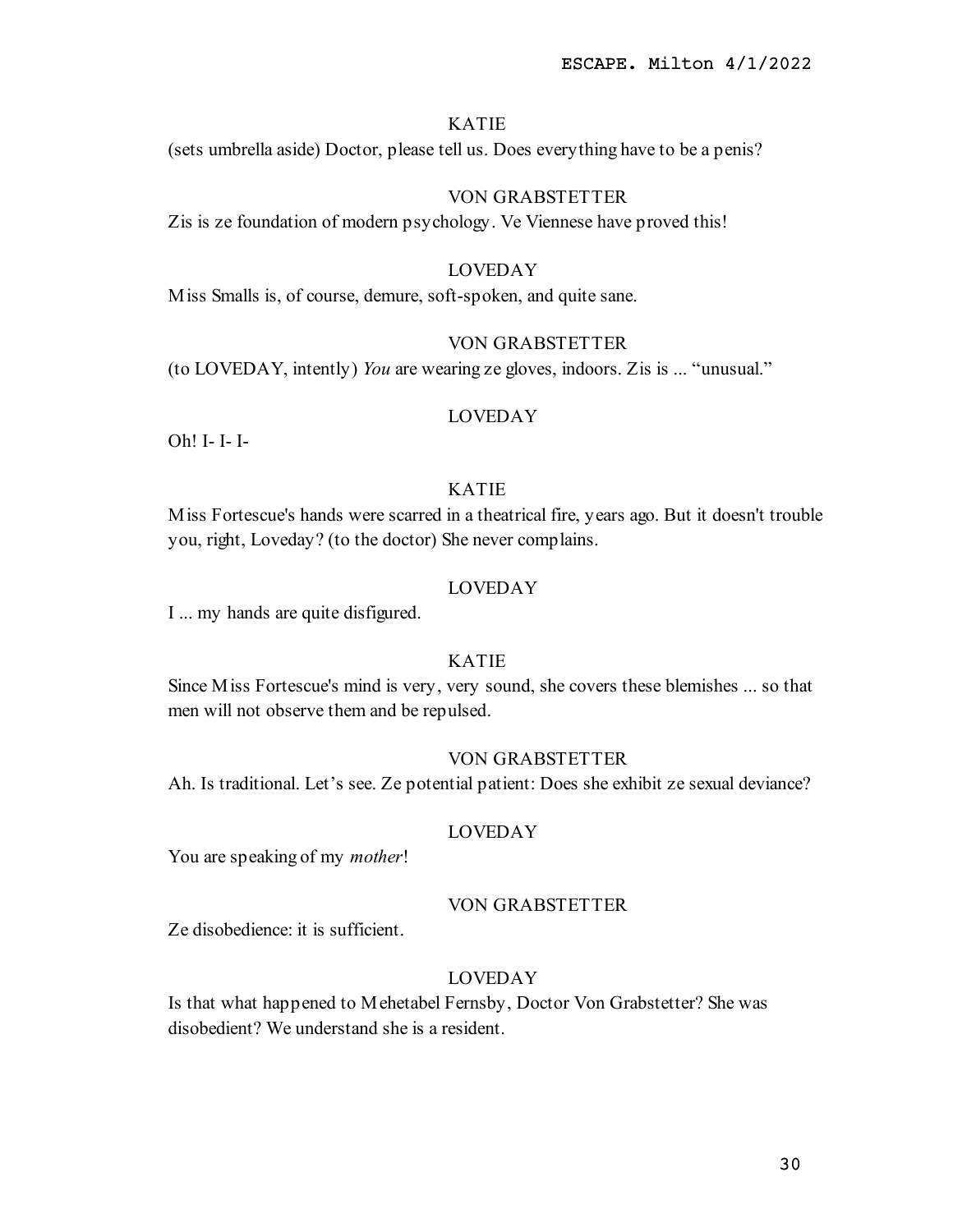KATIE

(sets umbrella aside) Doctor, please tell us. Does everything have to be a penis?

VON GRABSTETTER

Zis is ze foundation of modern psychology. Ve Viennese have proved this!

LOVEDAY

Miss Smalls is, of course, demure, soft-spoken, and quite sane.

VON GRABSTETTER

(to LOVEDAY, intently) *You* are wearing ze gloves, indoors. Zis is ... "unusual."

LOVEDAY

Oh! I- I- I-

KATIE

Miss Fortescue's hands were scarred in a theatrical fire, years ago. But it doesn't trouble you, right, Loveday? (to the doctor) She never complains.

LOVEDAY

I ... my hands are quite disfigured.

KATIE

Since Miss Fortescue's mind is very, very sound, she covers these blemishes ... so that men will not observe them and be repulsed.

VON GRABSTETTER

Ah. Is traditional. Let's see. Ze potential patient: Does she exhibit ze sexual deviance?

LOVEDAY

You are speaking of my *mother*!

VON GRABSTETTER

Ze disobedience: it is sufficient.

LOVEDAY

Is that what happened to Mehetabel Fernsby, Doctor Von Grabstetter? She was disobedient? We understand she is a resident.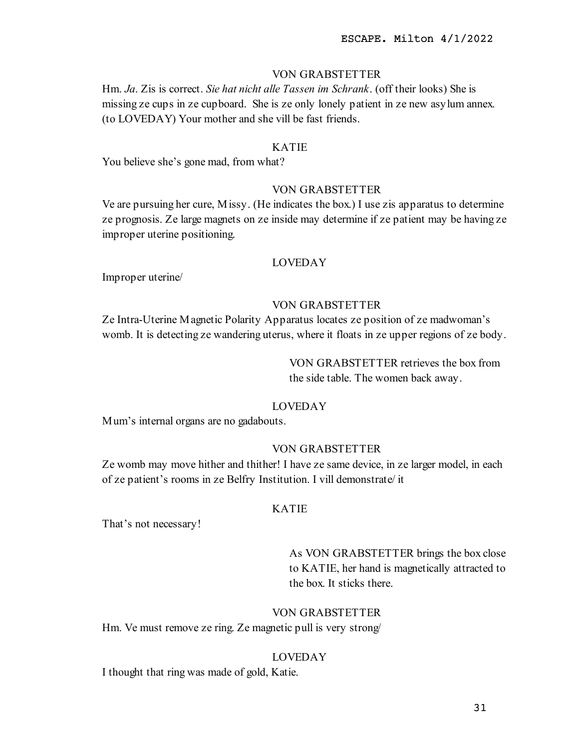VON GRABSTETTER

Hm. *Ja*. Zis is correct. *Sie hat nicht alle Tassen im Schrank*. (off their looks) She is missing ze cups in ze cupboard. She is ze only lonely patient in ze new asylum annex. (to LOVEDAY) Your mother and she vill be fast friends.

KATIE

You believe she's gone mad, from what?

VON GRABSTETTER

Ve are pursuing her cure, Missy. (He indicates the box.) I use zis apparatus to determine ze prognosis. Ze large magnets on ze inside may determine if ze patient may be having ze improper uterine positioning.

LOVEDAY

Improper uterine/

VON GRABSTETTER

Ze Intra-Uterine Magnetic Polarity Apparatus locates ze position of ze madwoman's womb. It is detecting ze wandering uterus, where it floats in ze upper regions of ze body.

VON GRABSTETTER retrieves the box from the side table. The women back away.

LOVEDAY

Mum's internal organs are no gadabouts.

VON GRABSTETTER

Ze womb may move hither and thither! I have ze same device, in ze larger model, in each of ze patient's rooms in ze Belfry Institution. I vill demonstrate/ it

KATIE

That's not necessary!

As VON GRABSTETTER brings the box close to KATIE, her hand is magnetically attracted to the box. It sticks there.

VON GRABSTETTER

Hm. Ve must remove ze ring. Ze magnetic pull is very strong/

LOVEDAY

I thought that ring was made of gold, Katie.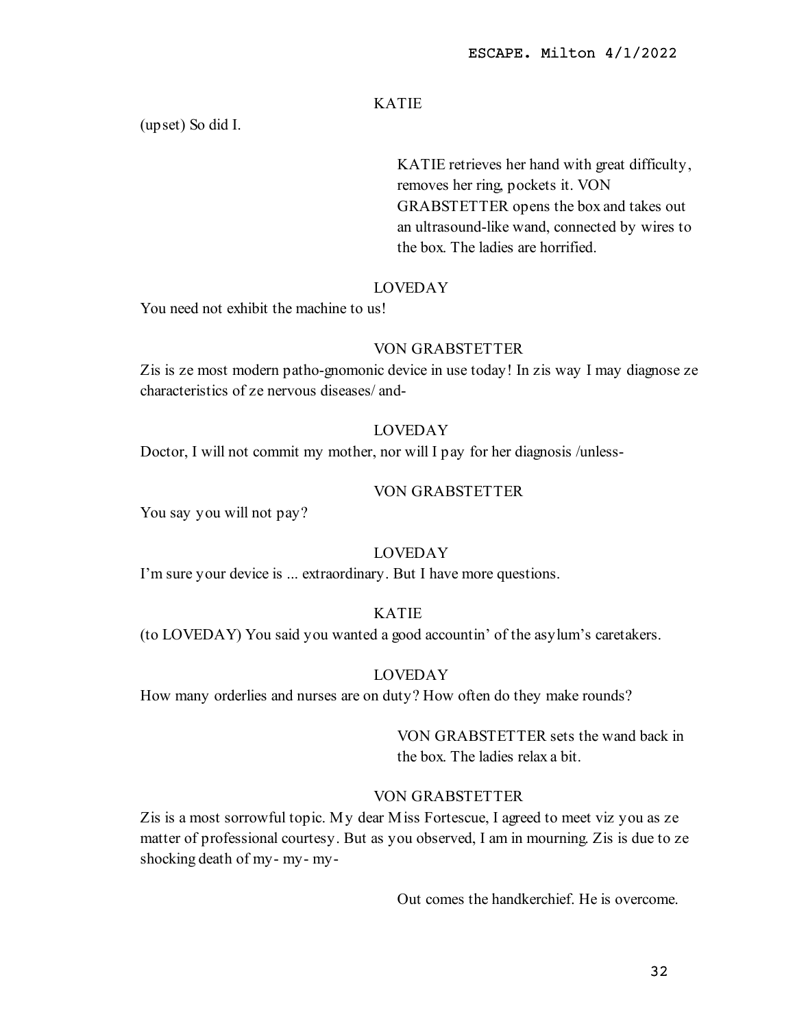KATIE

(upset) So did I.

KATIE retrieves her hand with great difficulty, removes her ring, pockets it. VON GRABSTETTER opens the box and takes out an ultrasound-like wand, connected by wires to the box. The ladies are horrified.

LOVEDAY

You need not exhibit the machine to us!

VON GRABSTETTER

Zis is ze most modern patho-gnomonic device in use today! In zis way I may diagnose ze characteristics of ze nervous diseases/ and-

LOVEDAY

Doctor, I will not commit my mother, nor will I pay for her diagnosis /unless-

VON GRABSTETTER

You say you will not pay?

LOVEDAY

I'm sure your device is ... extraordinary. But I have more questions.

KATIE

(to LOVEDAY) You said you wanted a good accountin' of the asylum's caretakers.

LOVEDAY

How many orderlies and nurses are on duty? How often do they make rounds?

VON GRABSTETTER sets the wand back in the box. The ladies relax a bit.

VON GRABSTETTER

Zis is a most sorrowful topic. My dear Miss Fortescue, I agreed to meet viz you as ze matter of professional courtesy. But as you observed, I am in mourning. Zis is due to ze shocking death of my- my- my-

Out comes the handkerchief. He is overcome.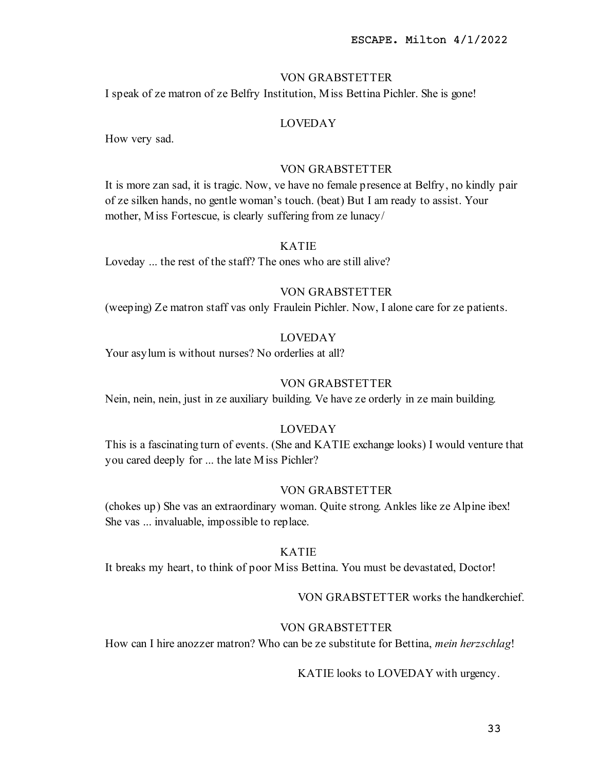VON GRABSTETTER

I speak of ze matron of ze Belfry Institution, Miss Bettina Pichler. She is gone!

LOVEDAY

How very sad.

VON GRABSTETTER

It is more zan sad, it is tragic. Now, ve have no female presence at Belfry, no kindly pair of ze silken hands, no gentle woman's touch. (beat) But I am ready to assist. Your mother, Miss Fortescue, is clearly suffering from ze lunacy/

KATIE

Loveday ... the rest of the staff? The ones who are still alive?

VON GRABSTETTER

(weeping) Ze matron staff vas only Fraulein Pichler. Now, I alone care for ze patients.

LOVEDAY

Your asylum is without nurses? No orderlies at all?

VON GRABSTETTER

Nein, nein, nein, just in ze auxiliary building. Ve have ze orderly in ze main building.

LOVEDAY

This is a fascinating turn of events. (She and KATIE exchange looks) I would venture that you cared deeply for ... the late Miss Pichler?

VON GRABSTETTER

(chokes up) She vas an extraordinary woman. Quite strong. Ankles like ze Alpine ibex! She vas ... invaluable, impossible to replace.

KATIE

It breaks my heart, to think of poor Miss Bettina. You must be devastated, Doctor!

VON GRABSTETTER works the handkerchief.

VON GRABSTETTER

How can I hire anozzer matron? Who can be ze substitute for Bettina, *mein herzschlag*!

KATIE looks to LOVEDAY with urgency.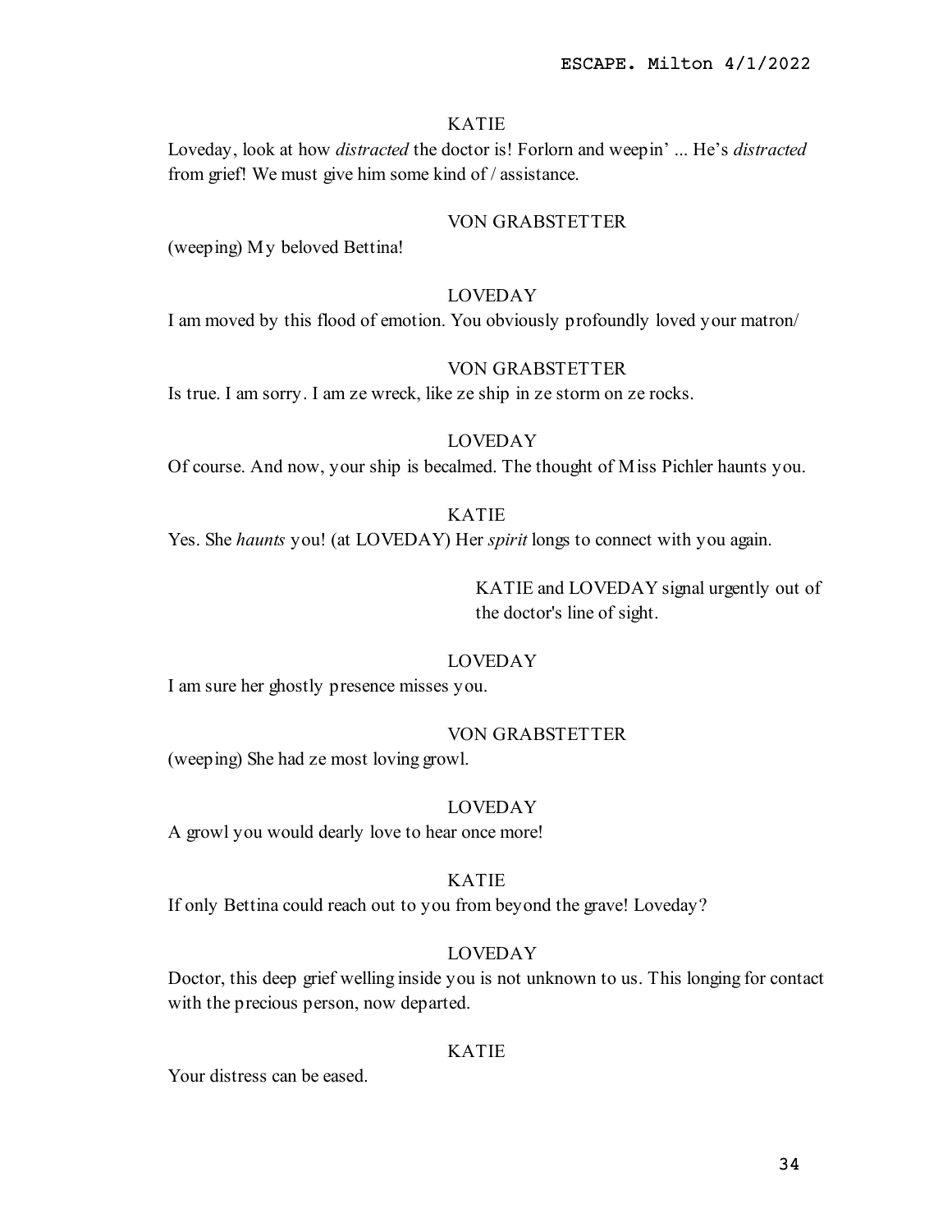KATIE

Loveday, look at how *distracted* the doctor is! Forlorn and weepin' ... He's *distracted* from grief! We must give him some kind of / assistance.

VON GRABSTETTER

(weeping) My beloved Bettina!

LOVEDAY

I am moved by this flood of emotion. You obviously profoundly loved your matron/

VON GRABSTETTER

Is true. I am sorry. I am ze wreck, like ze ship in ze storm on ze rocks.

LOVEDAY

Of course. And now, your ship is becalmed. The thought of Miss Pichler haunts you.

KATIE

Yes. She *haunts* you! (at LOVEDAY) Her *spirit* longs to connect with you again.

KATIE and LOVEDAY signal urgently out of the doctor's line of sight.

LOVEDAY

I am sure her ghostly presence misses you.

VON GRABSTETTER

(weeping) She had ze most loving growl.

LOVEDAY

A growl you would dearly love to hear once more!

KATIE

If only Bettina could reach out to you from beyond the grave! Loveday?

LOVEDAY

Doctor, this deep grief welling inside you is not unknown to us. This longing for contact with the precious person, now departed.

KATIE

Your distress can be eased.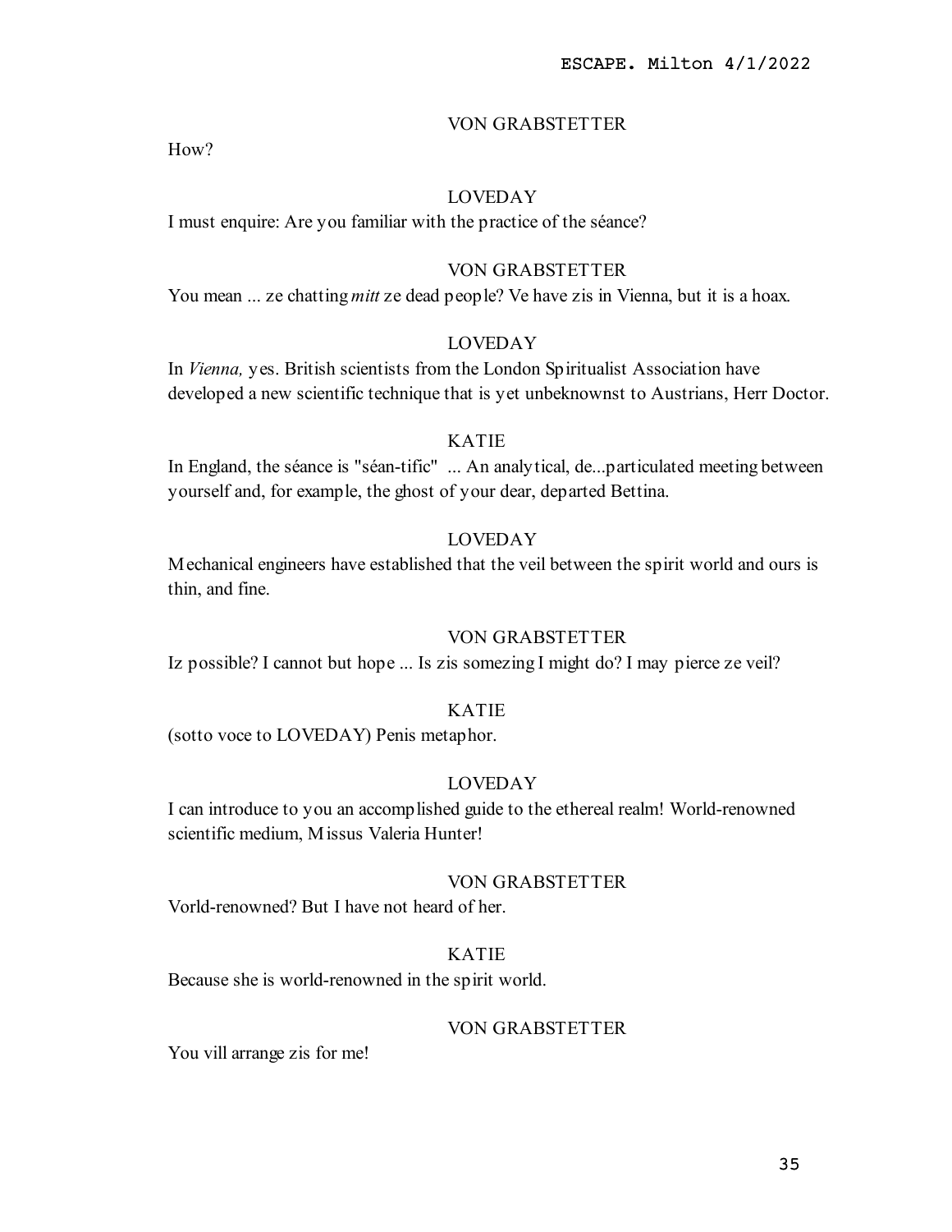VON GRABSTETTER

How?

LOVEDAY

I must enquire: Are you familiar with the practice of the séance?

VON GRABSTETTER

You mean ... ze chatting *mitt* ze dead people? Ve have zis in Vienna, but it is a hoax.

LOVEDAY

In *Vienna,* yes. British scientists from the London Spiritualist Association have developed a new scientific technique that is yet unbeknownst to Austrians, Herr Doctor.

KATIE

In England, the séance is "séan-tific" ... An analytical, de...particulated meeting between yourself and, for example, the ghost of your dear, departed Bettina.

LOVEDAY

Mechanical engineers have established that the veil between the spirit world and ours is thin, and fine.

VON GRABSTETTER

Iz possible? I cannot but hope ... Is zis somezing I might do? I may pierce ze veil?

KATIE

(sotto voce to LOVEDAY) Penis metaphor.

LOVEDAY

I can introduce to you an accomplished guide to the ethereal realm! World-renowned scientific medium, Missus Valeria Hunter!

VON GRABSTETTER

Vorld-renowned? But I have not heard of her.

KATIE

Because she is world-renowned in the spirit world.

VON GRABSTETTER

You vill arrange zis for me!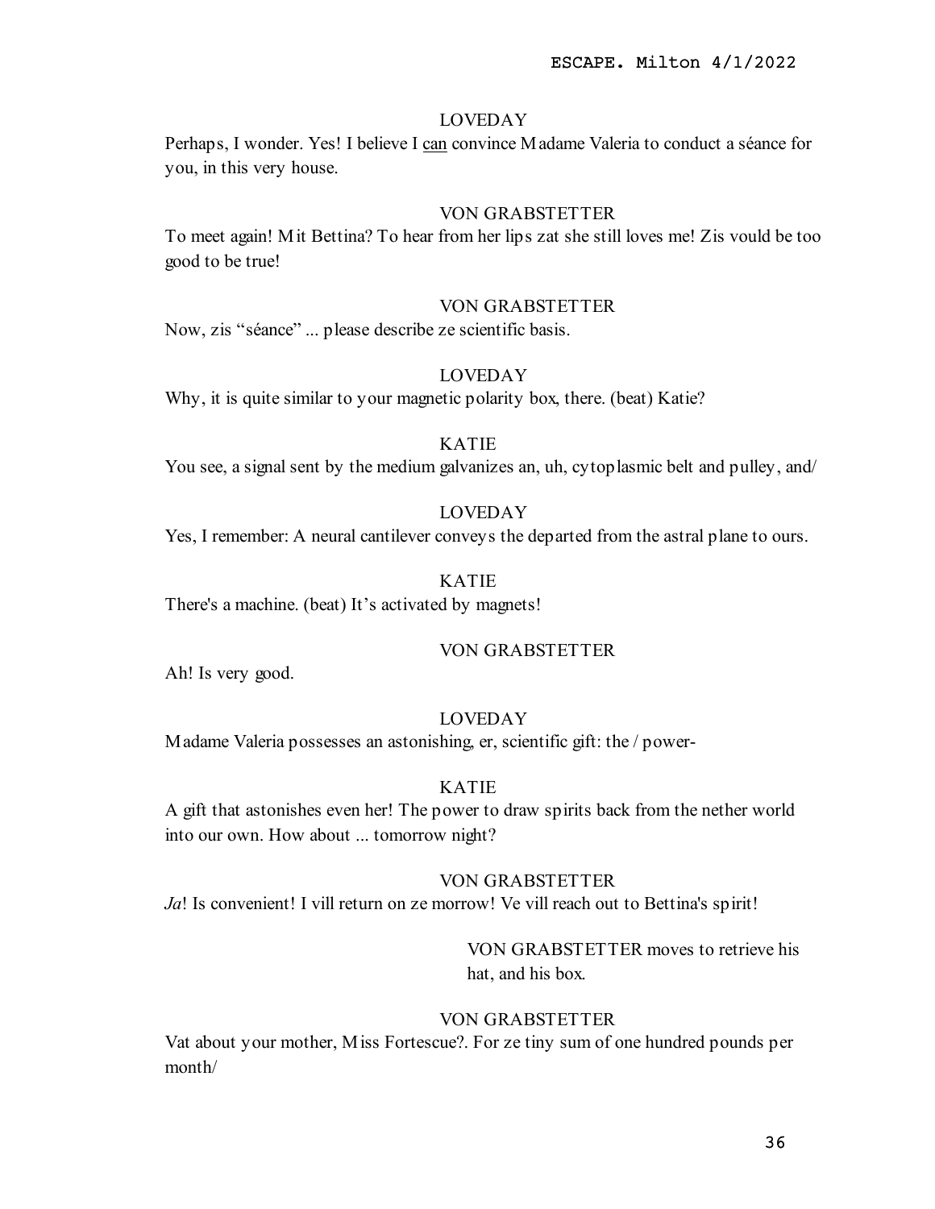LOVEDAY

Perhaps, I wonder. Yes! I believe I <u>can</u> convince Madame Valeria to conduct a séance for you, in this very house.

VON GRABSTETTER

To meet again! Mit Bettina? To hear from her lips zat she still loves me! Zis vould be too good to be true!

VON GRABSTETTER

Now, zis "séance" ... please describe ze scientific basis.

LOVEDAY

Why, it is quite similar to your magnetic polarity box, there. (beat) Katie?

KATIE

You see, a signal sent by the medium galvanizes an, uh, cytoplasmic belt and pulley, and/

LOVEDAY

Yes, I remember: A neural cantilever conveys the departed from the astral plane to ours.

KATIE

There's a machine. (beat) It's activated by magnets!

VON GRABSTETTER

Ah! Is very good.

LOVEDAY

Madame Valeria possesses an astonishing, er, scientific gift: the / power-

KATIE

A gift that astonishes even her! The power to draw spirits back from the nether world into our own. How about ... tomorrow night?

VON GRABSTETTER

*Ja*! Is convenient! I vill return on ze morrow! Ve vill reach out to Bettina's spirit!

VON GRABSTETTER moves to retrieve his hat, and his box.

VON GRABSTETTER

Vat about your mother, Miss Fortescue?. For ze tiny sum of one hundred pounds per month/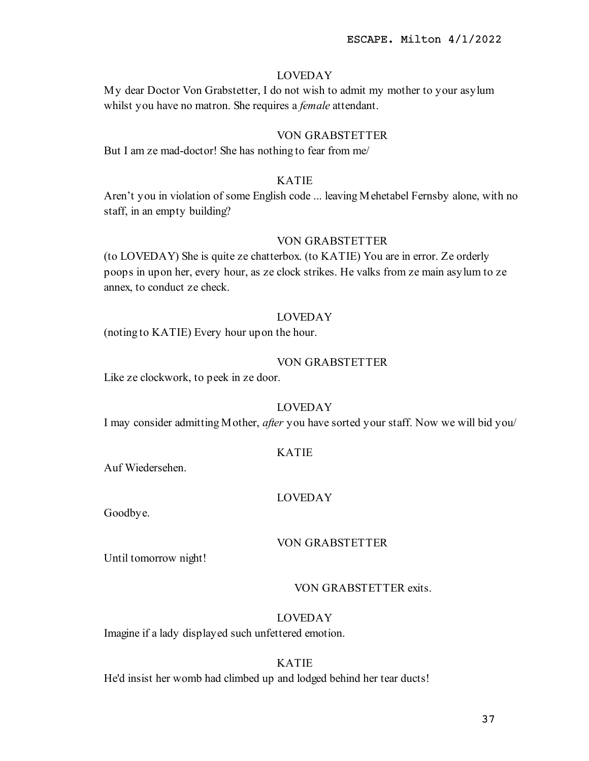LOVEDAY

My dear Doctor Von Grabstetter, I do not wish to admit my mother to your asylum whilst you have no matron. She requires a *female* attendant.

VON GRABSTETTER

But I am ze mad-doctor! She has nothing to fear from me/

KATIE

Aren't you in violation of some English code ... leaving Mehetabel Fernsby alone, with no staff, in an empty building?

VON GRABSTETTER

(to LOVEDAY) She is quite ze chatterbox. (to KATIE) You are in error. Ze orderly poops in upon her, every hour, as ze clock strikes. He valks from ze main asylum to ze annex, to conduct ze check.

LOVEDAY

(noting to KATIE) Every hour upon the hour.

VON GRABSTETTER

Like ze clockwork, to peek in ze door.

LOVEDAY

I may consider admitting Mother, *after* you have sorted your staff. Now we will bid you/

KATIE

Auf Wiedersehen.

LOVEDAY

Goodbye.

VON GRABSTETTER

Until tomorrow night!

VON GRABSTETTER exits.

LOVEDAY

Imagine if a lady displayed such unfettered emotion.

KATIE

He'd insist her womb had climbed up and lodged behind her tear ducts!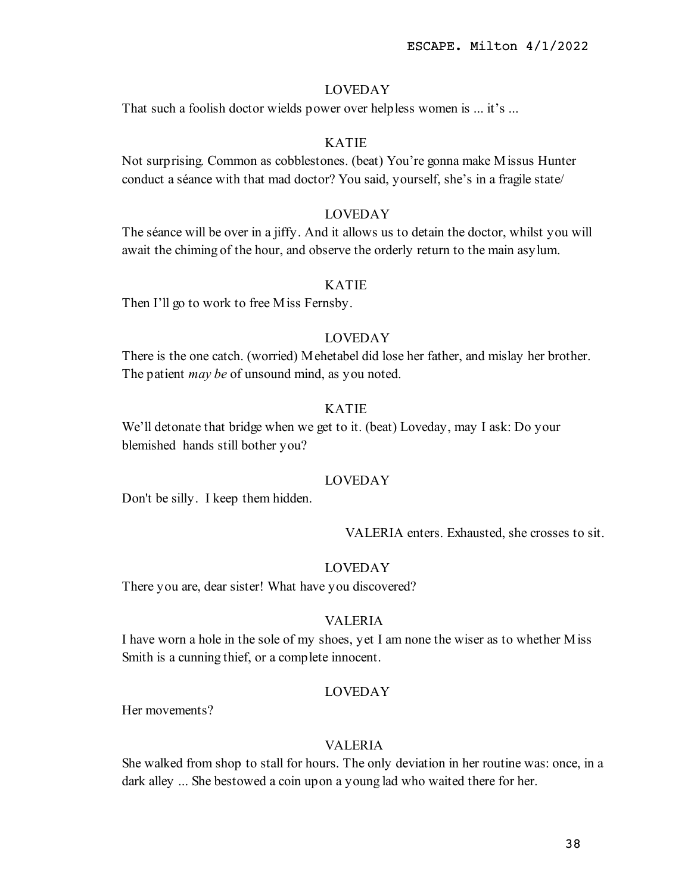LOVEDAY

That such a foolish doctor wields power over helpless women is ... it's ...

KATIE

Not surprising. Common as cobblestones. (beat) You're gonna make Missus Hunter conduct a séance with that mad doctor? You said, yourself, she's in a fragile state/

LOVEDAY

The séance will be over in a jiffy. And it allows us to detain the doctor, whilst you will await the chiming of the hour, and observe the orderly return to the main asylum.

KATIE

Then I'll go to work to free Miss Fernsby.

LOVEDAY

There is the one catch. (worried) Mehetabel did lose her father, and mislay her brother. The patient *may be* of unsound mind, as you noted.

KATIE

We'll detonate that bridge when we get to it. (beat) Loveday, may I ask: Do your blemished hands still bother you?

LOVEDAY

Don't be silly. I keep them hidden.

VALERIA enters. Exhausted, she crosses to sit.

LOVEDAY

There you are, dear sister! What have you discovered?

VALERIA

I have worn a hole in the sole of my shoes, yet I am none the wiser as to whether Miss Smith is a cunning thief, or a complete innocent.

LOVEDAY

Her movements?

VALERIA

She walked from shop to stall for hours. The only deviation in her routine was: once, in a dark alley ... She bestowed a coin upon a young lad who waited there for her.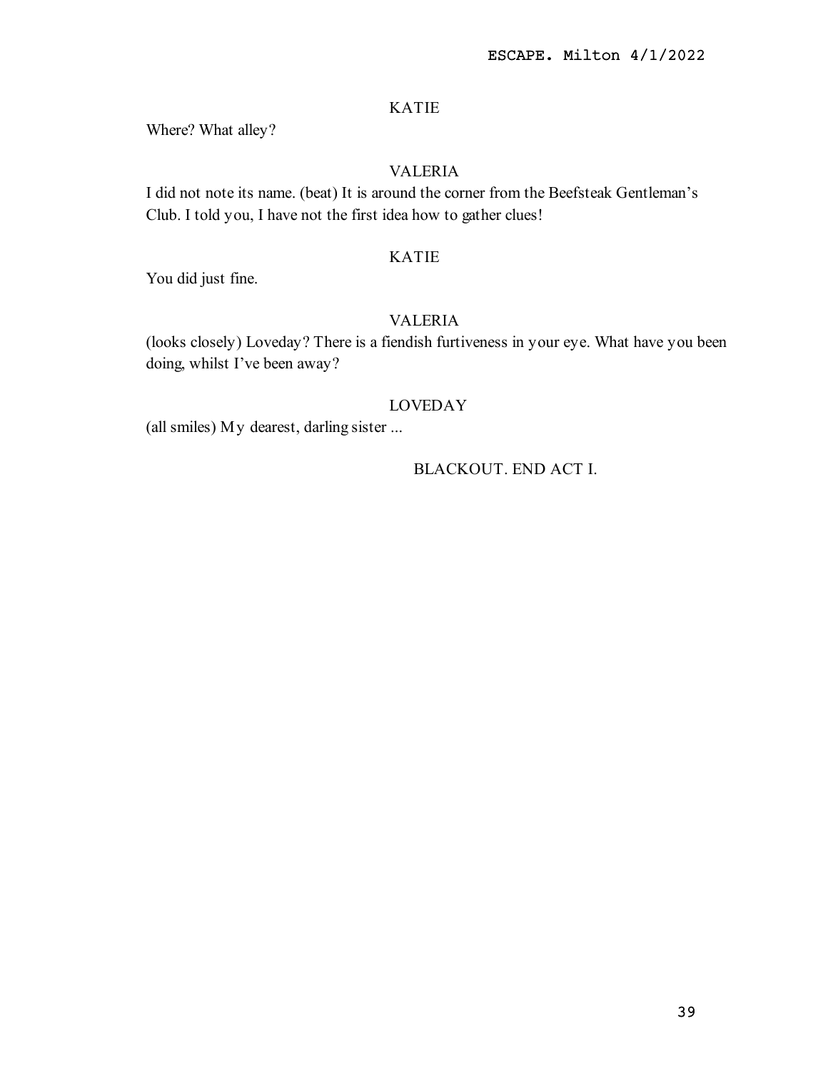KATIE

Where? What alley?

VALERIA

I did not note its name. (beat) It is around the corner from the Beefsteak Gentleman's Club. I told you, I have not the first idea how to gather clues!

KATIE

You did just fine.

VALERIA

(looks closely) Loveday? There is a fiendish furtiveness in your eye. What have you been doing, whilst I've been away?

LOVEDAY

(all smiles) My dearest, darling sister ...

BLACKOUT. END ACT I.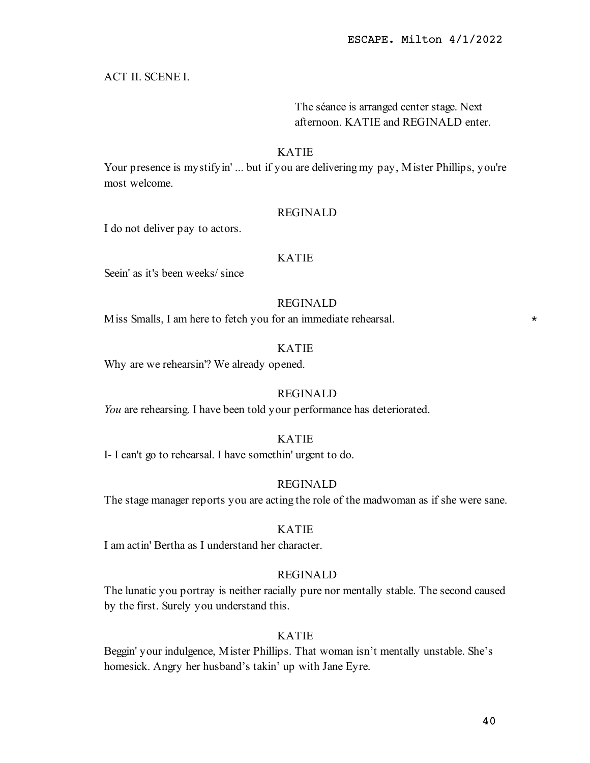ACT II. SCENE I.

The séance is arranged center stage. Next afternoon. KATIE and REGINALD enter.

KATIE

Your presence is mystifyin' ... but if you are delivering my pay, Mister Phillips, you're most welcome.

REGINALD

I do not deliver pay to actors.

KATIE

Seein' as it's been weeks/ since

REGINALD

Miss Smalls, I am here to fetch you for an immediate rehearsal. *

KATIE

Why are we rehearsin'? We already opened.

REGINALD

*You* are rehearsing. I have been told your performance has deteriorated.

KATIE

I- I can't go to rehearsal. I have somethin' urgent to do.

REGINALD

The stage manager reports you are acting the role of the madwoman as if she were sane.

KATIE

I am actin' Bertha as I understand her character.

REGINALD

The lunatic you portray is neither racially pure nor mentally stable. The second caused by the first. Surely you understand this.

KATIE

Beggin' your indulgence, Mister Phillips. That woman isn't mentally unstable. She's homesick. Angry her husband's takin' up with Jane Eyre.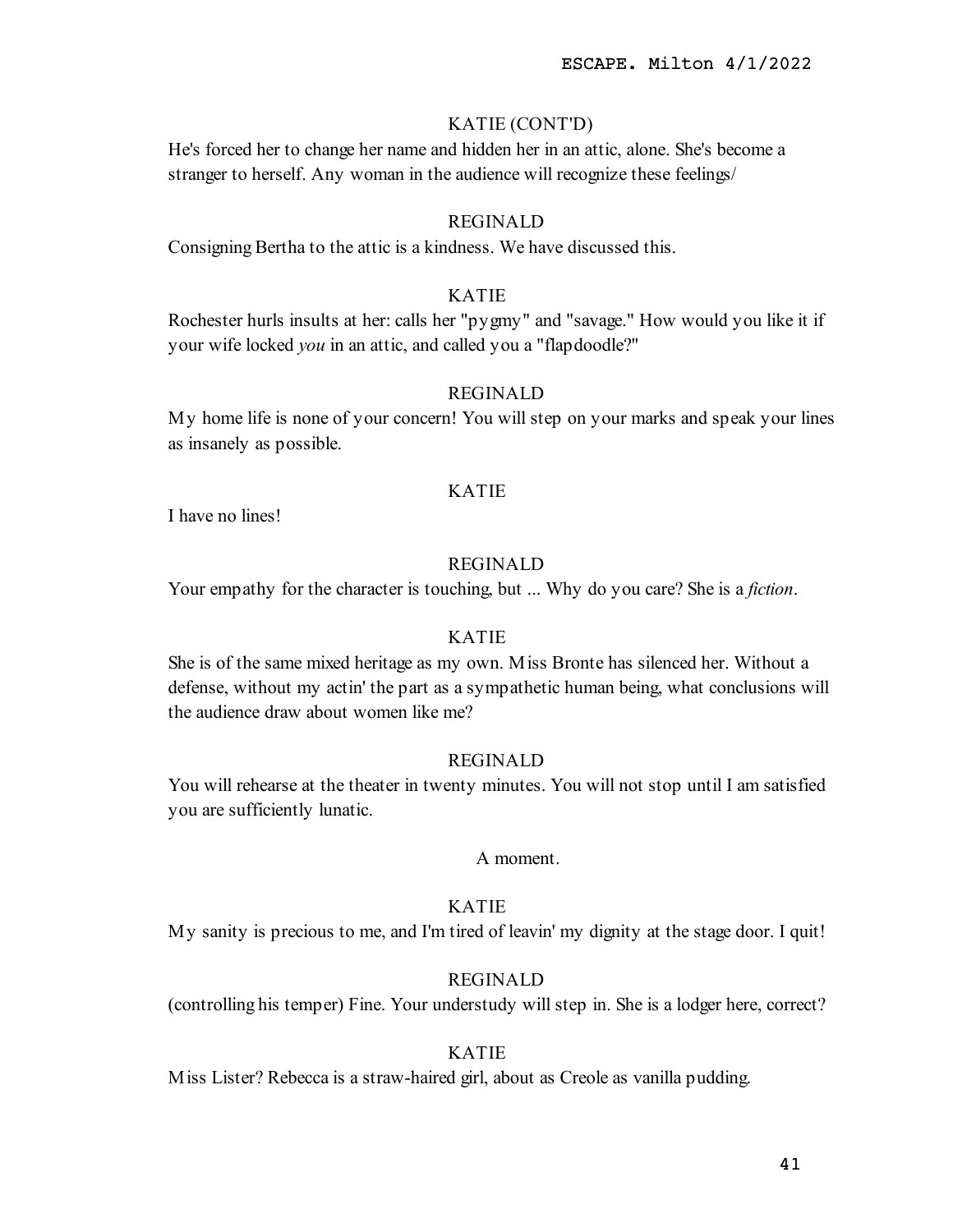KATIE (CONT'D)

He's forced her to change her name and hidden her in an attic, alone. She's become a stranger to herself. Any woman in the audience will recognize these feelings/

REGINALD

Consigning Bertha to the attic is a kindness. We have discussed this.

KATIE

Rochester hurls insults at her: calls her "pygmy" and "savage." How would you like it if your wife locked *you* in an attic, and called you a "flapdoodle?"

REGINALD

My home life is none of your concern! You will step on your marks and speak your lines as insanely as possible.

KATIE

I have no lines!

REGINALD

Your empathy for the character is touching, but ... Why do you care? She is a *fiction*.

KATIE

She is of the same mixed heritage as my own. Miss Bronte has silenced her. Without a defense, without my actin' the part as a sympathetic human being, what conclusions will the audience draw about women like me?

REGINALD

You will rehearse at the theater in twenty minutes. You will not stop until I am satisfied you are sufficiently lunatic.

A moment.

KATIE

My sanity is precious to me, and I'm tired of leavin' my dignity at the stage door. I quit!

REGINALD

(controlling his temper) Fine. Your understudy will step in. She is a lodger here, correct?

KATIE

Miss Lister? Rebecca is a straw-haired girl, about as Creole as vanilla pudding.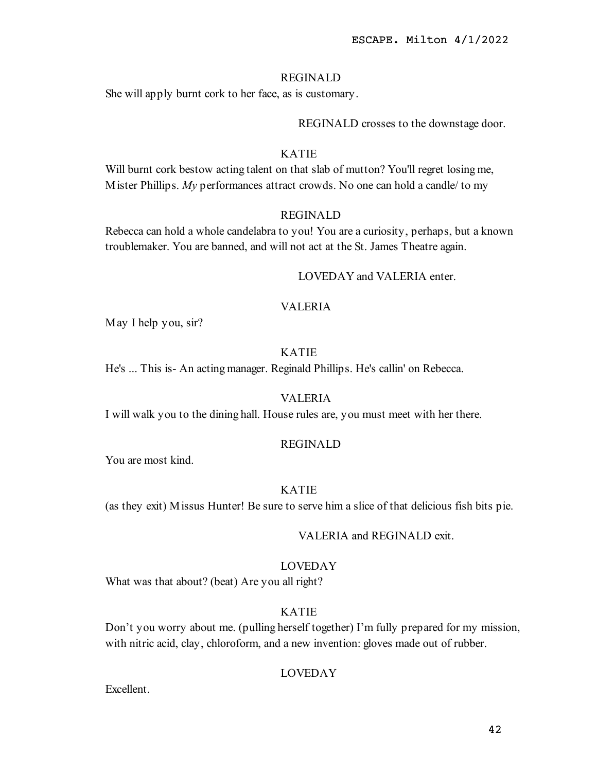REGINALD

She will apply burnt cork to her face, as is customary.

REGINALD crosses to the downstage door.

KATIE

Will burnt cork bestow acting talent on that slab of mutton? You'll regret losing me, Mister Phillips. *My* performances attract crowds. No one can hold a candle/ to my

REGINALD

Rebecca can hold a whole candelabra to you! You are a curiosity, perhaps, but a known troublemaker. You are banned, and will not act at the St. James Theatre again.

LOVEDAY and VALERIA enter.

VALERIA

May I help you, sir?

KATIE

He's ... This is- An acting manager. Reginald Phillips. He's callin' on Rebecca.

VALERIA

I will walk you to the dining hall. House rules are, you must meet with her there.

REGINALD

You are most kind.

KATIE

(as they exit) Missus Hunter! Be sure to serve him a slice of that delicious fish bits pie.

VALERIA and REGINALD exit.

LOVEDAY

What was that about? (beat) Are you all right?

KATIE

Don't you worry about me. (pulling herself together) I'm fully prepared for my mission, with nitric acid, clay, chloroform, and a new invention: gloves made out of rubber.

LOVEDAY

Excellent.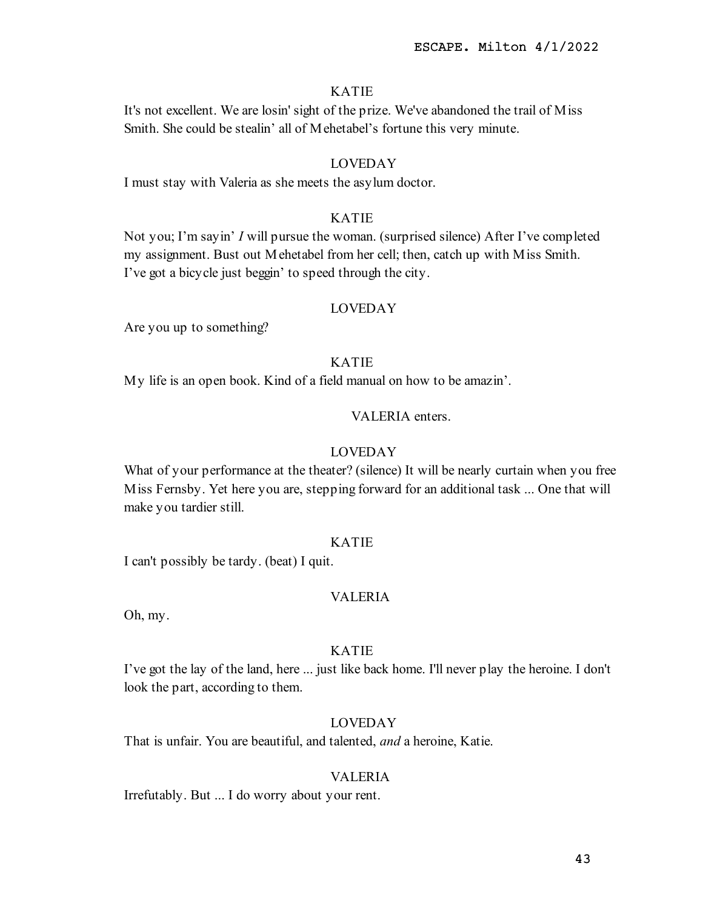KATIE

It's not excellent. We are losin' sight of the prize. We've abandoned the trail of Miss Smith. She could be stealin' all of Mehetabel's fortune this very minute.

LOVEDAY

I must stay with Valeria as she meets the asylum doctor.

KATIE

Not you; I'm sayin' *I* will pursue the woman. (surprised silence) After I've completed my assignment. Bust out Mehetabel from her cell; then, catch up with Miss Smith. I've got a bicycle just beggin' to speed through the city.

LOVEDAY

Are you up to something?

KATIE

My life is an open book. Kind of a field manual on how to be amazin'.

VALERIA enters.

LOVEDAY

What of your performance at the theater? (silence) It will be nearly curtain when you free Miss Fernsby. Yet here you are, stepping forward for an additional task ... One that will make you tardier still.

KATIE

I can't possibly be tardy. (beat) I quit.

VALERIA

Oh, my.

KATIE

I've got the lay of the land, here ... just like back home. I'll never play the heroine. I don't look the part, according to them.

LOVEDAY

That is unfair. You are beautiful, and talented, *and* a heroine, Katie.

VALERIA

Irrefutably. But ... I do worry about your rent.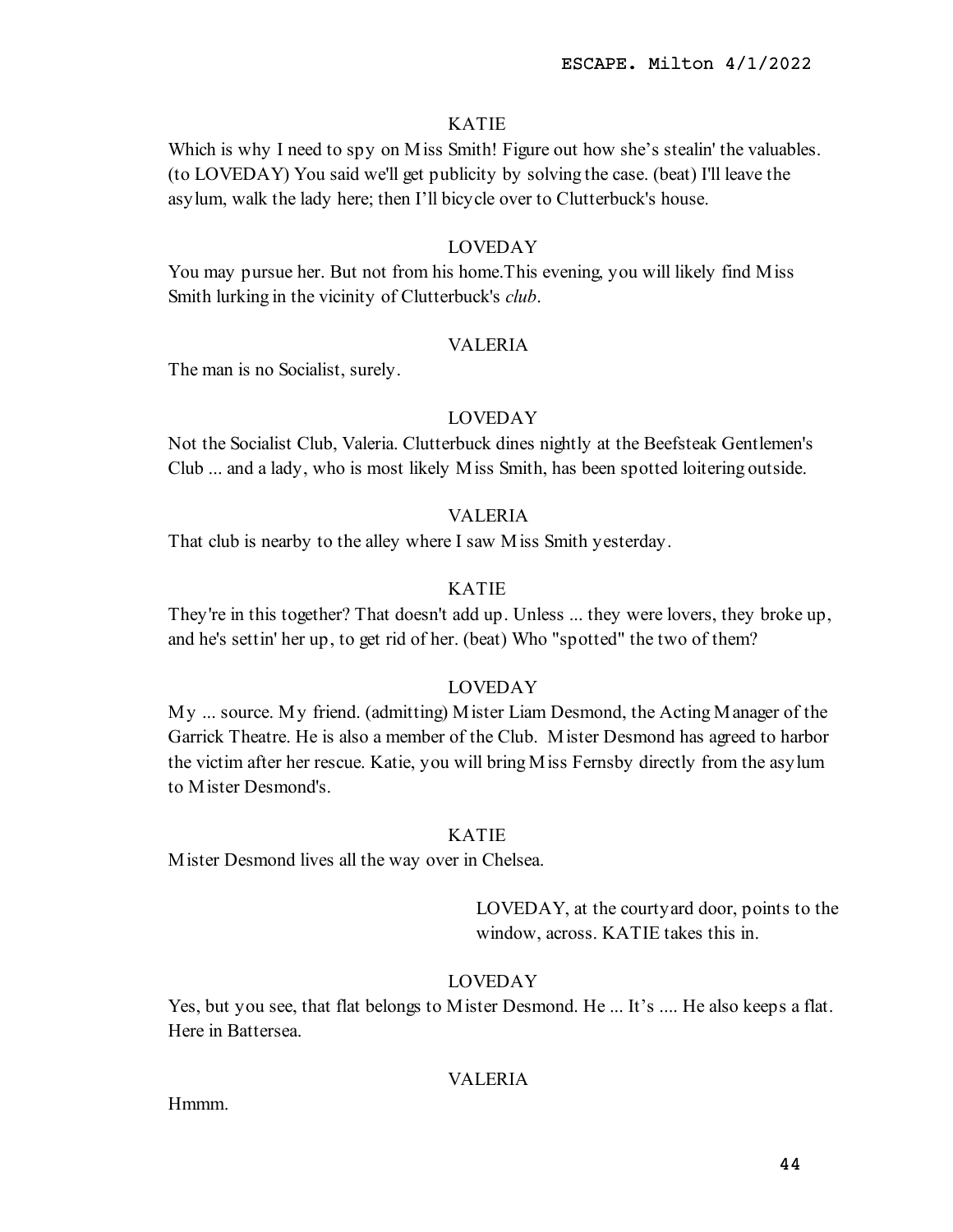KATIE

Which is why I need to spy on Miss Smith! Figure out how she's stealin' the valuables. (to LOVEDAY) You said we'll get publicity by solving the case. (beat) I'll leave the asylum, walk the lady here; then I'll bicycle over to Clutterbuck's house.

LOVEDAY

You may pursue her. But not from his home.This evening, you will likely find Miss Smith lurking in the vicinity of Clutterbuck's *club*.

VALERIA

The man is no Socialist, surely.

LOVEDAY

Not the Socialist Club, Valeria. Clutterbuck dines nightly at the Beefsteak Gentlemen's Club ... and a lady, who is most likely Miss Smith, has been spotted loitering outside.

VALERIA

That club is nearby to the alley where I saw Miss Smith yesterday.

KATIE

They're in this together? That doesn't add up. Unless ... they were lovers, they broke up, and he's settin' her up, to get rid of her. (beat) Who "spotted" the two of them?

LOVEDAY

My ... source. My friend. (admitting) Mister Liam Desmond, the Acting Manager of the Garrick Theatre. He is also a member of the Club. Mister Desmond has agreed to harbor the victim after her rescue. Katie, you will bring Miss Fernsby directly from the asylum to Mister Desmond's.

KATIE

Mister Desmond lives all the way over in Chelsea.

LOVEDAY, at the courtyard door, points to the window, across. KATIE takes this in.

LOVEDAY

Yes, but you see, that flat belongs to Mister Desmond. He ... It's .... He also keeps a flat. Here in Battersea.

VALERIA

Hmmm.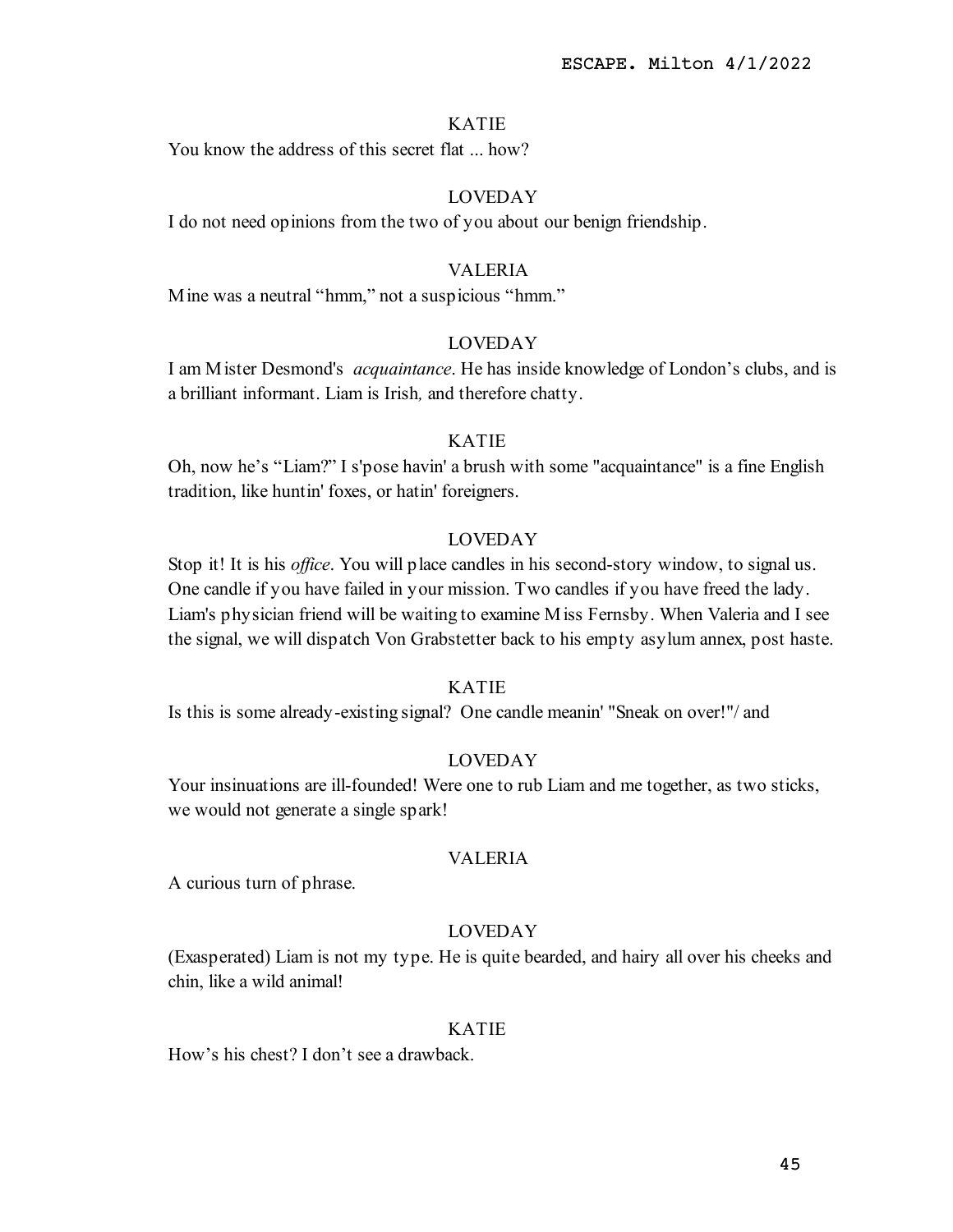KATIE

You know the address of this secret flat ... how?

LOVEDAY

I do not need opinions from the two of you about our benign friendship.

VALERIA

Mine was a neutral "hmm," not a suspicious "hmm."

LOVEDAY

I am Mister Desmond's *acquaintance*. He has inside knowledge of London's clubs, and is a brilliant informant. Liam is Irish, and therefore chatty.

KATIE

Oh, now he's "Liam?" I s'pose havin' a brush with some "acquaintance" is a fine English tradition, like huntin' foxes, or hatin' foreigners.

LOVEDAY

Stop it! It is his *office*. You will place candles in his second-story window, to signal us. One candle if you have failed in your mission. Two candles if you have freed the lady. Liam's physician friend will be waiting to examine Miss Fernsby. When Valeria and I see the signal, we will dispatch Von Grabstetter back to his empty asylum annex, post haste.

KATIE

Is this is some already-existing signal? One candle meanin' "Sneak on over!"/ and

LOVEDAY

Your insinuations are ill-founded! Were one to rub Liam and me together, as two sticks, we would not generate a single spark!

VALERIA

A curious turn of phrase.

LOVEDAY

(Exasperated) Liam is not my type. He is quite bearded, and hairy all over his cheeks and chin, like a wild animal!

KATIE

How's his chest? I don't see a drawback.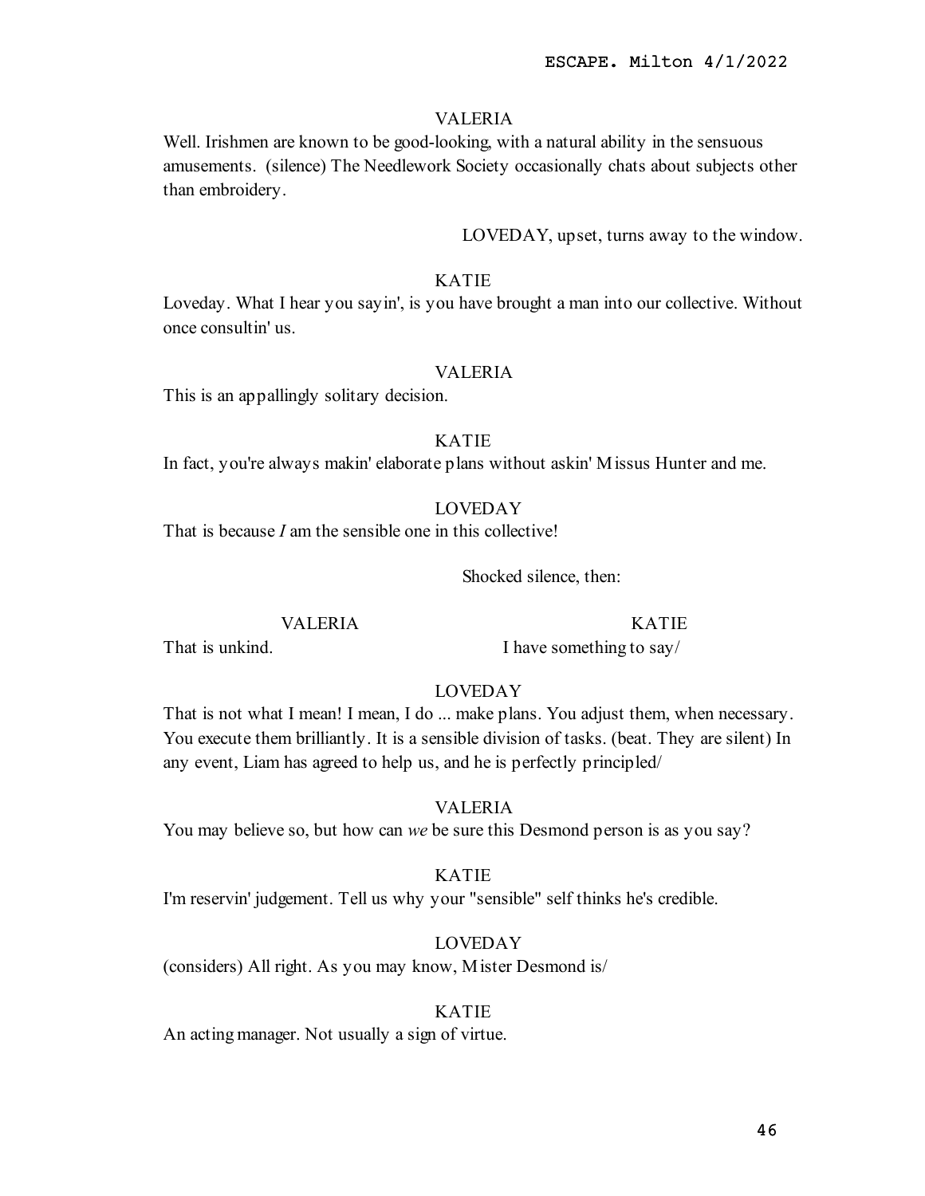VALERIA

Well. Irishmen are known to be good-looking, with a natural ability in the sensuous amusements. (silence) The Needlework Society occasionally chats about subjects other than embroidery.

LOVEDAY, upset, turns away to the window.

KATIE

Loveday. What I hear you sayin', is you have brought a man into our collective. Without once consultin' us.

VALERIA

This is an appallingly solitary decision.

KATIE

In fact, you're always makin' elaborate plans without askin' Missus Hunter and me.

LOVEDAY

That is because *I* am the sensible one in this collective!

Shocked silence, then:

VALERIA

That is unkind.

KATIE

I have something to say/

LOVEDAY

That is not what I mean! I mean, I do ... make plans. You adjust them, when necessary. You execute them brilliantly. It is a sensible division of tasks. (beat. They are silent) In any event, Liam has agreed to help us, and he is perfectly principled/

VALERIA

You may believe so, but how can *we* be sure this Desmond person is as you say?

KATIE

I'm reservin' judgement. Tell us why your "sensible" self thinks he's credible.

LOVEDAY

(considers) All right. As you may know, Mister Desmond is/

KATIE

An acting manager. Not usually a sign of virtue.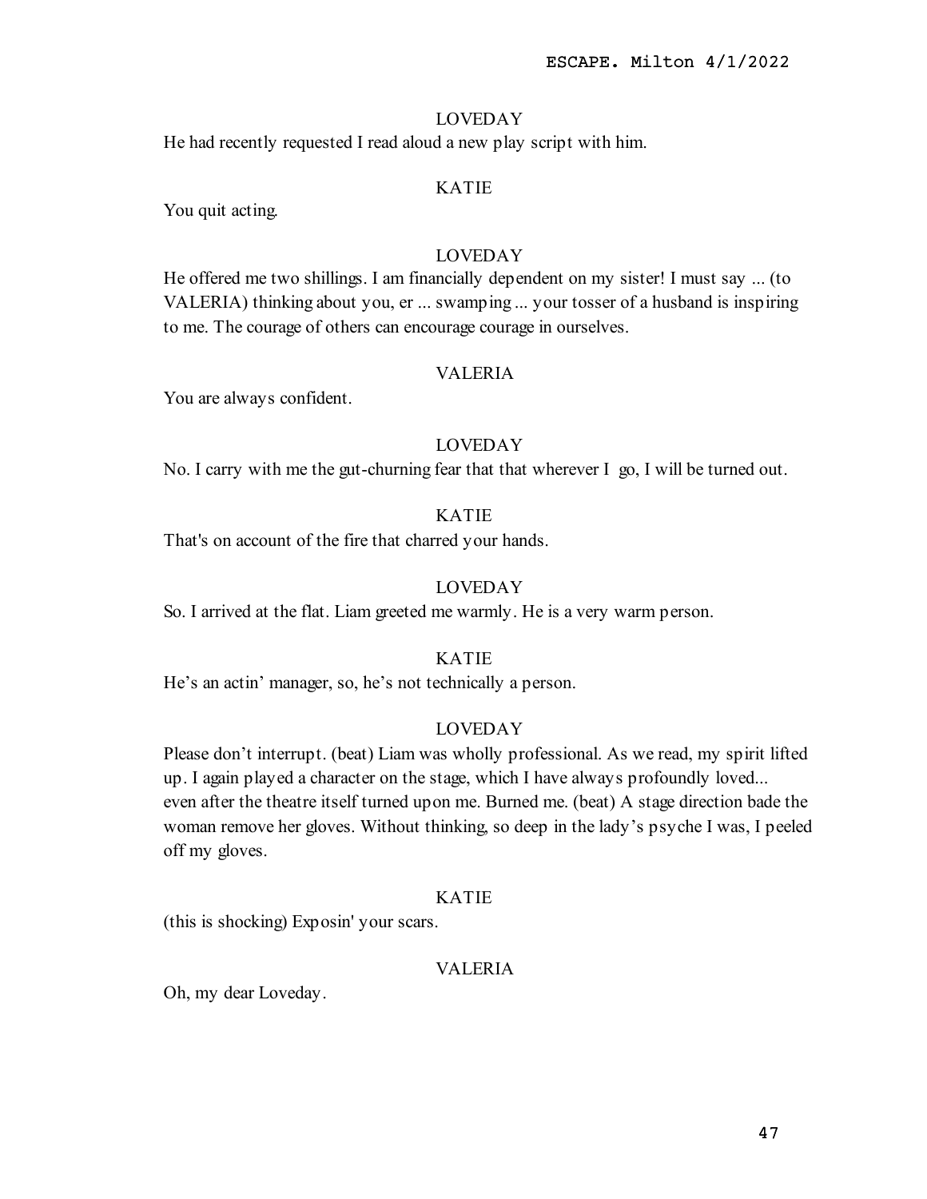LOVEDAY

He had recently requested I read aloud a new play script with him.

KATIE

You quit acting.

LOVEDAY

He offered me two shillings. I am financially dependent on my sister! I must say ... (to VALERIA) thinking about you, er ... swamping ... your tosser of a husband is inspiring to me. The courage of others can encourage courage in ourselves.

VALERIA

You are always confident.

LOVEDAY

No. I carry with me the gut-churning fear that that wherever I go, I will be turned out.

KATIE

That's on account of the fire that charred your hands.

LOVEDAY

So. I arrived at the flat. Liam greeted me warmly. He is a very warm person.

KATIE

He's an actin' manager, so, he's not technically a person.

LOVEDAY

Please don't interrupt. (beat) Liam was wholly professional. As we read, my spirit lifted up. I again played a character on the stage, which I have always profoundly loved... even after the theatre itself turned upon me. Burned me. (beat) A stage direction bade the woman remove her gloves. Without thinking, so deep in the lady's psyche I was, I peeled off my gloves.

KATIE

(this is shocking) Exposin' your scars.

VALERIA

Oh, my dear Loveday.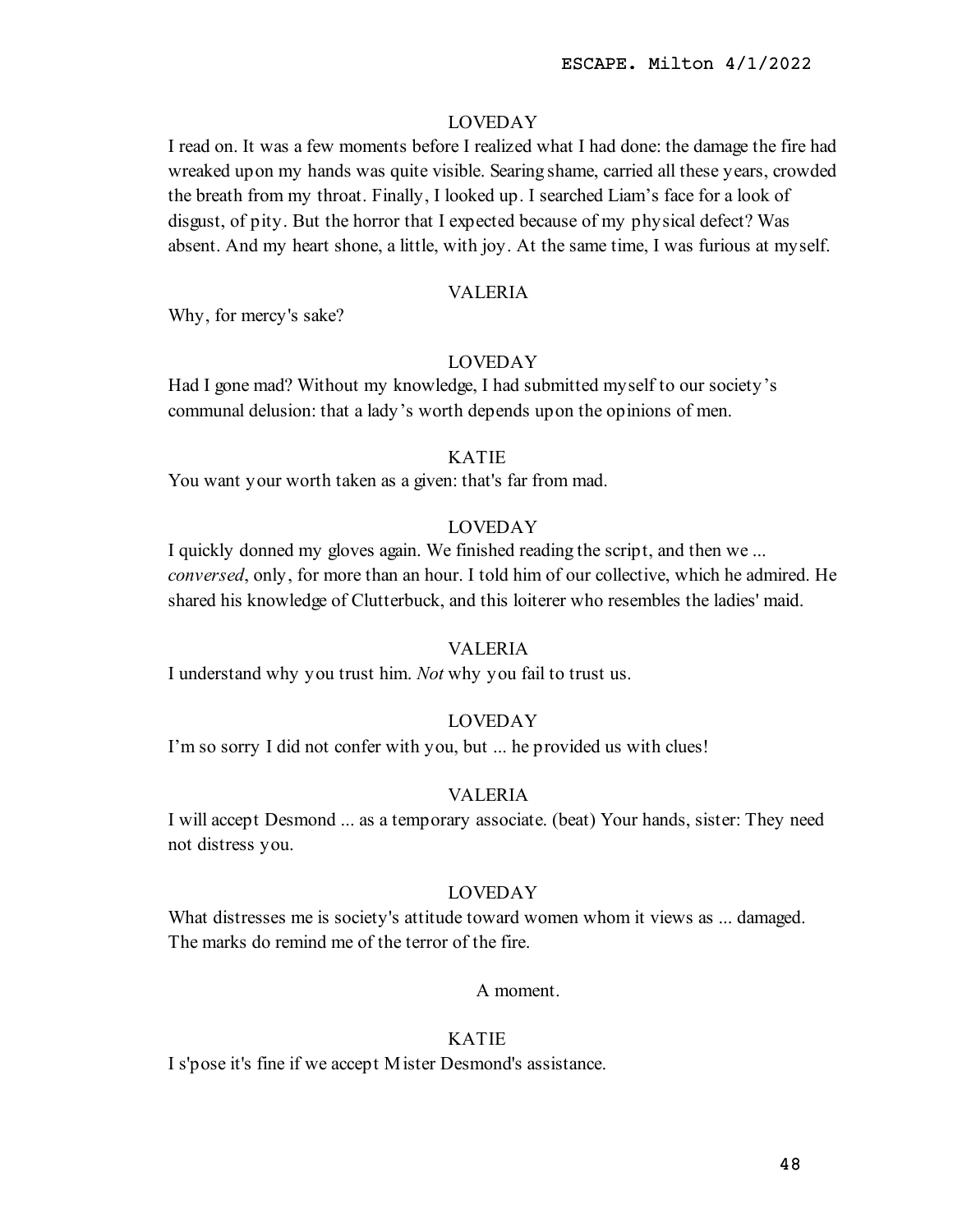LOVEDAY

I read on. It was a few moments before I realized what I had done: the damage the fire had wreaked upon my hands was quite visible. Searing shame, carried all these years, crowded the breath from my throat. Finally, I looked up. I searched Liam's face for a look of disgust, of pity. But the horror that I expected because of my physical defect? Was absent. And my heart shone, a little, with joy. At the same time, I was furious at myself.

VALERIA

Why, for mercy's sake?

LOVEDAY

Had I gone mad? Without my knowledge, I had submitted myself to our society's communal delusion: that a lady's worth depends upon the opinions of men.

KATIE

You want your worth taken as a given: that's far from mad.

LOVEDAY

I quickly donned my gloves again. We finished reading the script, and then we ... *conversed*, only, for more than an hour. I told him of our collective, which he admired. He shared his knowledge of Clutterbuck, and this loiterer who resembles the ladies' maid.

VALERIA

I understand why you trust him. *Not* why you fail to trust us.

LOVEDAY

I'm so sorry I did not confer with you, but ... he provided us with clues!

VALERIA

I will accept Desmond ... as a temporary associate. (beat) Your hands, sister: They need not distress you.

LOVEDAY

What distresses me is society's attitude toward women whom it views as ... damaged. The marks do remind me of the terror of the fire.

A moment.

KATIE

I s'pose it's fine if we accept Mister Desmond's assistance.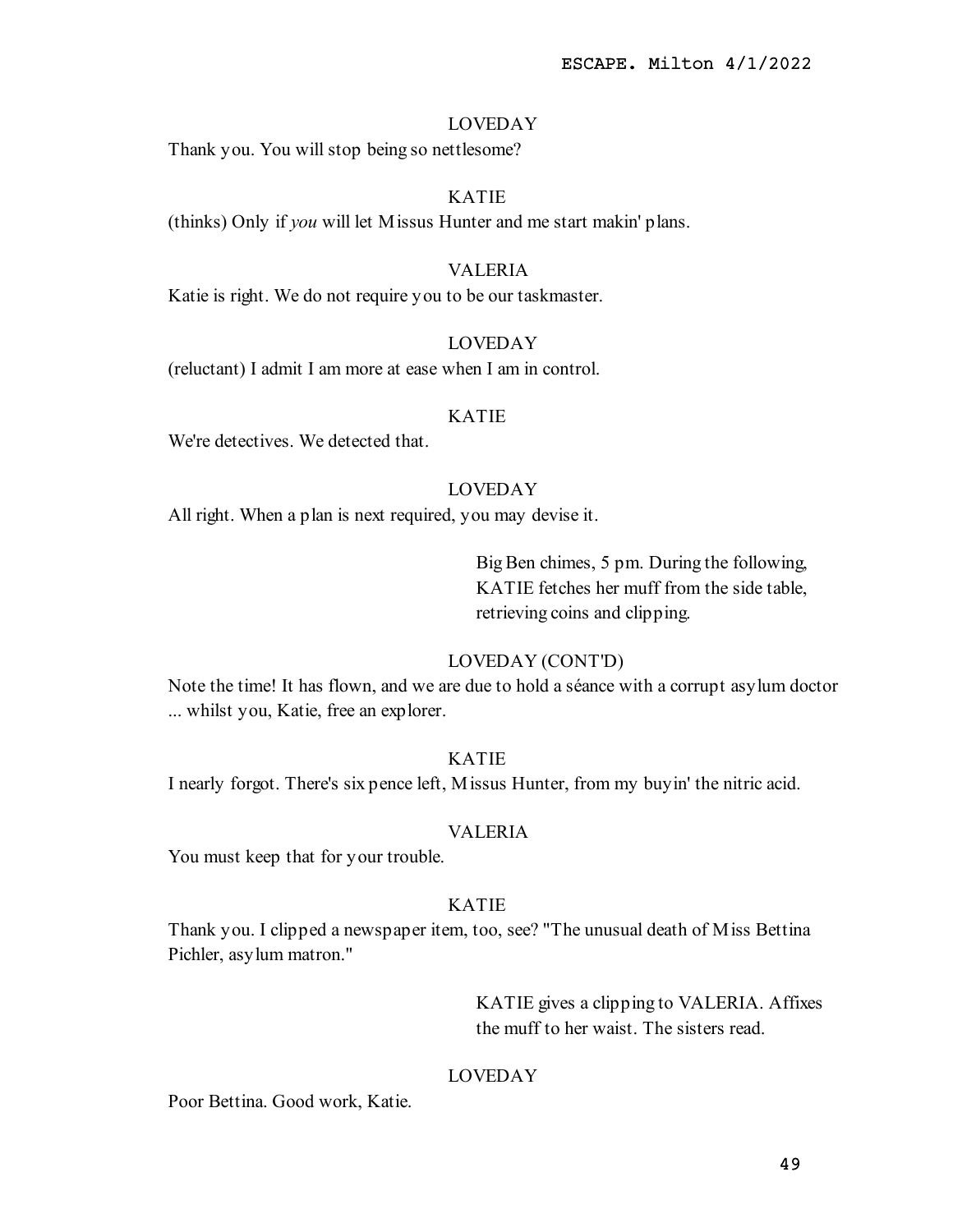LOVEDAY

Thank you. You will stop being so nettlesome?

KATIE

(thinks) Only if *you* will let Missus Hunter and me start makin' plans.

VALERIA

Katie is right. We do not require you to be our taskmaster.

LOVEDAY

(reluctant) I admit I am more at ease when I am in control.

KATIE

We're detectives. We detected that.

LOVEDAY

All right. When a plan is next required, you may devise it.

> Big Ben chimes, 5 pm. During the following, KATIE fetches her muff from the side table, retrieving coins and clipping.

LOVEDAY (CONT'D)

Note the time! It has flown, and we are due to hold a séance with a corrupt asylum doctor ... whilst you, Katie, free an explorer.

KATIE

I nearly forgot. There's six pence left, Missus Hunter, from my buyin' the nitric acid.

VALERIA

You must keep that for your trouble.

KATIE

Thank you. I clipped a newspaper item, too, see? "The unusual death of Miss Bettina Pichler, asylum matron."

> KATIE gives a clipping to VALERIA. Affixes the muff to her waist. The sisters read.

LOVEDAY

Poor Bettina. Good work, Katie.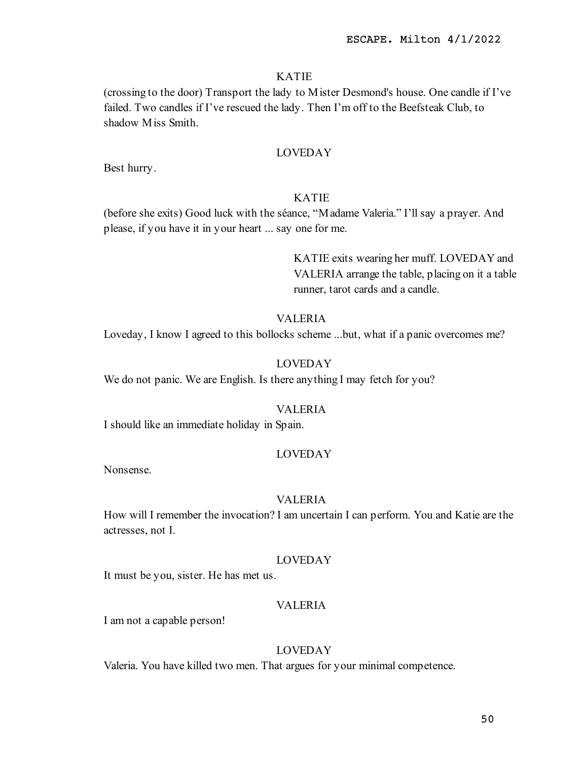KATIE

(crossing to the door) Transport the lady to Mister Desmond's house. One candle if I've failed. Two candles if I've rescued the lady. Then I'm off to the Beefsteak Club, to shadow Miss Smith.

LOVEDAY

Best hurry.

KATIE

(before she exits) Good luck with the séance, "Madame Valeria." I'll say a prayer. And please, if you have it in your heart ... say one for me.

KATIE exits wearing her muff. LOVEDAY and VALERIA arrange the table, placing on it a table runner, tarot cards and a candle.

VALERIA

Loveday, I know I agreed to this bollocks scheme ...but, what if a panic overcomes me?

LOVEDAY

We do not panic. We are English. Is there anything I may fetch for you?

VALERIA

I should like an immediate holiday in Spain.

LOVEDAY

Nonsense.

VALERIA

How will I remember the invocation? I am uncertain I can perform. You and Katie are the actresses, not I.

LOVEDAY

It must be you, sister. He has met us.

VALERIA

I am not a capable person!

LOVEDAY

Valeria. You have killed two men. That argues for your minimal competence.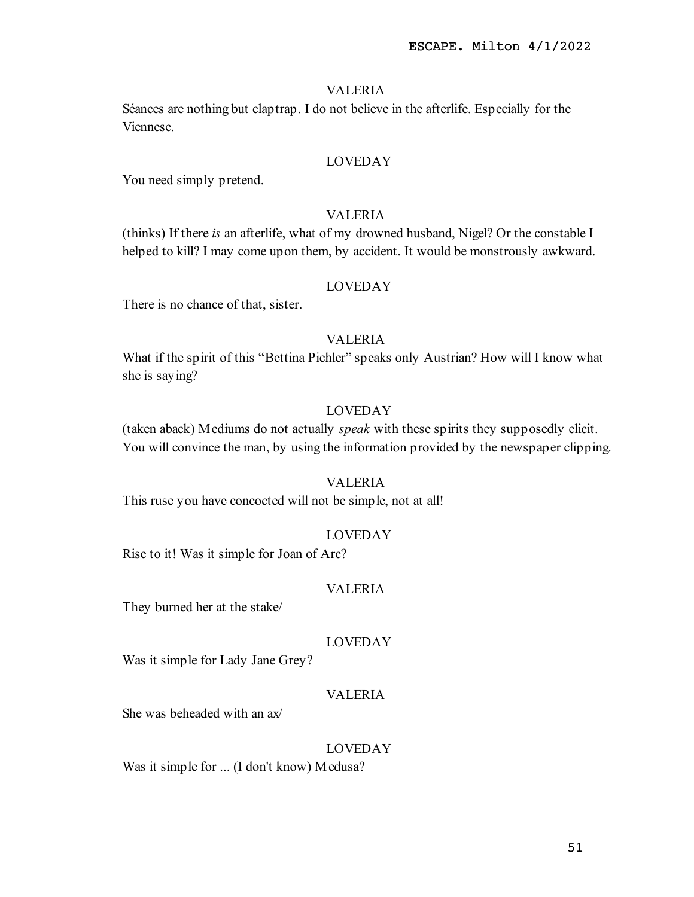VALERIA

Séances are nothing but claptrap. I do not believe in the afterlife. Especially for the Viennese.

LOVEDAY

You need simply pretend.

VALERIA

(thinks) If there *is* an afterlife, what of my drowned husband, Nigel? Or the constable I helped to kill? I may come upon them, by accident. It would be monstrously awkward.

LOVEDAY

There is no chance of that, sister.

VALERIA

What if the spirit of this "Bettina Pichler" speaks only Austrian? How will I know what she is saying?

LOVEDAY

(taken aback) Mediums do not actually *speak* with these spirits they supposedly elicit. You will convince the man, by using the information provided by the newspaper clipping.

VALERIA

This ruse you have concocted will not be simple, not at all!

LOVEDAY

Rise to it! Was it simple for Joan of Arc?

VALERIA

They burned her at the stake/

LOVEDAY

Was it simple for Lady Jane Grey?

VALERIA

She was beheaded with an ax/

LOVEDAY

Was it simple for ... (I don't know) Medusa?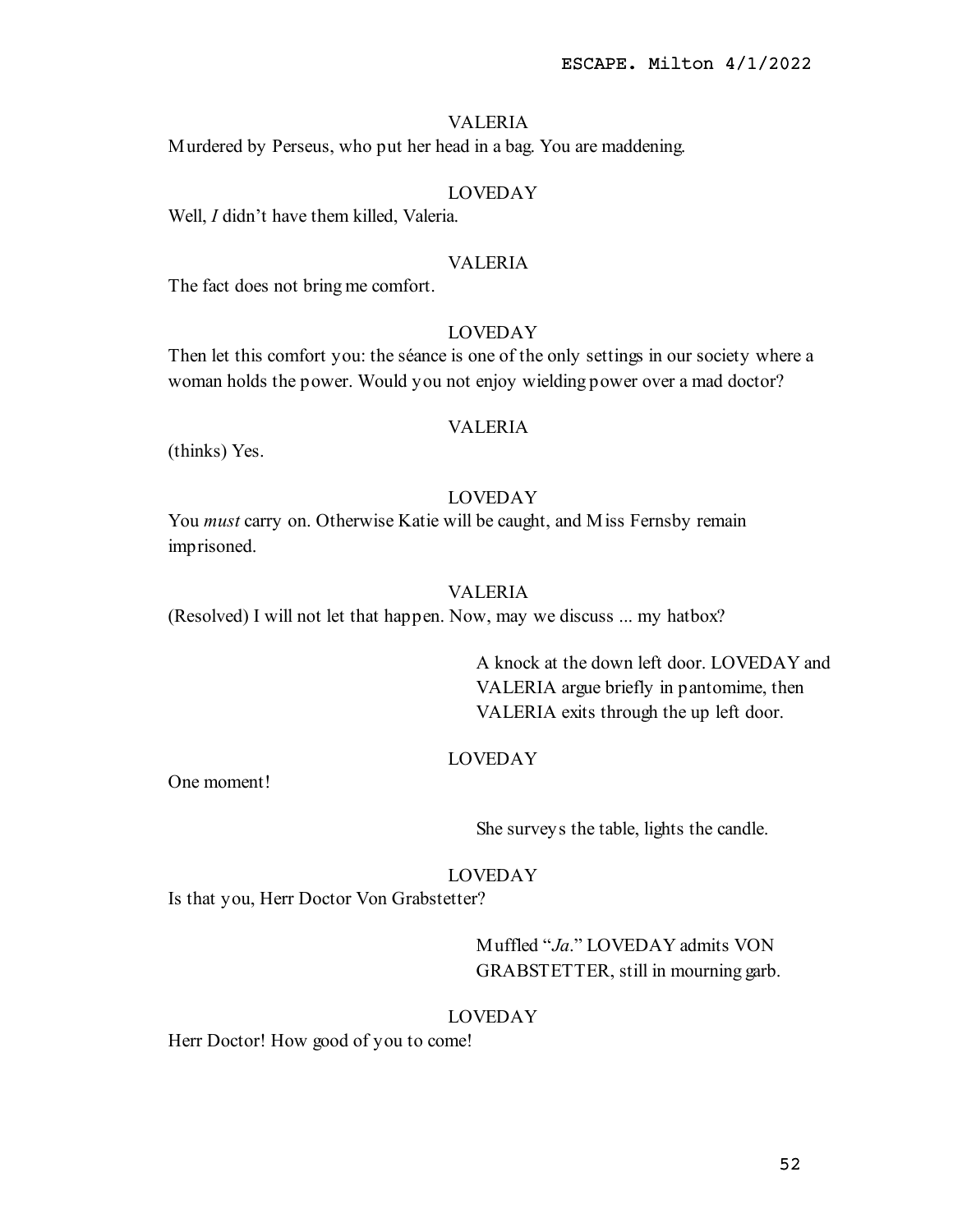VALERIA

Murdered by Perseus, who put her head in a bag. You are maddening.

LOVEDAY

Well, *I* didn't have them killed, Valeria.

VALERIA

The fact does not bring me comfort.

LOVEDAY

Then let this comfort you: the séance is one of the only settings in our society where a woman holds the power. Would you not enjoy wielding power over a mad doctor?

VALERIA

(thinks) Yes.

LOVEDAY

You *must* carry on. Otherwise Katie will be caught, and Miss Fernsby remain imprisoned.

VALERIA

(Resolved) I will not let that happen. Now, may we discuss ... my hatbox?

> A knock at the down left door. LOVEDAY and VALERIA argue briefly in pantomime, then VALERIA exits through the up left door.

LOVEDAY

One moment!

> She surveys the table, lights the candle.

LOVEDAY

Is that you, Herr Doctor Von Grabstetter?

> Muffled "*Ja*." LOVEDAY admits VON GRABSTETTER, still in mourning garb.

LOVEDAY

Herr Doctor! How good of you to come!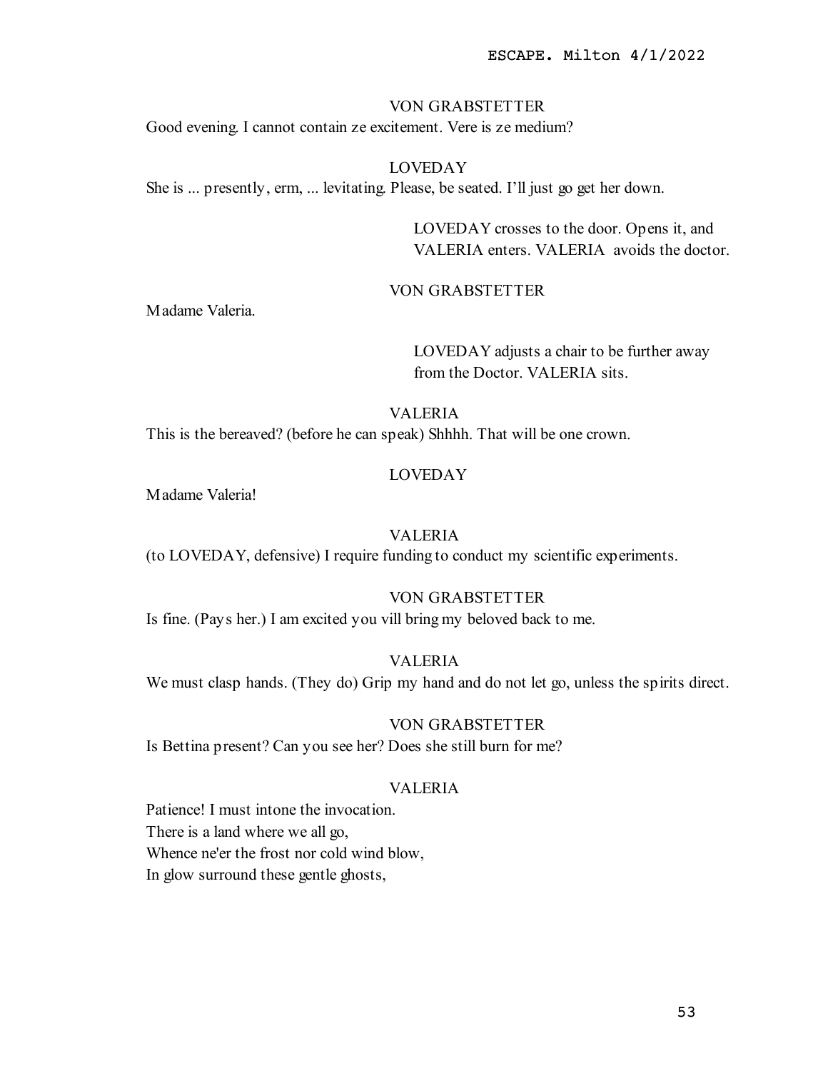VON GRABSTETTER

Good evening. I cannot contain ze excitement. Vere is ze medium?

LOVEDAY

She is ... presently, erm, ... levitating. Please, be seated. I'll just go get her down.

> LOVEDAY crosses to the door. Opens it, and VALERIA enters. VALERIA avoids the doctor.

VON GRABSTETTER

Madame Valeria.

> LOVEDAY adjusts a chair to be further away from the Doctor. VALERIA sits.

VALERIA

This is the bereaved? (before he can speak) Shhhh. That will be one crown.

LOVEDAY

Madame Valeria!

VALERIA

(to LOVEDAY, defensive) I require funding to conduct my scientific experiments.

VON GRABSTETTER

Is fine. (Pays her.) I am excited you vill bring my beloved back to me.

VALERIA

We must clasp hands. (They do) Grip my hand and do not let go, unless the spirits direct.

VON GRABSTETTER

Is Bettina present? Can you see her? Does she still burn for me?

VALERIA

Patience! I must intone the invocation.
There is a land where we all go,
Whence ne'er the frost nor cold wind blow,
In glow surround these gentle ghosts,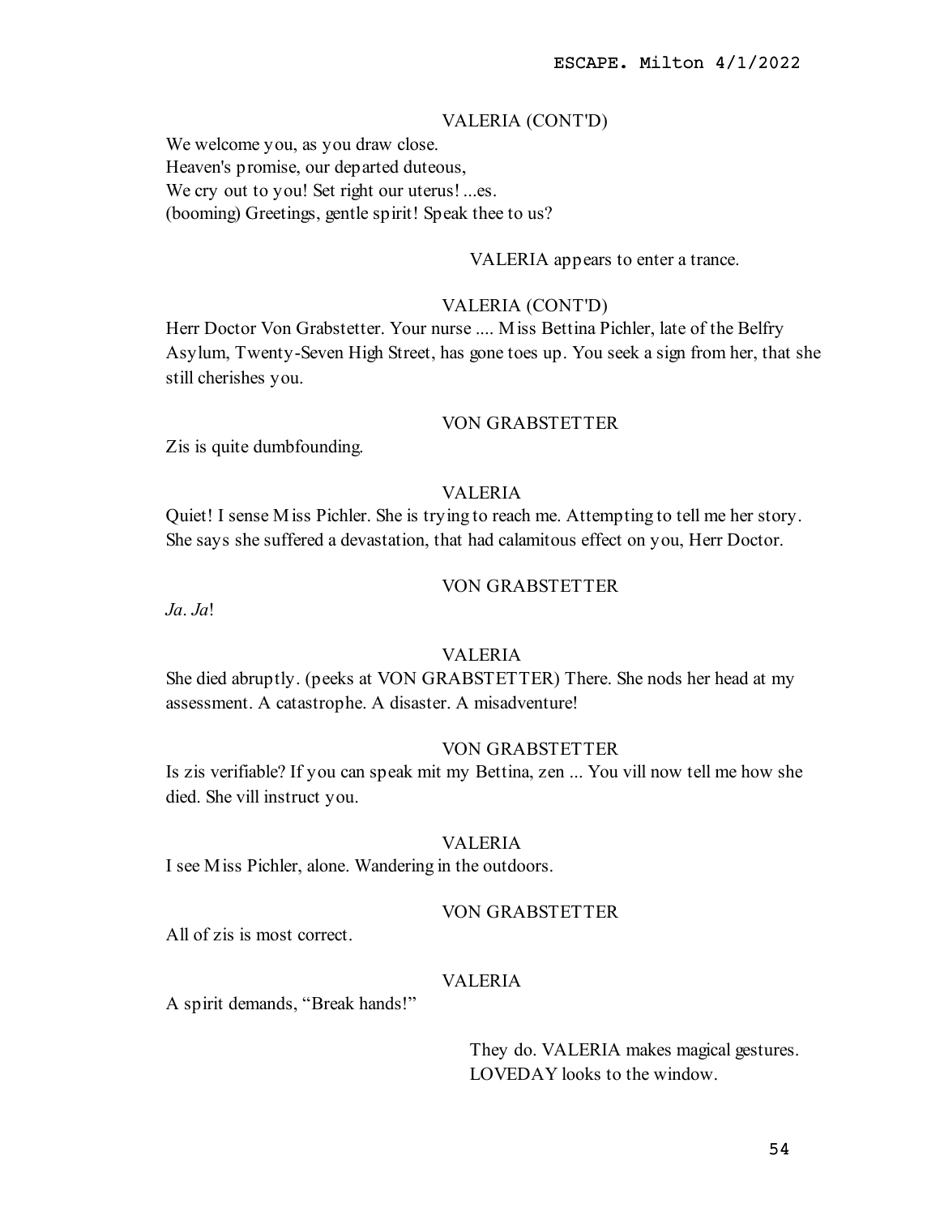VALERIA (CONT'D)

We welcome you, as you draw close.
Heaven's promise, our departed duteous,
We cry out to you! Set right our uterus! ...es.
(booming) Greetings, gentle spirit! Speak thee to us?

VALERIA appears to enter a trance.

VALERIA (CONT'D)

Herr Doctor Von Grabstetter. Your nurse .... Miss Bettina Pichler, late of the Belfry Asylum, Twenty-Seven High Street, has gone toes up. You seek a sign from her, that she still cherishes you.

VON GRABSTETTER

Zis is quite dumbfounding.

VALERIA

Quiet! I sense Miss Pichler. She is trying to reach me. Attempting to tell me her story. She says she suffered a devastation, that had calamitous effect on you, Herr Doctor.

VON GRABSTETTER

*Ja*. *Ja*!

VALERIA

She died abruptly. (peeks at VON GRABSTETTER) There. She nods her head at my assessment. A catastrophe. A disaster. A misadventure!

VON GRABSTETTER

Is zis verifiable? If you can speak mit my Bettina, zen ... You vill now tell me how she died. She vill instruct you.

VALERIA

I see Miss Pichler, alone. Wandering in the outdoors.

VON GRABSTETTER

All of zis is most correct.

VALERIA

A spirit demands, “Break hands!”

They do. VALERIA makes magical gestures. LOVEDAY looks to the window.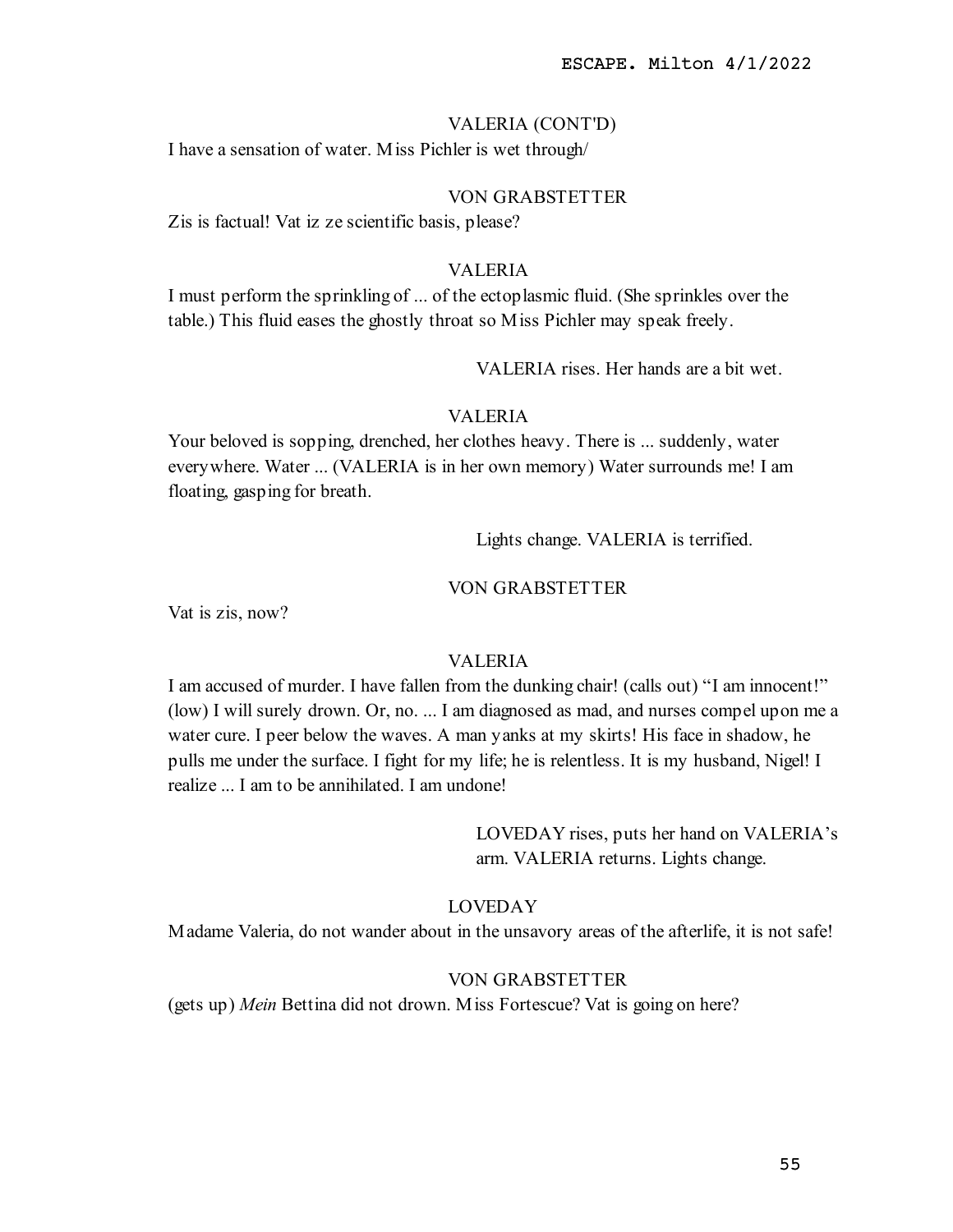VALERIA (CONT'D)

I have a sensation of water. Miss Pichler is wet through/

VON GRABSTETTER

Zis is factual! Vat iz ze scientific basis, please?

VALERIA

I must perform the sprinkling of ... of the ectoplasmic fluid. (She sprinkles over the table.) This fluid eases the ghostly throat so Miss Pichler may speak freely.

VALERIA rises. Her hands are a bit wet.

VALERIA

Your beloved is sopping, drenched, her clothes heavy. There is ... suddenly, water everywhere. Water ... (VALERIA is in her own memory) Water surrounds me! I am floating, gasping for breath.

Lights change. VALERIA is terrified.

VON GRABSTETTER

Vat is zis, now?

VALERIA

I am accused of murder. I have fallen from the dunking chair! (calls out) “I am innocent!” (low) I will surely drown. Or, no. ... I am diagnosed as mad, and nurses compel upon me a water cure. I peer below the waves. A man yanks at my skirts! His face in shadow, he pulls me under the surface. I fight for my life; he is relentless. It is my husband, Nigel! I realize ... I am to be annihilated. I am undone!

LOVEDAY rises, puts her hand on VALERIA’s arm. VALERIA returns. Lights change.

LOVEDAY

Madame Valeria, do not wander about in the unsavory areas of the afterlife, it is not safe!

VON GRABSTETTER

(gets up) *Mein* Bettina did not drown. Miss Fortescue? Vat is going on here?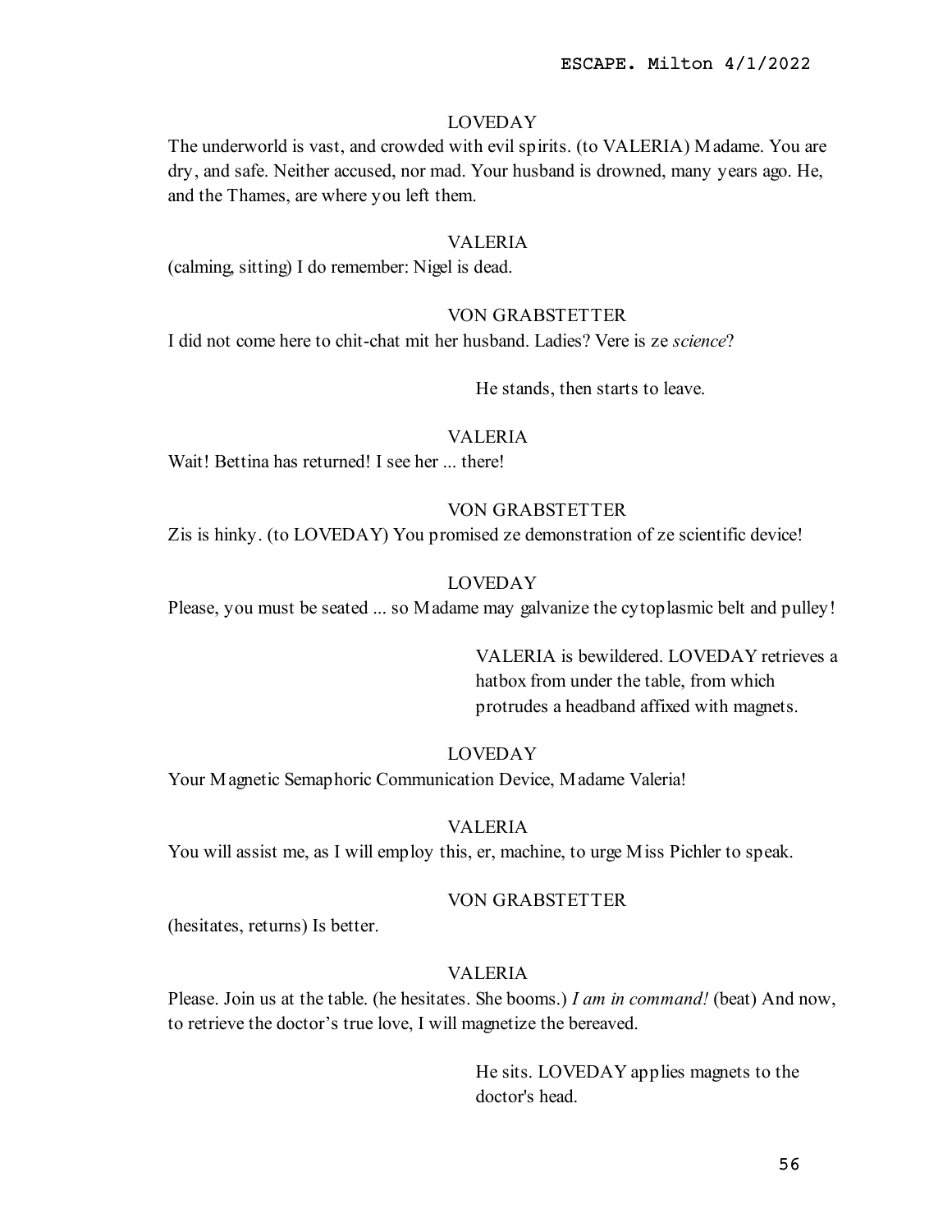LOVEDAY

The underworld is vast, and crowded with evil spirits. (to VALERIA) Madame. You are dry, and safe. Neither accused, nor mad. Your husband is drowned, many years ago. He, and the Thames, are where you left them.

VALERIA

(calming, sitting) I do remember: Nigel is dead.

VON GRABSTETTER

I did not come here to chit-chat mit her husband. Ladies? Vere is ze *science*?

He stands, then starts to leave.

VALERIA

Wait! Bettina has returned! I see her ... there!

VON GRABSTETTER

Zis is hinky. (to LOVEDAY) You promised ze demonstration of ze scientific device!

LOVEDAY

Please, you must be seated ... so Madame may galvanize the cytoplasmic belt and pulley!

VALERIA is bewildered. LOVEDAY retrieves a hatbox from under the table, from which protrudes a headband affixed with magnets.

LOVEDAY

Your Magnetic Semaphoric Communication Device, Madame Valeria!

VALERIA

You will assist me, as I will employ this, er, machine, to urge Miss Pichler to speak.

VON GRABSTETTER

(hesitates, returns) Is better.

VALERIA

Please. Join us at the table. (he hesitates. She booms.) *I am in command!* (beat) And now, to retrieve the doctor's true love, I will magnetize the bereaved.

He sits. LOVEDAY applies magnets to the doctor's head.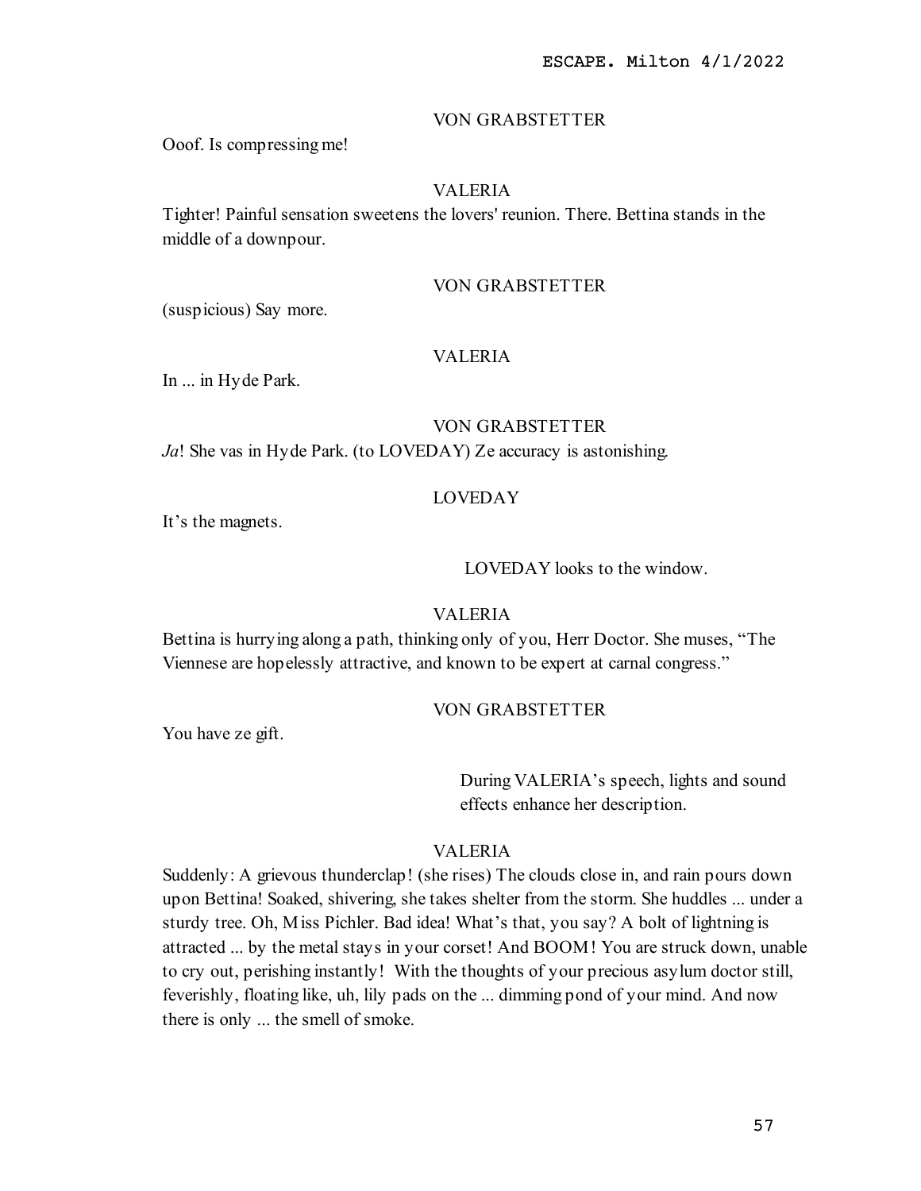VON GRABSTETTER

Ooof. Is compressing me!

VALERIA

Tighter! Painful sensation sweetens the lovers' reunion. There. Bettina stands in the middle of a downpour.

VON GRABSTETTER

(suspicious) Say more.

VALERIA

In ... in Hyde Park.

VON GRABSTETTER

*Ja*! She vas in Hyde Park. (to LOVEDAY) Ze accuracy is astonishing.

LOVEDAY

It's the magnets.

LOVEDAY looks to the window.

VALERIA

Bettina is hurrying along a path, thinking only of you, Herr Doctor. She muses, "The Viennese are hopelessly attractive, and known to be expert at carnal congress."

VON GRABSTETTER

You have ze gift.

During VALERIA's speech, lights and sound effects enhance her description.

VALERIA

Suddenly: A grievous thunderclap! (she rises) The clouds close in, and rain pours down upon Bettina! Soaked, shivering, she takes shelter from the storm. She huddles ... under a sturdy tree. Oh, Miss Pichler. Bad idea! What's that, you say? A bolt of lightning is attracted ... by the metal stays in your corset! And BOOM! You are struck down, unable to cry out, perishing instantly! With the thoughts of your precious asylum doctor still, feverishly, floating like, uh, lily pads on the ... dimming pond of your mind. And now there is only ... the smell of smoke.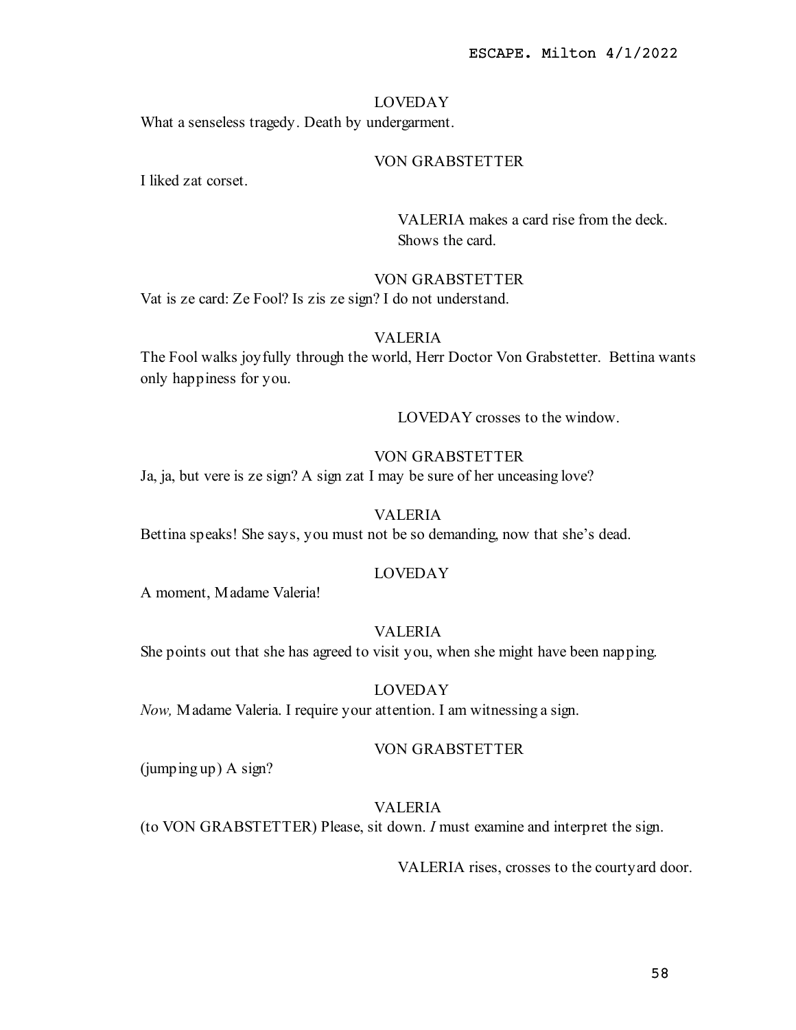LOVEDAY

What a senseless tragedy. Death by undergarment.

VON GRABSTETTER

I liked zat corset.

VALERIA makes a card rise from the deck. Shows the card.

VON GRABSTETTER

Vat is ze card: Ze Fool? Is zis ze sign? I do not understand.

VALERIA

The Fool walks joyfully through the world, Herr Doctor Von Grabstetter. Bettina wants only happiness for you.

LOVEDAY crosses to the window.

VON GRABSTETTER

Ja, ja, but vere is ze sign? A sign zat I may be sure of her unceasing love?

VALERIA

Bettina speaks! She says, you must not be so demanding, now that she's dead.

LOVEDAY

A moment, Madame Valeria!

VALERIA

She points out that she has agreed to visit you, when she might have been napping.

LOVEDAY

*Now,* Madame Valeria. I require your attention. I am witnessing a sign.

VON GRABSTETTER

(jumping up) A sign?

VALERIA

(to VON GRABSTETTER) Please, sit down. *I* must examine and interpret the sign.

VALERIA rises, crosses to the courtyard door.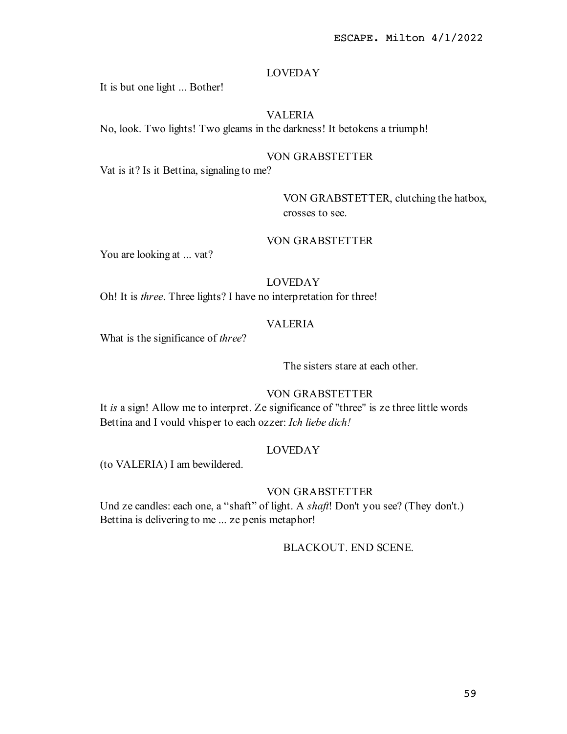LOVEDAY

It is but one light ... Bother!

VALERIA

No, look. Two lights! Two gleams in the darkness! It betokens a triumph!

VON GRABSTETTER

Vat is it? Is it Bettina, signaling to me?

VON GRABSTETTER, clutching the hatbox, crosses to see.

VON GRABSTETTER

You are looking at ... vat?

LOVEDAY

Oh! It is *three*. Three lights? I have no interpretation for three!

VALERIA

What is the significance of *three*?

The sisters stare at each other.

VON GRABSTETTER

It *is* a sign! Allow me to interpret. Ze significance of "three" is ze three little words Bettina and I vould vhisper to each ozzer: *Ich liebe dich!*

LOVEDAY

(to VALERIA) I am bewildered.

VON GRABSTETTER

Und ze candles: each one, a "shaft" of light. A *shaft*! Don't you see? (They don't.) Bettina is delivering to me ... ze penis metaphor!

BLACKOUT. END SCENE.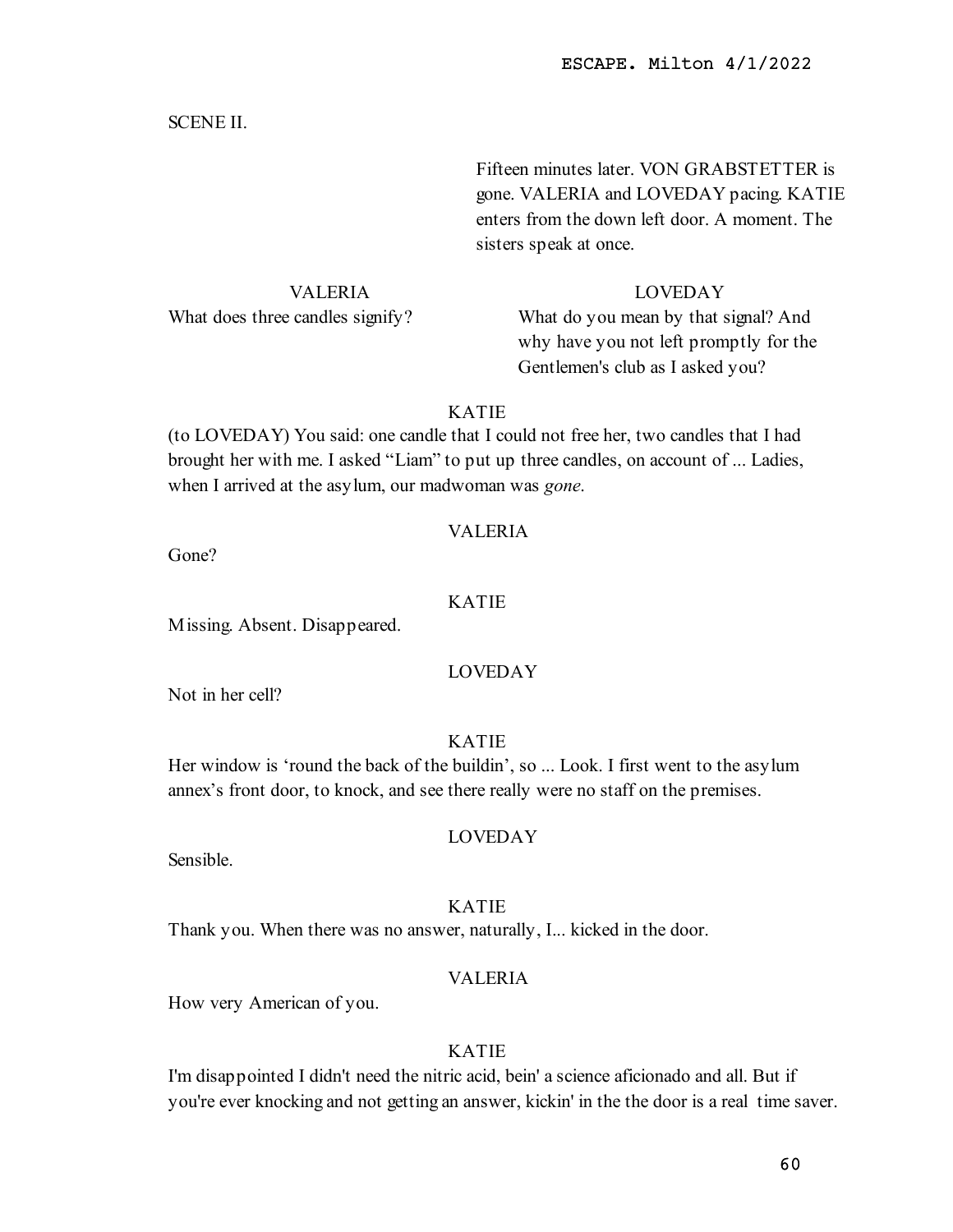SCENE II.

Fifteen minutes later. VON GRABSTETTER is gone. VALERIA and LOVEDAY pacing. KATIE enters from the down left door. A moment. The sisters speak at once.

VALERIA

What does three candles signify?

LOVEDAY

What do you mean by that signal? And why have you not left promptly for the Gentlemen's club as I asked you?

KATIE

(to LOVEDAY) You said: one candle that I could not free her, two candles that I had brought her with me. I asked "Liam" to put up three candles, on account of ... Ladies, when I arrived at the asylum, our madwoman was *gone*.

VALERIA

Gone?

KATIE

Missing. Absent. Disappeared.

LOVEDAY

Not in her cell?

KATIE

Her window is 'round the back of the buildin', so ... Look. I first went to the asylum annex's front door, to knock, and see there really were no staff on the premises.

LOVEDAY

Sensible.

KATIE

Thank you. When there was no answer, naturally, I... kicked in the door.

VALERIA

How very American of you.

KATIE

I'm disappointed I didn't need the nitric acid, bein' a science aficionado and all. But if you're ever knocking and not getting an answer, kickin' in the the door is a real time saver.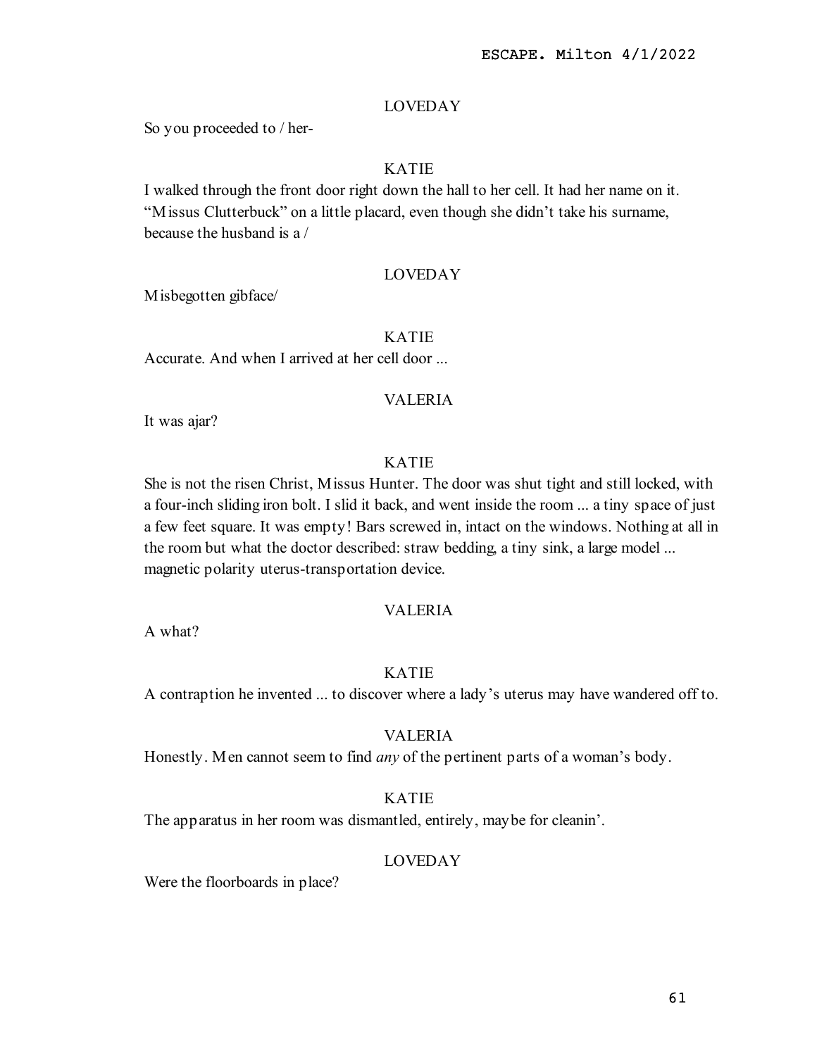LOVEDAY

So you proceeded to / her-

KATIE

I walked through the front door right down the hall to her cell. It had her name on it. "Missus Clutterbuck" on a little placard, even though she didn't take his surname, because the husband is a /

LOVEDAY

Misbegotten gibface/

KATIE

Accurate. And when I arrived at her cell door ...

VALERIA

It was ajar?

KATIE

She is not the risen Christ, Missus Hunter. The door was shut tight and still locked, with a four-inch sliding iron bolt. I slid it back, and went inside the room ... a tiny space of just a few feet square. It was empty! Bars screwed in, intact on the windows. Nothing at all in the room but what the doctor described: straw bedding, a tiny sink, a large model ... magnetic polarity uterus-transportation device.

VALERIA

A what?

KATIE

A contraption he invented ... to discover where a lady's uterus may have wandered off to.

VALERIA

Honestly. Men cannot seem to find *any* of the pertinent parts of a woman's body.

KATIE

The apparatus in her room was dismantled, entirely, maybe for cleanin'.

LOVEDAY

Were the floorboards in place?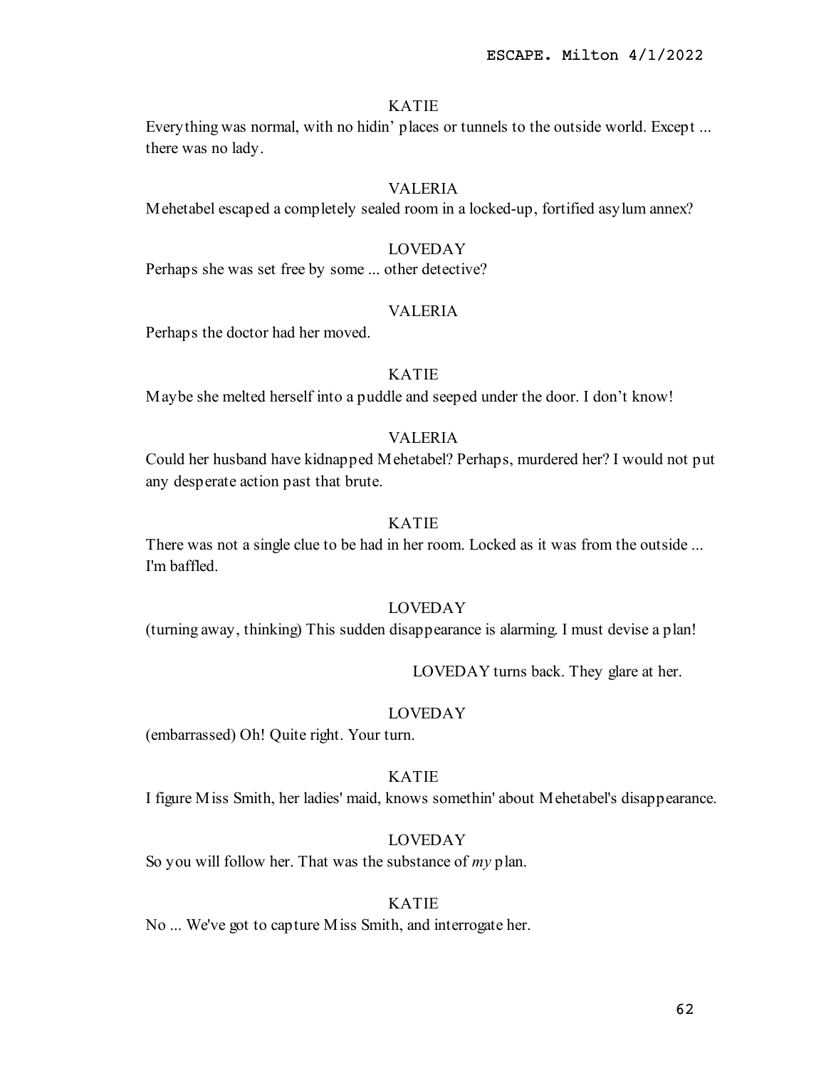KATIE

Everything was normal, with no hidin' places or tunnels to the outside world. Except ... there was no lady.

VALERIA

Mehetabel escaped a completely sealed room in a locked-up, fortified asylum annex?

LOVEDAY

Perhaps she was set free by some ... other detective?

VALERIA

Perhaps the doctor had her moved.

KATIE

Maybe she melted herself into a puddle and seeped under the door. I don't know!

VALERIA

Could her husband have kidnapped Mehetabel? Perhaps, murdered her? I would not put any desperate action past that brute.

KATIE

There was not a single clue to be had in her room. Locked as it was from the outside ... I'm baffled.

LOVEDAY

(turning away, thinking) This sudden disappearance is alarming. I must devise a plan!

LOVEDAY turns back. They glare at her.

LOVEDAY

(embarrassed) Oh! Quite right. Your turn.

KATIE

I figure Miss Smith, her ladies' maid, knows somethin' about Mehetabel's disappearance.

LOVEDAY

So you will follow her. That was the substance of *my* plan.

KATIE

No ... We've got to capture Miss Smith, and interrogate her.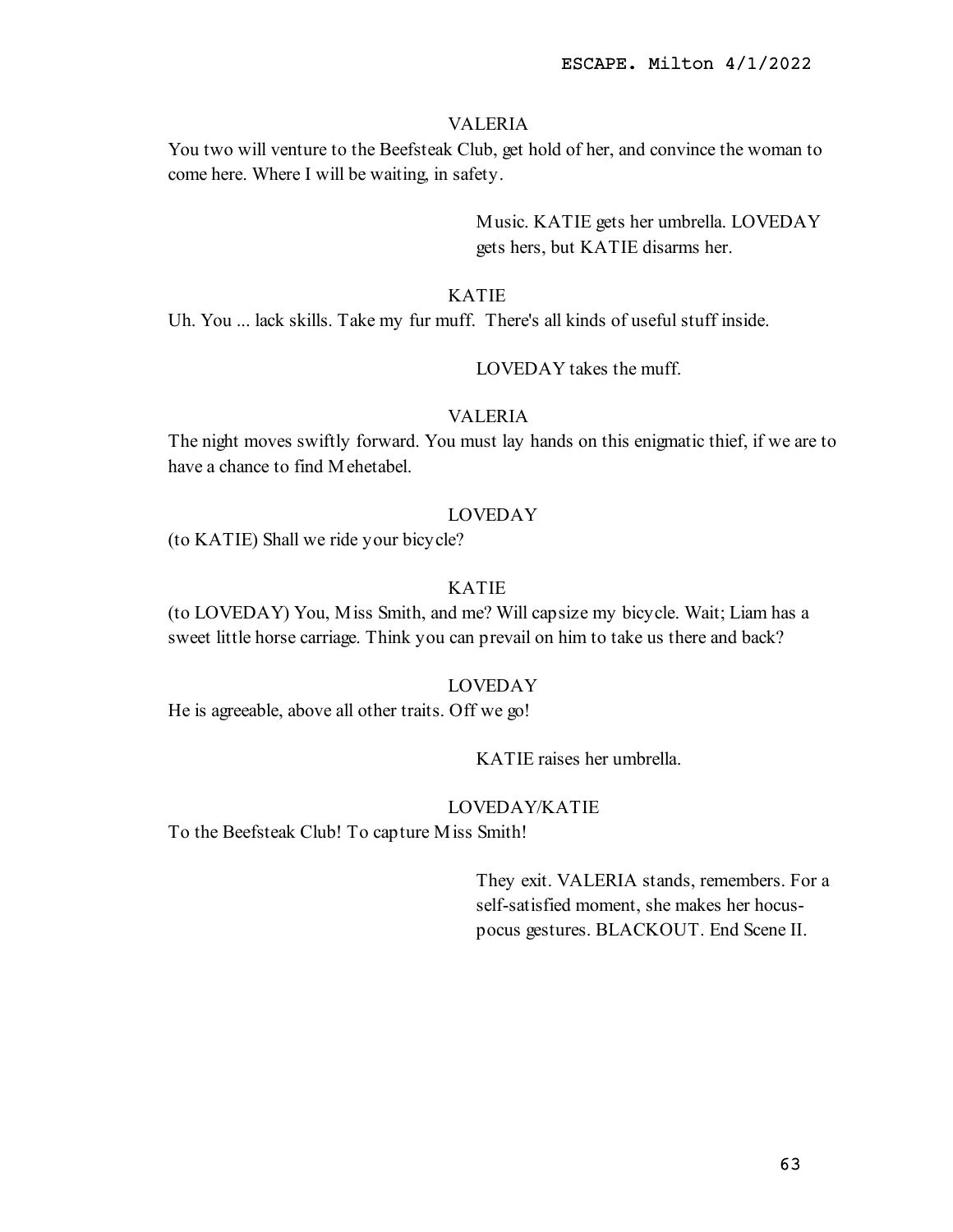VALERIA

You two will venture to the Beefsteak Club, get hold of her, and convince the woman to come here. Where I will be waiting, in safety.

> Music. KATIE gets her umbrella. LOVEDAY gets hers, but KATIE disarms her.

KATIE

Uh. You ... lack skills. Take my fur muff. There's all kinds of useful stuff inside.

> LOVEDAY takes the muff.

VALERIA

The night moves swiftly forward. You must lay hands on this enigmatic thief, if we are to have a chance to find Mehetabel.

LOVEDAY

(to KATIE) Shall we ride your bicycle?

KATIE

(to LOVEDAY) You, Miss Smith, and me? Will capsize my bicycle. Wait; Liam has a sweet little horse carriage. Think you can prevail on him to take us there and back?

LOVEDAY

He is agreeable, above all other traits. Off we go!

> KATIE raises her umbrella.

LOVEDAY/KATIE

To the Beefsteak Club! To capture Miss Smith!

> They exit. VALERIA stands, remembers. For a self-satisfied moment, she makes her hocus-pocus gestures. BLACKOUT. End Scene II.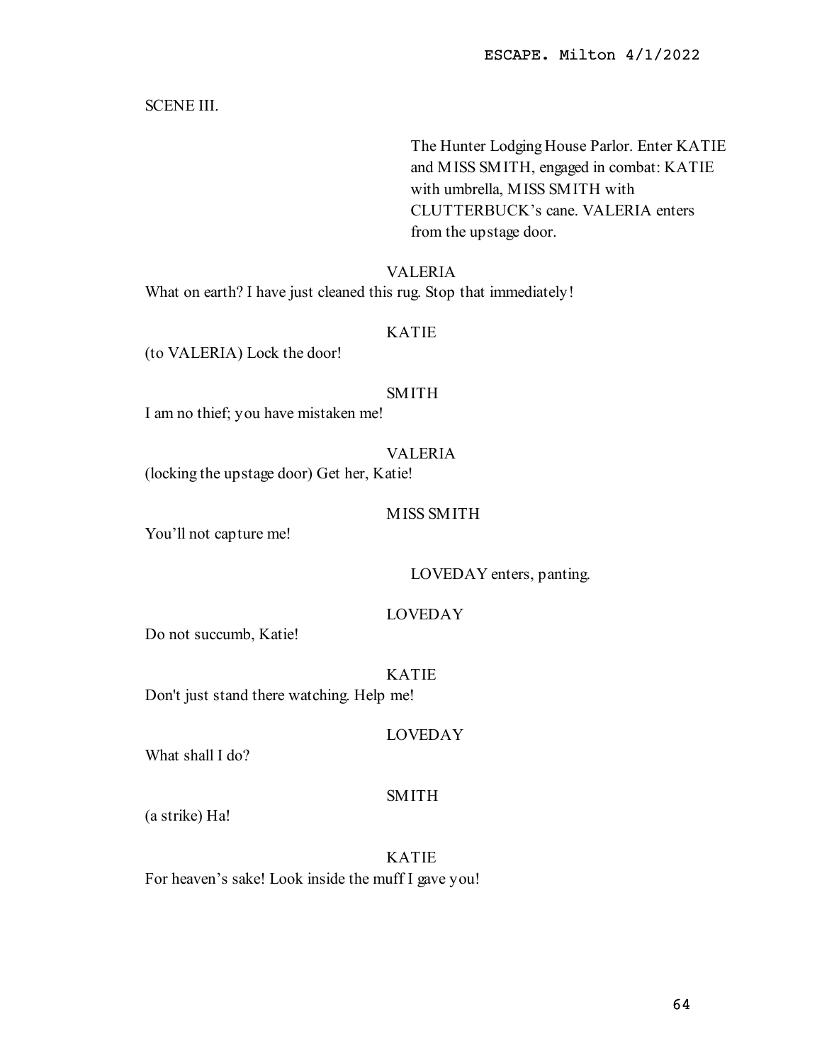SCENE III.

The Hunter Lodging House Parlor. Enter KATIE and MISS SMITH, engaged in combat: KATIE with umbrella, MISS SMITH with CLUTTERBUCK's cane. VALERIA enters from the upstage door.

VALERIA

What on earth? I have just cleaned this rug. Stop that immediately!

KATIE

(to VALERIA) Lock the door!

SMITH

I am no thief; you have mistaken me!

VALERIA

(locking the upstage door) Get her, Katie!

MISS SMITH

You'll not capture me!

LOVEDAY enters, panting.

LOVEDAY

Do not succumb, Katie!

KATIE

Don't just stand there watching. Help me!

LOVEDAY

What shall I do?

SMITH

(a strike) Ha!

KATIE

For heaven's sake! Look inside the muff I gave you!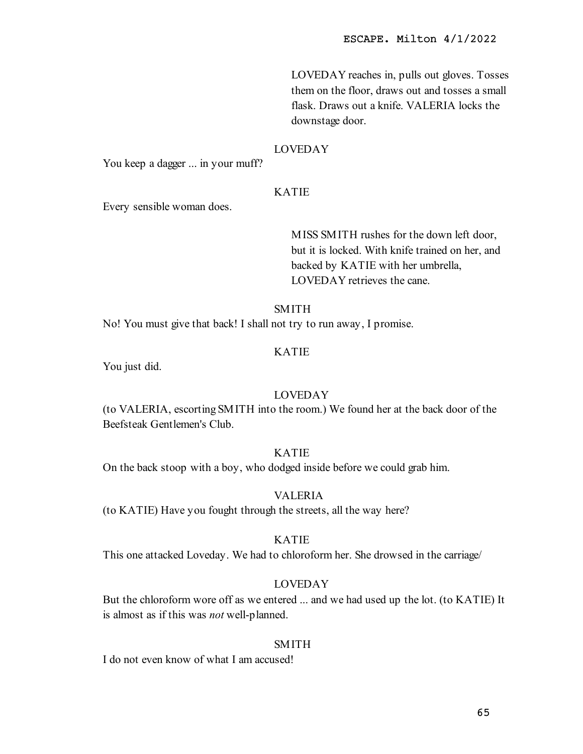LOVEDAY reaches in, pulls out gloves. Tosses them on the floor, draws out and tosses a small flask. Draws out a knife. VALERIA locks the downstage door.

LOVEDAY

You keep a dagger ... in your muff?

KATIE

Every sensible woman does.

MISS SMITH rushes for the down left door, but it is locked. With knife trained on her, and backed by KATIE with her umbrella, LOVEDAY retrieves the cane.

SMITH

No! You must give that back! I shall not try to run away, I promise.

KATIE

You just did.

LOVEDAY

(to VALERIA, escorting SMITH into the room.) We found her at the back door of the Beefsteak Gentlemen's Club.

KATIE

On the back stoop with a boy, who dodged inside before we could grab him.

VALERIA

(to KATIE) Have you fought through the streets, all the way here?

KATIE

This one attacked Loveday. We had to chloroform her. She drowsed in the carriage/

LOVEDAY

But the chloroform wore off as we entered ... and we had used up the lot. (to KATIE) It is almost as if this was *not* well-planned.

SMITH

I do not even know of what I am accused!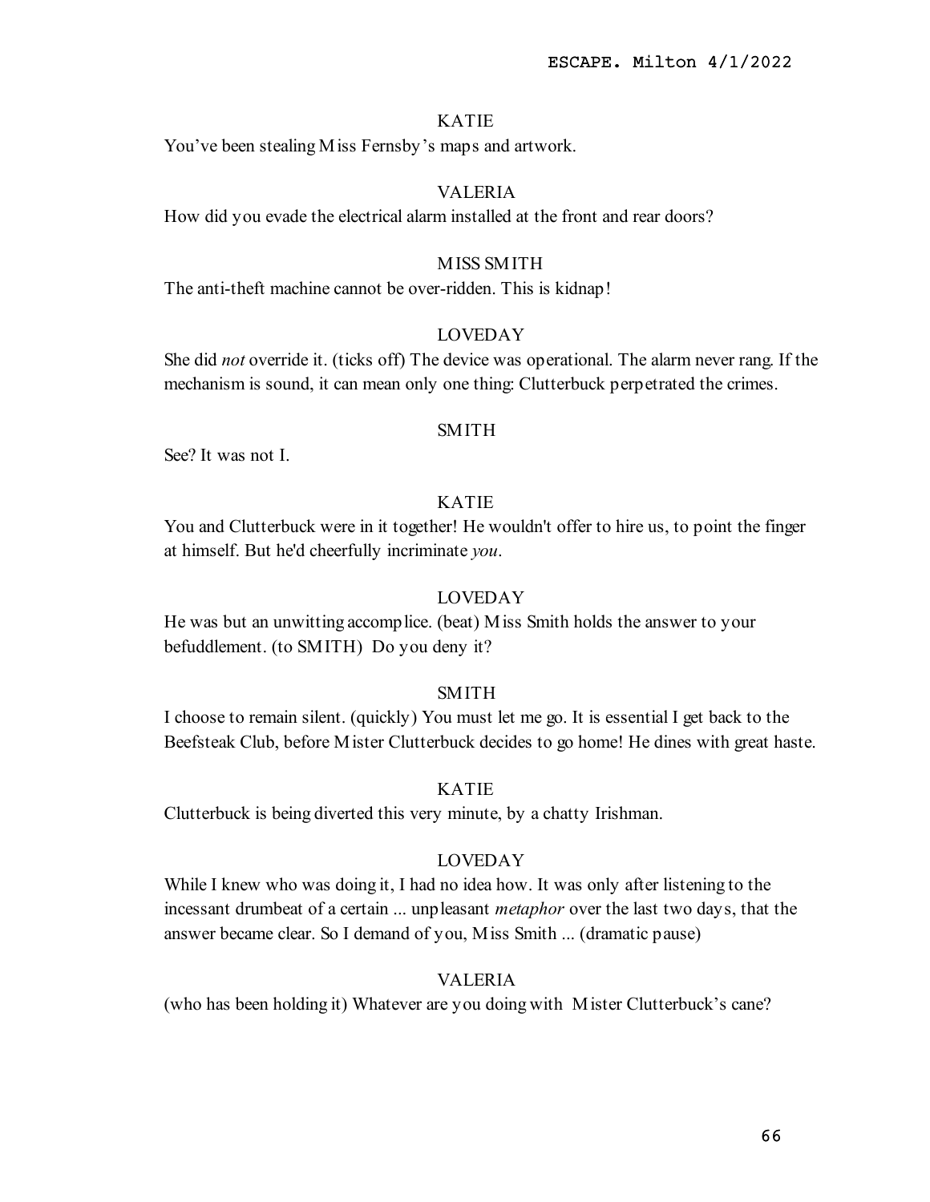KATIE

You've been stealing Miss Fernsby's maps and artwork.

VALERIA

How did you evade the electrical alarm installed at the front and rear doors?

MISS SMITH

The anti-theft machine cannot be over-ridden. This is kidnap!

LOVEDAY

She did *not* override it. (ticks off) The device was operational. The alarm never rang. If the mechanism is sound, it can mean only one thing: Clutterbuck perpetrated the crimes.

SMITH

See? It was not I.

KATIE

You and Clutterbuck were in it together! He wouldn't offer to hire us, to point the finger at himself. But he'd cheerfully incriminate *you*.

LOVEDAY

He was but an unwitting accomplice. (beat) Miss Smith holds the answer to your befuddlement. (to SMITH) Do you deny it?

SMITH

I choose to remain silent. (quickly) You must let me go. It is essential I get back to the Beefsteak Club, before Mister Clutterbuck decides to go home! He dines with great haste.

KATIE

Clutterbuck is being diverted this very minute, by a chatty Irishman.

LOVEDAY

While I knew who was doing it, I had no idea how. It was only after listening to the incessant drumbeat of a certain ... unpleasant *metaphor* over the last two days, that the answer became clear. So I demand of you, Miss Smith ... (dramatic pause)

VALERIA

(who has been holding it) Whatever are you doing with Mister Clutterbuck's cane?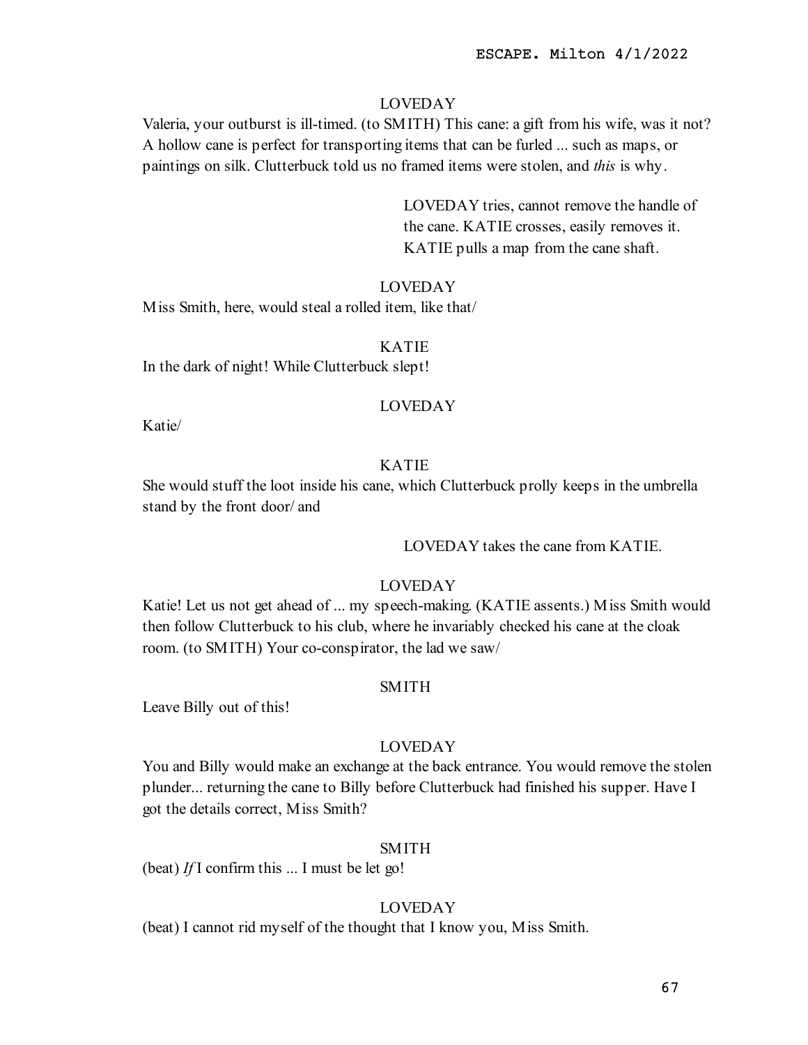LOVEDAY

Valeria, your outburst is ill-timed. (to SMITH) This cane: a gift from his wife, was it not? A hollow cane is perfect for transporting items that can be furled ... such as maps, or paintings on silk. Clutterbuck told us no framed items were stolen, and *this* is why.

LOVEDAY tries, cannot remove the handle of the cane. KATIE crosses, easily removes it. KATIE pulls a map from the cane shaft.

LOVEDAY

Miss Smith, here, would steal a rolled item, like that/

KATIE

In the dark of night! While Clutterbuck slept!

LOVEDAY

Katie/

KATIE

She would stuff the loot inside his cane, which Clutterbuck prolly keeps in the umbrella stand by the front door/ and

LOVEDAY takes the cane from KATIE.

LOVEDAY

Katie! Let us not get ahead of ... my speech-making. (KATIE assents.) Miss Smith would then follow Clutterbuck to his club, where he invariably checked his cane at the cloak room. (to SMITH) Your co-conspirator, the lad we saw/

SMITH

Leave Billy out of this!

LOVEDAY

You and Billy would make an exchange at the back entrance. You would remove the stolen plunder... returning the cane to Billy before Clutterbuck had finished his supper. Have I got the details correct, Miss Smith?

SMITH

(beat) *If* I confirm this ... I must be let go!

LOVEDAY

(beat) I cannot rid myself of the thought that I know you, Miss Smith.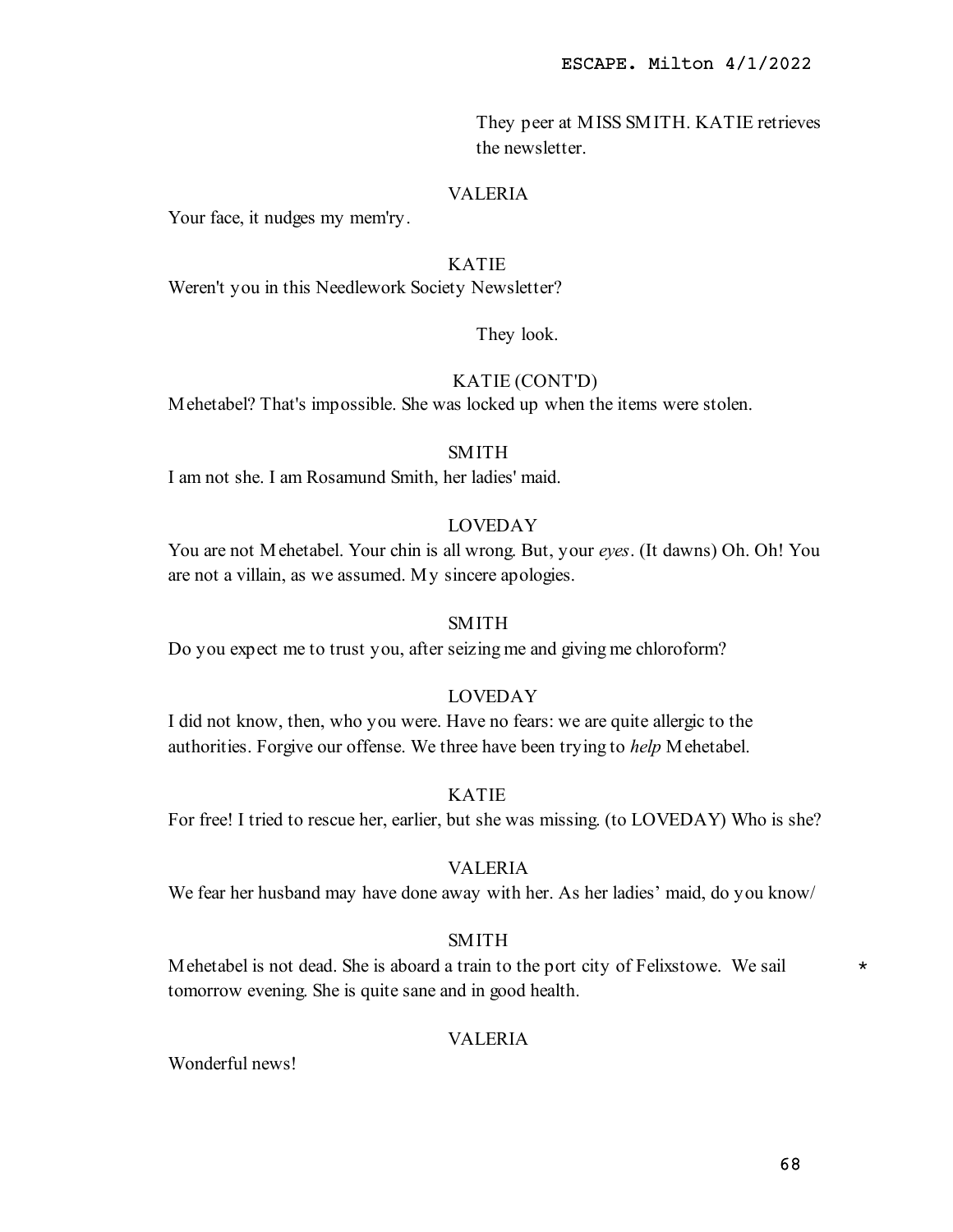They peer at MISS SMITH. KATIE retrieves the newsletter.

VALERIA

Your face, it nudges my mem'ry.

KATIE

Weren't you in this Needlework Society Newsletter?

They look.

KATIE (CONT'D)

Mehetabel? That's impossible. She was locked up when the items were stolen.

SMITH

I am not she. I am Rosamund Smith, her ladies' maid.

LOVEDAY

You are not Mehetabel. Your chin is all wrong. But, your *eyes*. (It dawns) Oh. Oh! You are not a villain, as we assumed. My sincere apologies.

SMITH

Do you expect me to trust you, after seizing me and giving me chloroform?

LOVEDAY

I did not know, then, who you were. Have no fears: we are quite allergic to the authorities. Forgive our offense. We three have been trying to *help* Mehetabel.

KATIE

For free! I tried to rescue her, earlier, but she was missing. (to LOVEDAY) Who is she?

VALERIA

We fear her husband may have done away with her. As her ladies' maid, do you know/

SMITH

Mehetabel is not dead. She is aboard a train to the port city of Felixstowe. We sail tomorrow evening. She is quite sane and in good health. *

VALERIA

Wonderful news!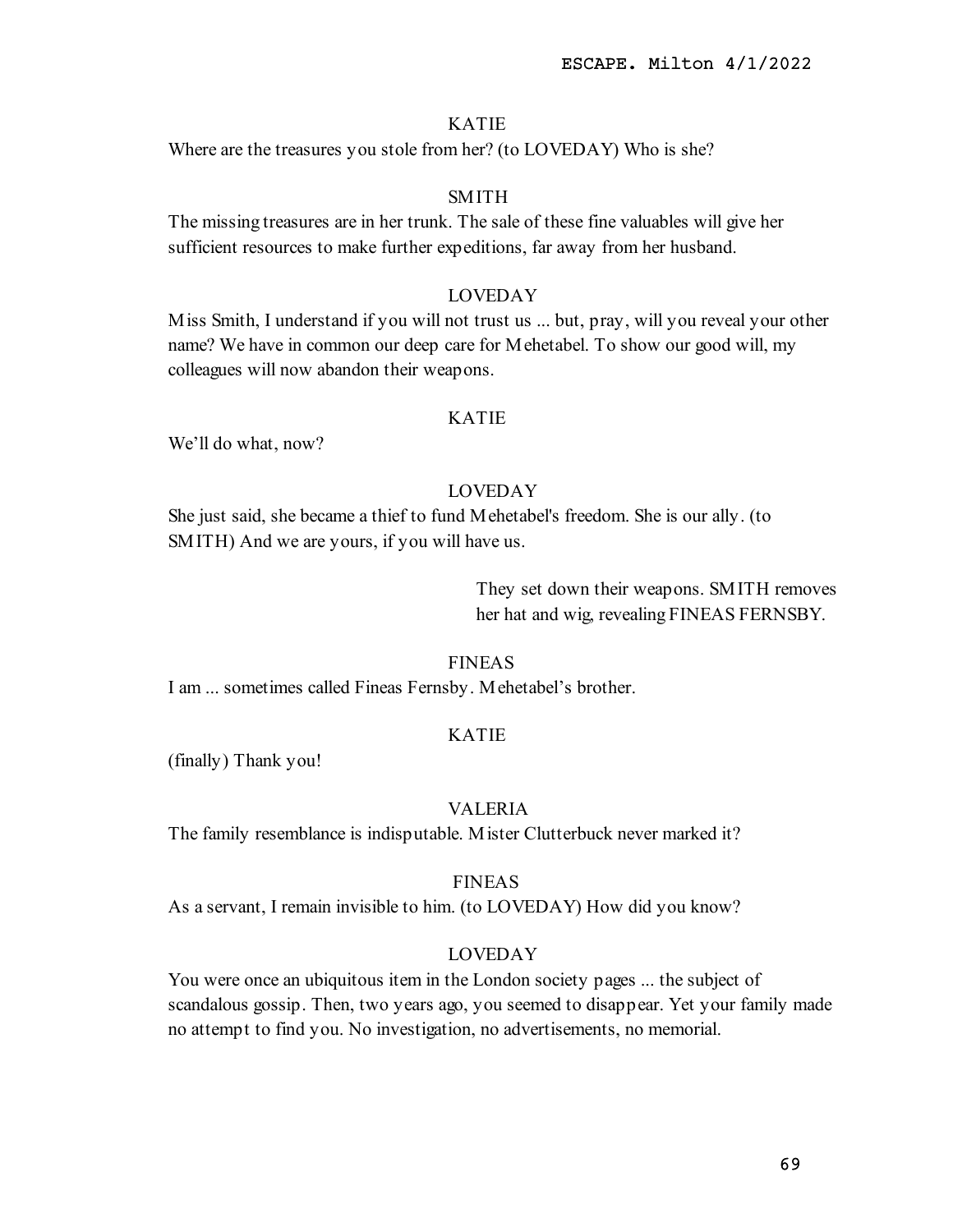KATIE

Where are the treasures you stole from her? (to LOVEDAY) Who is she?

SMITH

The missing treasures are in her trunk. The sale of these fine valuables will give her sufficient resources to make further expeditions, far away from her husband.

LOVEDAY

Miss Smith, I understand if you will not trust us ... but, pray, will you reveal your other name? We have in common our deep care for Mehetabel. To show our good will, my colleagues will now abandon their weapons.

KATIE

We'll do what, now?

LOVEDAY

She just said, she became a thief to fund Mehetabel's freedom. She is our ally. (to SMITH) And we are yours, if you will have us.

*They set down their weapons. SMITH removes her hat and wig, revealing FINEAS FERNSBY.*

FINEAS

I am ... sometimes called Fineas Fernsby. Mehetabel's brother.

KATIE

(finally) Thank you!

VALERIA

The family resemblance is indisputable. Mister Clutterbuck never marked it?

FINEAS

As a servant, I remain invisible to him. (to LOVEDAY) How did you know?

LOVEDAY

You were once an ubiquitous item in the London society pages ... the subject of scandalous gossip. Then, two years ago, you seemed to disappear. Yet your family made no attempt to find you. No investigation, no advertisements, no memorial.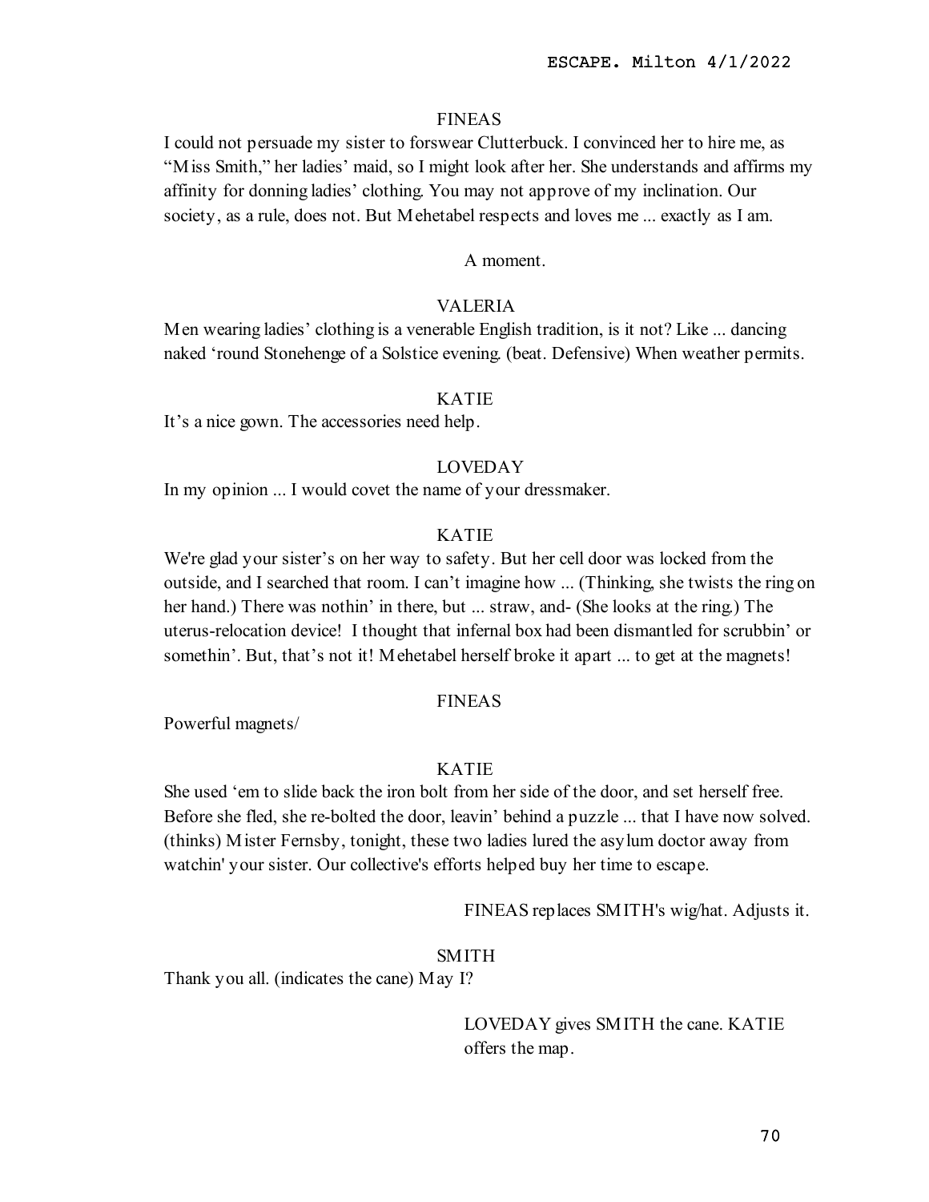FINEAS

I could not persuade my sister to forswear Clutterbuck. I convinced her to hire me, as "Miss Smith," her ladies' maid, so I might look after her. She understands and affirms my affinity for donning ladies' clothing. You may not approve of my inclination. Our society, as a rule, does not. But Mehetabel respects and loves me ... exactly as I am.

A moment.

VALERIA

Men wearing ladies' clothing is a venerable English tradition, is it not? Like ... dancing naked 'round Stonehenge of a Solstice evening. (beat. Defensive) When weather permits.

KATIE

It's a nice gown. The accessories need help.

LOVEDAY

In my opinion ... I would covet the name of your dressmaker.

KATIE

We're glad your sister's on her way to safety. But her cell door was locked from the outside, and I searched that room. I can't imagine how ... (Thinking, she twists the ring on her hand.) There was nothin' in there, but ... straw, and- (She looks at the ring.) The uterus-relocation device! I thought that infernal box had been dismantled for scrubbin' or somethin'. But, that's not it! Mehetabel herself broke it apart ... to get at the magnets!

FINEAS

Powerful magnets/

KATIE

She used 'em to slide back the iron bolt from her side of the door, and set herself free. Before she fled, she re-bolted the door, leavin' behind a puzzle ... that I have now solved. (thinks) Mister Fernsby, tonight, these two ladies lured the asylum doctor away from watchin' your sister. Our collective's efforts helped buy her time to escape.

FINEAS replaces SMITH's wig/hat. Adjusts it.

SMITH

Thank you all. (indicates the cane) May I?

LOVEDAY gives SMITH the cane. KATIE offers the map.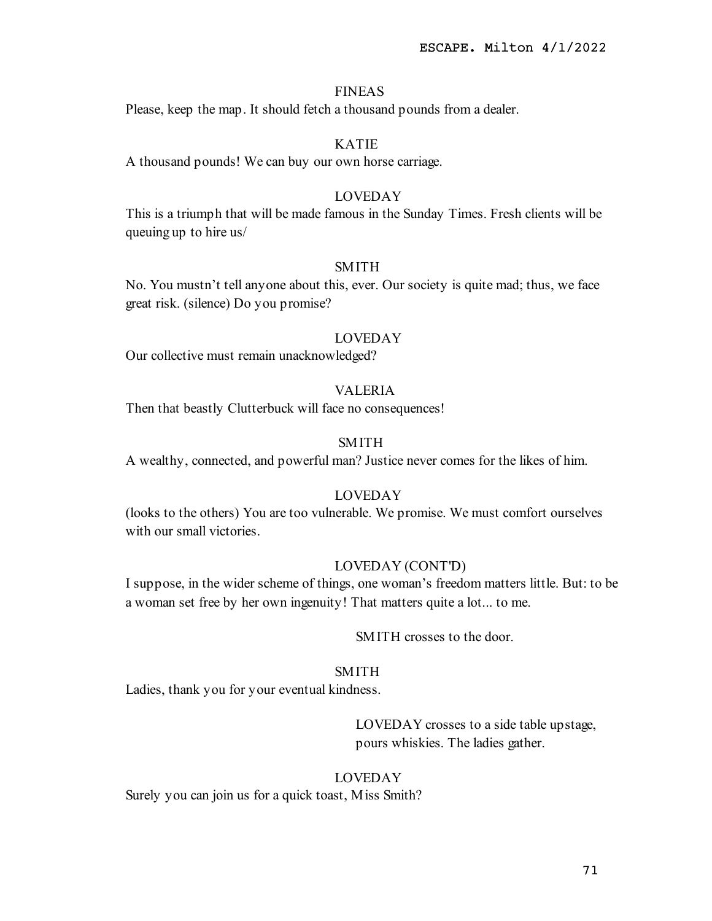FINEAS

Please, keep the map. It should fetch a thousand pounds from a dealer.

KATIE

A thousand pounds! We can buy our own horse carriage.

LOVEDAY

This is a triumph that will be made famous in the Sunday Times. Fresh clients will be queuing up to hire us/

SMITH

No. You mustn't tell anyone about this, ever. Our society is quite mad; thus, we face great risk. (silence) Do you promise?

LOVEDAY

Our collective must remain unacknowledged?

VALERIA

Then that beastly Clutterbuck will face no consequences!

SMITH

A wealthy, connected, and powerful man? Justice never comes for the likes of him.

LOVEDAY

(looks to the others) You are too vulnerable. We promise. We must comfort ourselves with our small victories.

LOVEDAY (CONT'D)

I suppose, in the wider scheme of things, one woman's freedom matters little. But: to be a woman set free by her own ingenuity! That matters quite a lot... to me.

SMITH crosses to the door.

SMITH

Ladies, thank you for your eventual kindness.

LOVEDAY crosses to a side table upstage, pours whiskies. The ladies gather.

LOVEDAY

Surely you can join us for a quick toast, Miss Smith?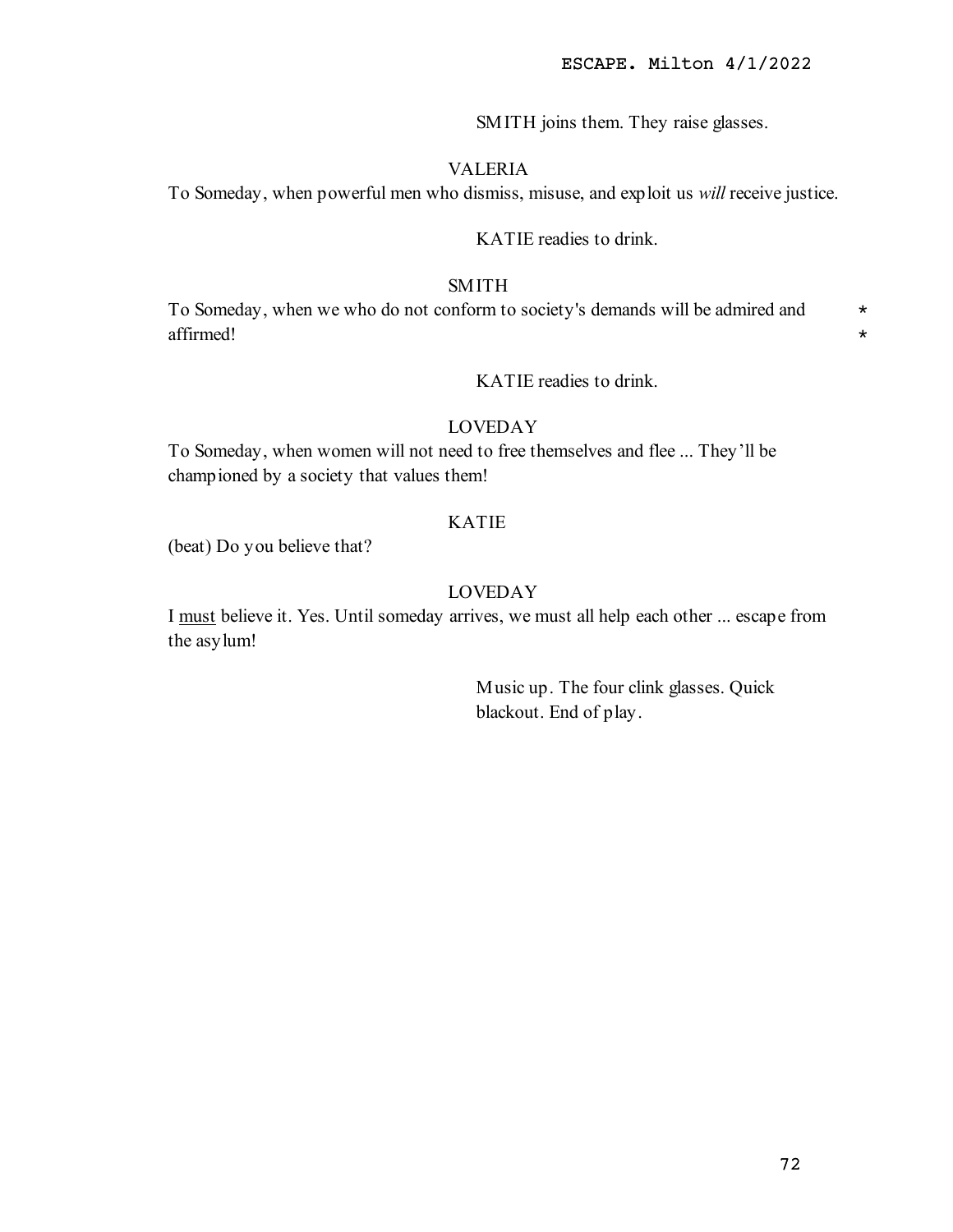SMITH joins them. They raise glasses.

VALERIA

To Someday, when powerful men who dismiss, misuse, and exploit us *will* receive justice.

KATIE readies to drink.

SMITH

To Someday, when we who do not conform to society's demands will be admired and affirmed! *

KATIE readies to drink.

LOVEDAY

To Someday, when women will not need to free themselves and flee ... They'll be championed by a society that values them!

KATIE

(beat) Do you believe that?

LOVEDAY

I <u>must</u> believe it. Yes. Until someday arrives, we must all help each other ... escape from the asylum!

Music up. The four clink glasses. Quick blackout. End of play.